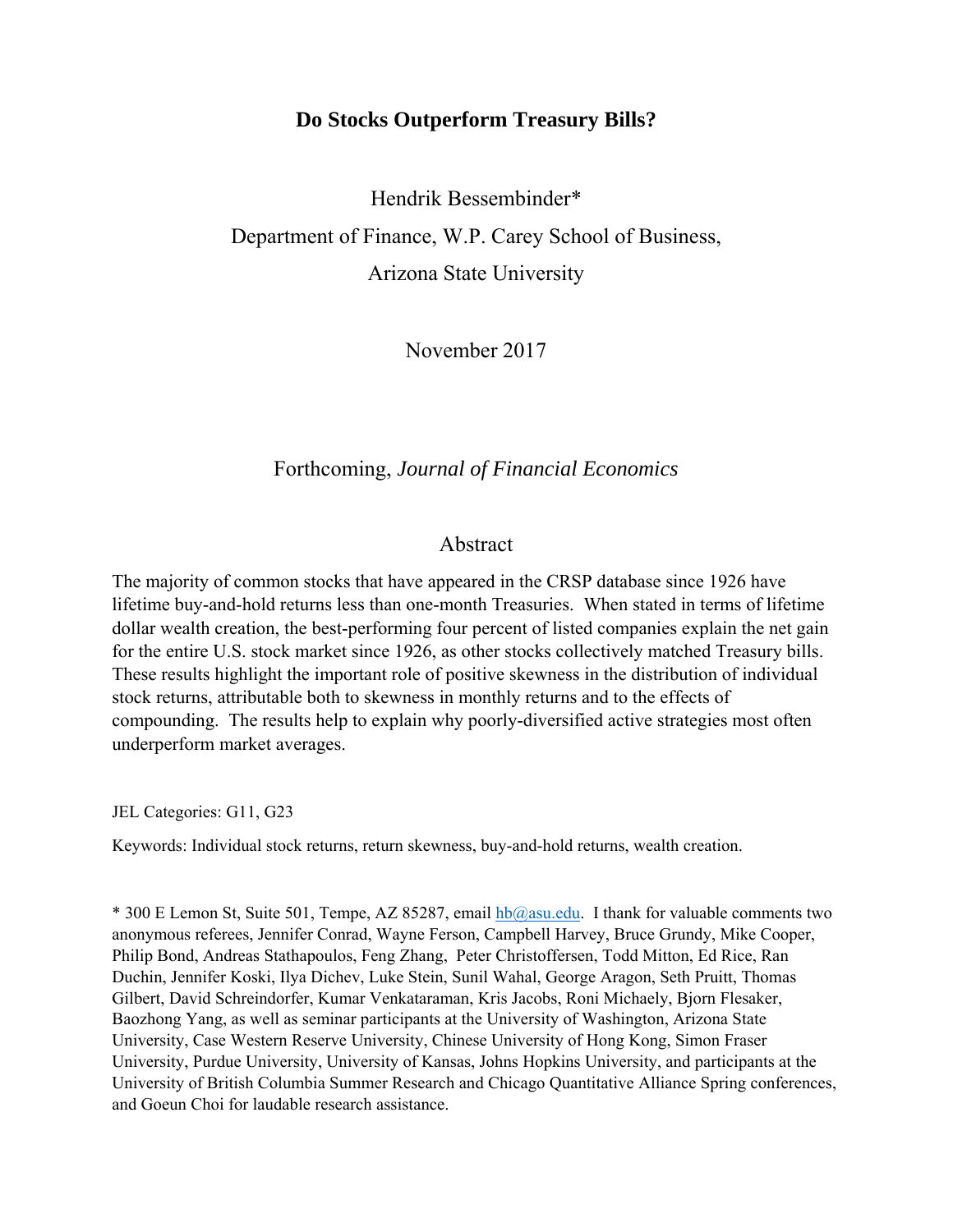# Do Stocks Outperform Treasury Bills?

Hendrik Bessembinder*

Department of Finance, W.P. Carey School of Business,

Arizona State University

November 2017

Forthcoming, *Journal of Financial Economics*

## Abstract

The majority of common stocks that have appeared in the CRSP database since 1926 have lifetime buy-and-hold returns less than one-month Treasuries. When stated in terms of lifetime dollar wealth creation, the best-performing four percent of listed companies explain the net gain for the entire U.S. stock market since 1926, as other stocks collectively matched Treasury bills. These results highlight the important role of positive skewness in the distribution of individual stock returns, attributable both to skewness in monthly returns and to the effects of compounding. The results help to explain why poorly-diversified active strategies most often underperform market averages.

JEL Categories: G11, G23

Keywords: Individual stock returns, return skewness, buy-and-hold returns, wealth creation.

* 300 E Lemon St, Suite 501, Tempe, AZ 85287, email hb@asu.edu. I thank for valuable comments two anonymous referees, Jennifer Conrad, Wayne Ferson, Campbell Harvey, Bruce Grundy, Mike Cooper, Philip Bond, Andreas Stathapoulos, Feng Zhang, Peter Christoffersen, Todd Mitton, Ed Rice, Ran Duchin, Jennifer Koski, Ilya Dichev, Luke Stein, Sunil Wahal, George Aragon, Seth Pruitt, Thomas Gilbert, David Schreindorfer, Kumar Venkataraman, Kris Jacobs, Roni Michaely, Bjorn Flesaker, Baozhong Yang, as well as seminar participants at the University of Washington, Arizona State University, Case Western Reserve University, Chinese University of Hong Kong, Simon Fraser University, Purdue University, University of Kansas, Johns Hopkins University, and participants at the University of British Columbia Summer Research and Chicago Quantitative Alliance Spring conferences, and Goeun Choi for laudable research assistance.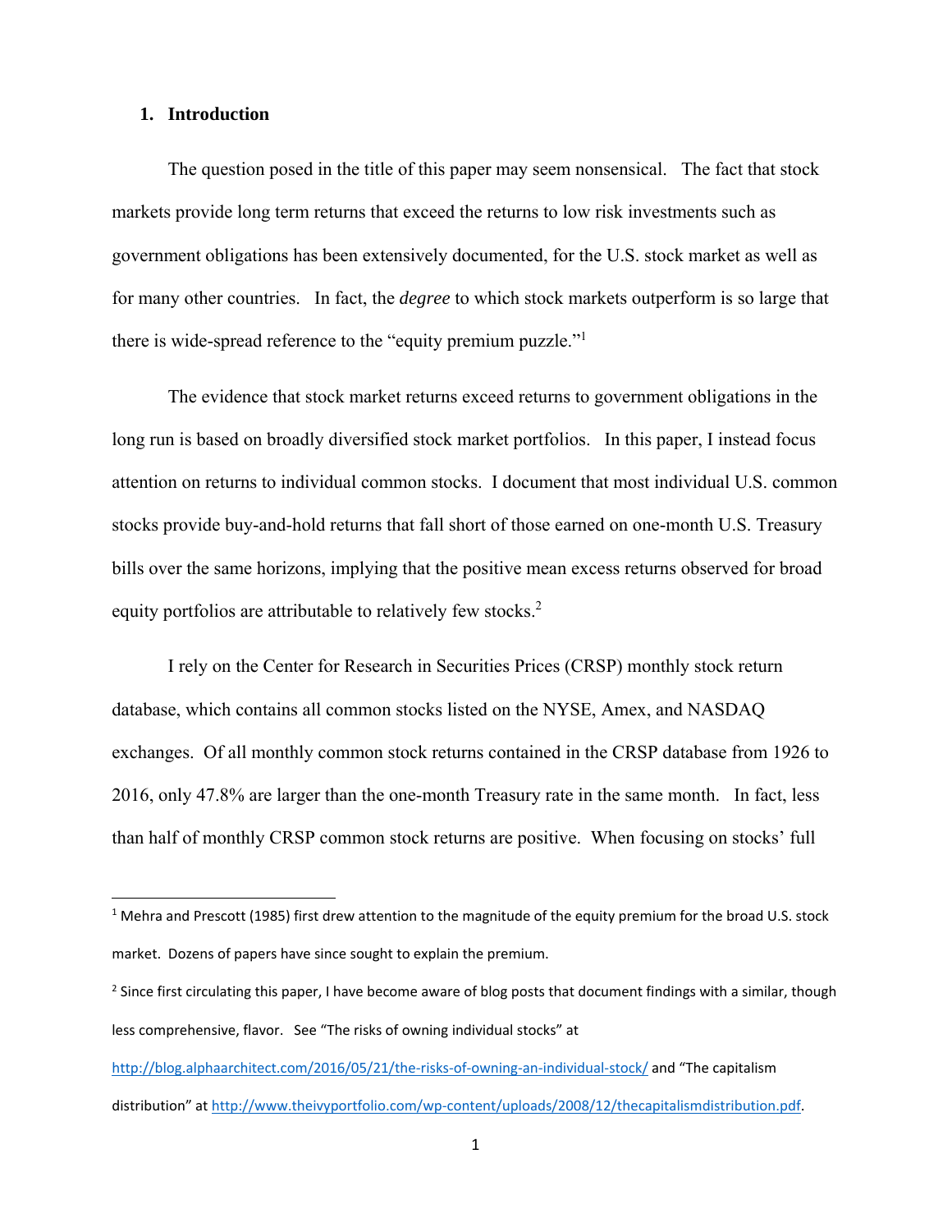## 1. Introduction

The question posed in the title of this paper may seem nonsensical. The fact that stock markets provide long term returns that exceed the returns to low risk investments such as government obligations has been extensively documented, for the U.S. stock market as well as for many other countries. In fact, the *degree* to which stock markets outperform is so large that there is wide-spread reference to the "equity premium puzzle."[1]

The evidence that stock market returns exceed returns to government obligations in the long run is based on broadly diversified stock market portfolios. In this paper, I instead focus attention on returns to individual common stocks. I document that most individual U.S. common stocks provide buy-and-hold returns that fall short of those earned on one-month U.S. Treasury bills over the same horizons, implying that the positive mean excess returns observed for broad equity portfolios are attributable to relatively few stocks.[2]

I rely on the Center for Research in Securities Prices (CRSP) monthly stock return database, which contains all common stocks listed on the NYSE, Amex, and NASDAQ exchanges. Of all monthly common stock returns contained in the CRSP database from 1926 to 2016, only 47.8% are larger than the one-month Treasury rate in the same month. In fact, less than half of monthly CRSP common stock returns are positive. When focusing on stocks' full

---

[1] Mehra and Prescott (1985) first drew attention to the magnitude of the equity premium for the broad U.S. stock market. Dozens of papers have since sought to explain the premium.

[2] Since first circulating this paper, I have become aware of blog posts that document findings with a similar, though less comprehensive, flavor. See "The risks of owning individual stocks" at http://blog.alphaarchitect.com/2016/05/21/the-risks-of-owning-an-individual-stock/ and "The capitalism distribution" at http://www.theivyportfolio.com/wp-content/uploads/2008/12/thecapitalismdistribution.pdf.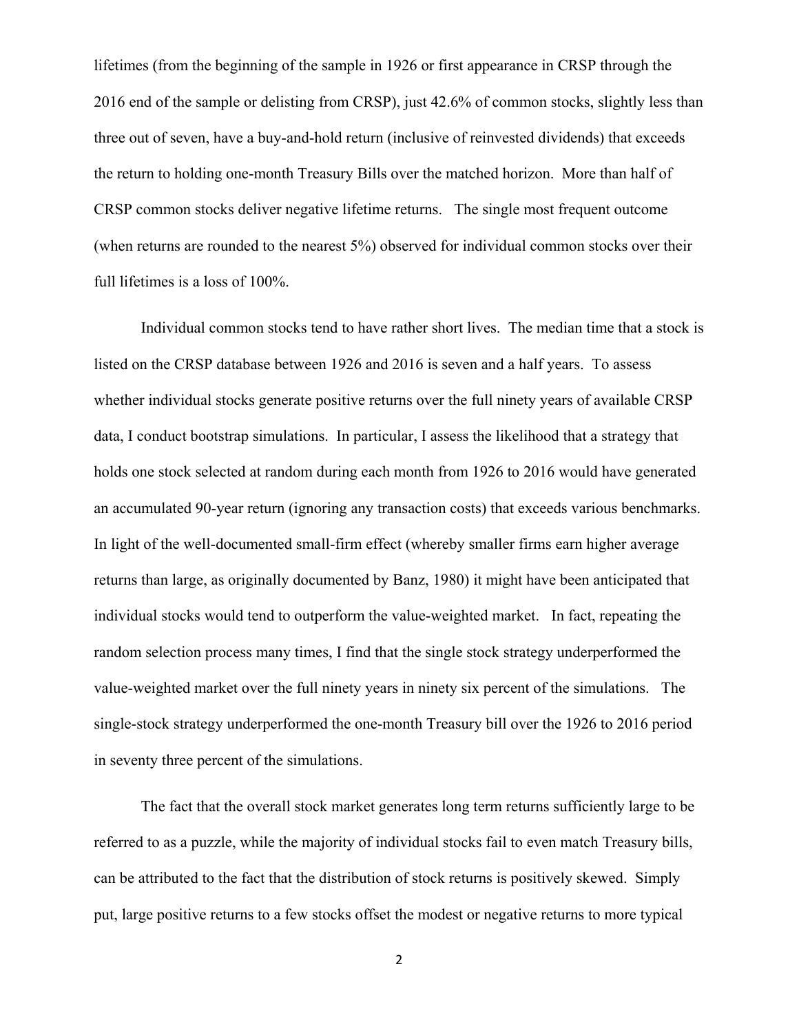lifetimes (from the beginning of the sample in 1926 or first appearance in CRSP through the 2016 end of the sample or delisting from CRSP), just 42.6% of common stocks, slightly less than three out of seven, have a buy-and-hold return (inclusive of reinvested dividends) that exceeds the return to holding one-month Treasury Bills over the matched horizon. More than half of CRSP common stocks deliver negative lifetime returns. The single most frequent outcome (when returns are rounded to the nearest 5%) observed for individual common stocks over their full lifetimes is a loss of 100%.

Individual common stocks tend to have rather short lives. The median time that a stock is listed on the CRSP database between 1926 and 2016 is seven and a half years. To assess whether individual stocks generate positive returns over the full ninety years of available CRSP data, I conduct bootstrap simulations. In particular, I assess the likelihood that a strategy that holds one stock selected at random during each month from 1926 to 2016 would have generated an accumulated 90-year return (ignoring any transaction costs) that exceeds various benchmarks. In light of the well-documented small-firm effect (whereby smaller firms earn higher average returns than large, as originally documented by Banz, 1980) it might have been anticipated that individual stocks would tend to outperform the value-weighted market. In fact, repeating the random selection process many times, I find that the single stock strategy underperformed the value-weighted market over the full ninety years in ninety six percent of the simulations. The single-stock strategy underperformed the one-month Treasury bill over the 1926 to 2016 period in seventy three percent of the simulations.

The fact that the overall stock market generates long term returns sufficiently large to be referred to as a puzzle, while the majority of individual stocks fail to even match Treasury bills, can be attributed to the fact that the distribution of stock returns is positively skewed. Simply put, large positive returns to a few stocks offset the modest or negative returns to more typical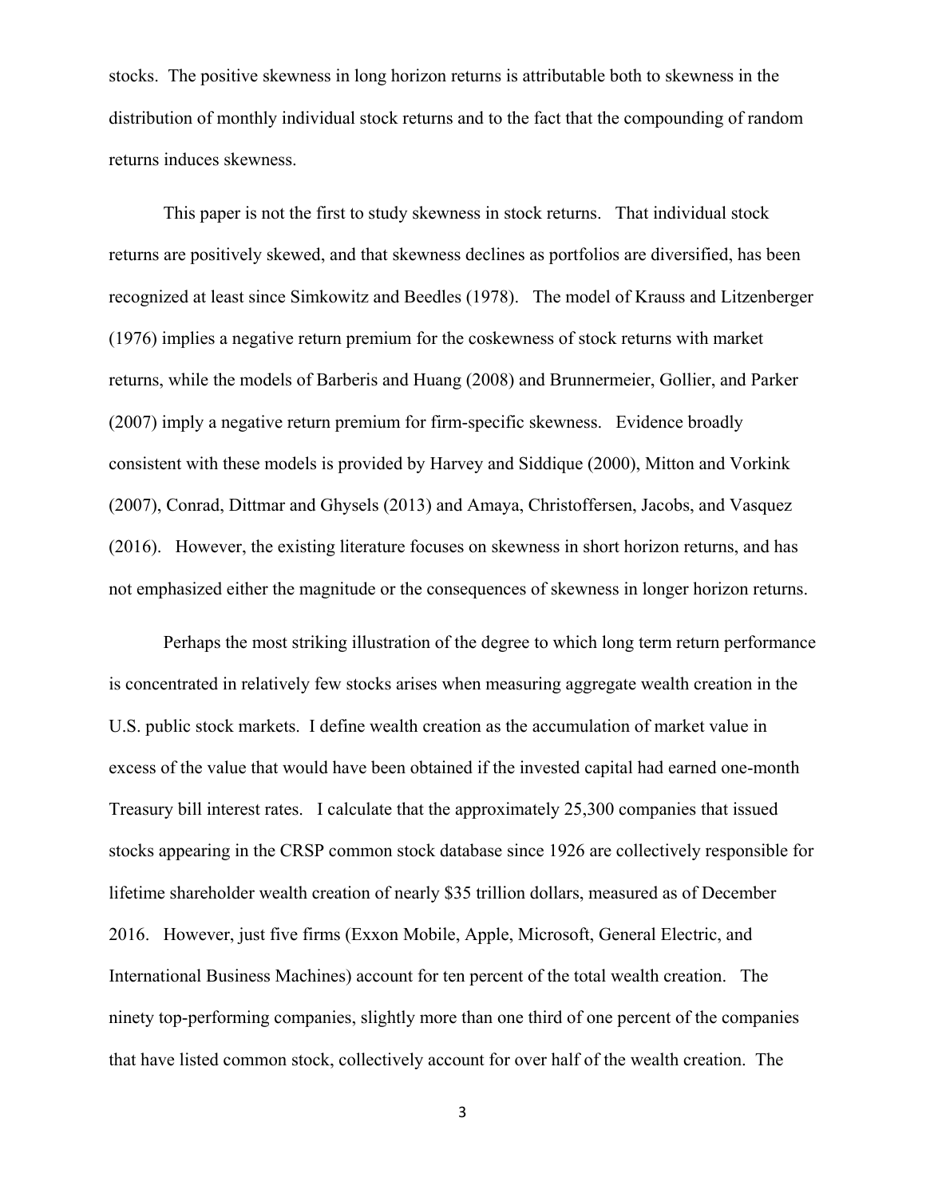stocks. The positive skewness in long horizon returns is attributable both to skewness in the distribution of monthly individual stock returns and to the fact that the compounding of random returns induces skewness.

This paper is not the first to study skewness in stock returns. That individual stock returns are positively skewed, and that skewness declines as portfolios are diversified, has been recognized at least since Simkowitz and Beedles (1978). The model of Krauss and Litzenberger (1976) implies a negative return premium for the coskewness of stock returns with market returns, while the models of Barberis and Huang (2008) and Brunnermeier, Gollier, and Parker (2007) imply a negative return premium for firm-specific skewness. Evidence broadly consistent with these models is provided by Harvey and Siddique (2000), Mitton and Vorkink (2007), Conrad, Dittmar and Ghysels (2013) and Amaya, Christoffersen, Jacobs, and Vasquez (2016). However, the existing literature focuses on skewness in short horizon returns, and has not emphasized either the magnitude or the consequences of skewness in longer horizon returns.

Perhaps the most striking illustration of the degree to which long term return performance is concentrated in relatively few stocks arises when measuring aggregate wealth creation in the U.S. public stock markets. I define wealth creation as the accumulation of market value in excess of the value that would have been obtained if the invested capital had earned one-month Treasury bill interest rates. I calculate that the approximately 25,300 companies that issued stocks appearing in the CRSP common stock database since 1926 are collectively responsible for lifetime shareholder wealth creation of nearly $35 trillion dollars, measured as of December 2016. However, just five firms (Exxon Mobile, Apple, Microsoft, General Electric, and International Business Machines) account for ten percent of the total wealth creation. The ninety top-performing companies, slightly more than one third of one percent of the companies that have listed common stock, collectively account for over half of the wealth creation. The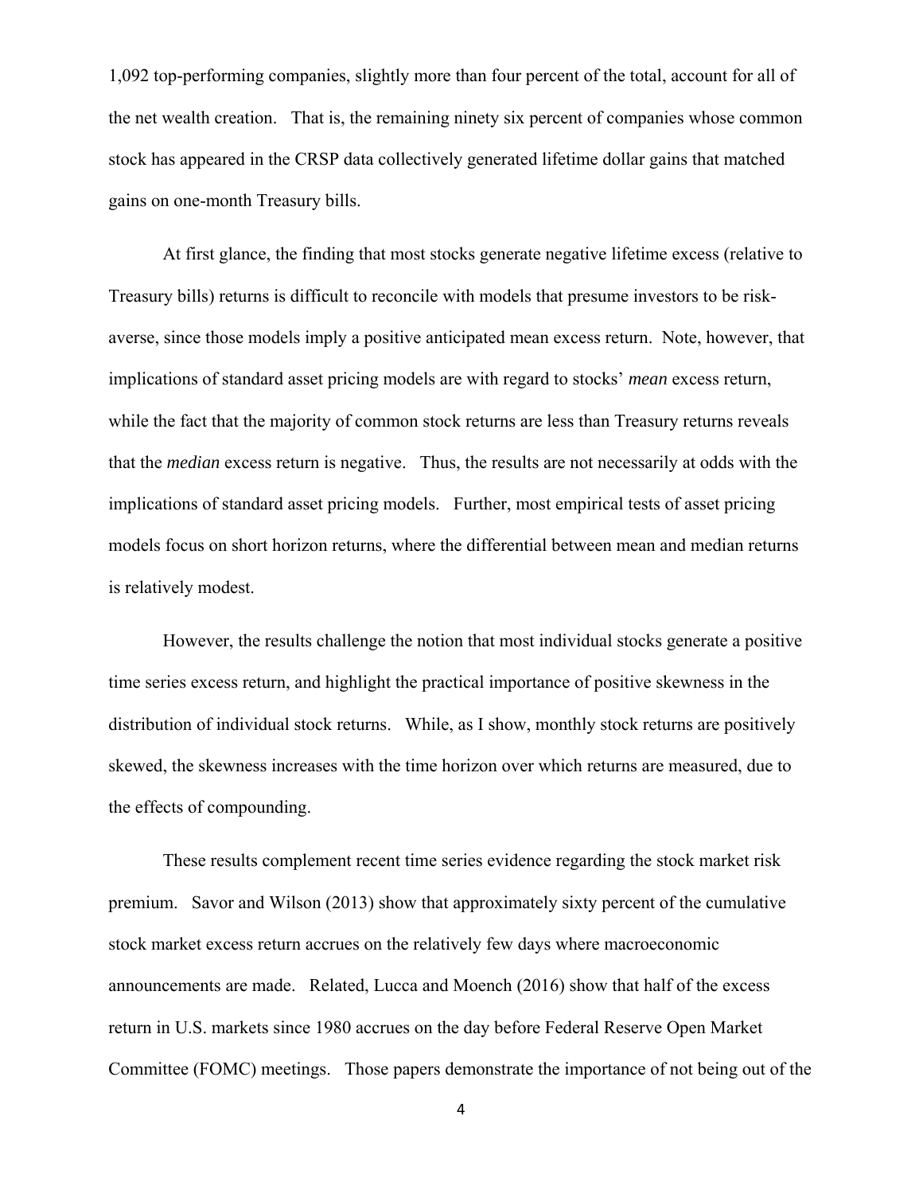1,092 top-performing companies, slightly more than four percent of the total, account for all of the net wealth creation. That is, the remaining ninety six percent of companies whose common stock has appeared in the CRSP data collectively generated lifetime dollar gains that matched gains on one-month Treasury bills.

At first glance, the finding that most stocks generate negative lifetime excess (relative to Treasury bills) returns is difficult to reconcile with models that presume investors to be risk-averse, since those models imply a positive anticipated mean excess return. Note, however, that implications of standard asset pricing models are with regard to stocks' *mean* excess return, while the fact that the majority of common stock returns are less than Treasury returns reveals that the *median* excess return is negative. Thus, the results are not necessarily at odds with the implications of standard asset pricing models. Further, most empirical tests of asset pricing models focus on short horizon returns, where the differential between mean and median returns is relatively modest.

However, the results challenge the notion that most individual stocks generate a positive time series excess return, and highlight the practical importance of positive skewness in the distribution of individual stock returns. While, as I show, monthly stock returns are positively skewed, the skewness increases with the time horizon over which returns are measured, due to the effects of compounding.

These results complement recent time series evidence regarding the stock market risk premium. Savor and Wilson (2013) show that approximately sixty percent of the cumulative stock market excess return accrues on the relatively few days where macroeconomic announcements are made. Related, Lucca and Moench (2016) show that half of the excess return in U.S. markets since 1980 accrues on the day before Federal Reserve Open Market Committee (FOMC) meetings. Those papers demonstrate the importance of not being out of the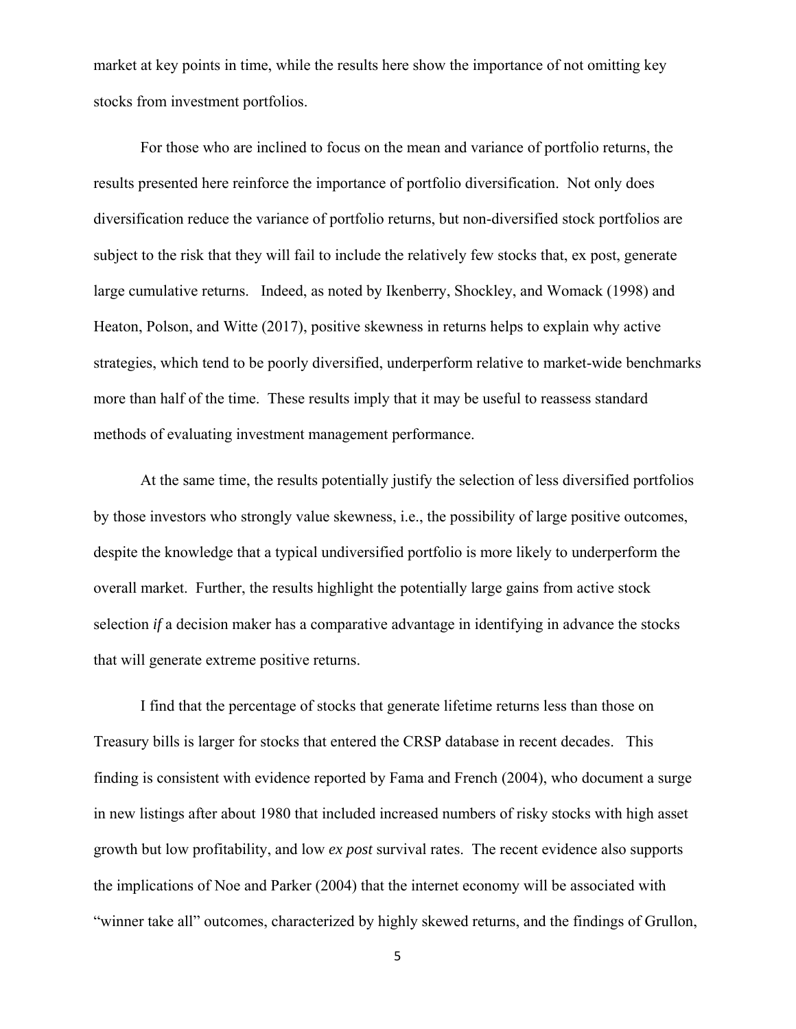market at key points in time, while the results here show the importance of not omitting key stocks from investment portfolios.

For those who are inclined to focus on the mean and variance of portfolio returns, the results presented here reinforce the importance of portfolio diversification. Not only does diversification reduce the variance of portfolio returns, but non-diversified stock portfolios are subject to the risk that they will fail to include the relatively few stocks that, ex post, generate large cumulative returns. Indeed, as noted by Ikenberry, Shockley, and Womack (1998) and Heaton, Polson, and Witte (2017), positive skewness in returns helps to explain why active strategies, which tend to be poorly diversified, underperform relative to market-wide benchmarks more than half of the time. These results imply that it may be useful to reassess standard methods of evaluating investment management performance.

At the same time, the results potentially justify the selection of less diversified portfolios by those investors who strongly value skewness, i.e., the possibility of large positive outcomes, despite the knowledge that a typical undiversified portfolio is more likely to underperform the overall market. Further, the results highlight the potentially large gains from active stock selection *if* a decision maker has a comparative advantage in identifying in advance the stocks that will generate extreme positive returns.

I find that the percentage of stocks that generate lifetime returns less than those on Treasury bills is larger for stocks that entered the CRSP database in recent decades. This finding is consistent with evidence reported by Fama and French (2004), who document a surge in new listings after about 1980 that included increased numbers of risky stocks with high asset growth but low profitability, and low *ex post* survival rates. The recent evidence also supports the implications of Noe and Parker (2004) that the internet economy will be associated with "winner take all" outcomes, characterized by highly skewed returns, and the findings of Grullon,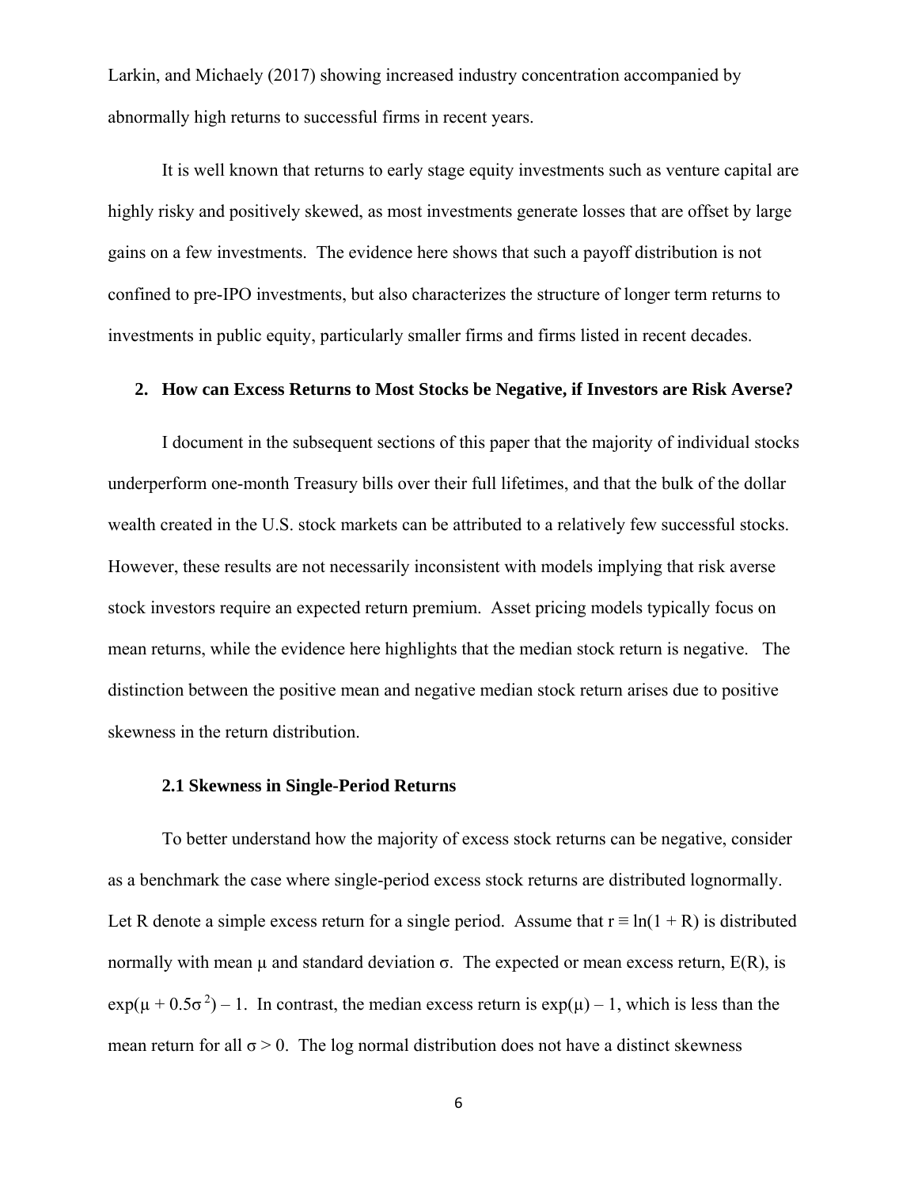Larkin, and Michaely (2017) showing increased industry concentration accompanied by abnormally high returns to successful firms in recent years.

It is well known that returns to early stage equity investments such as venture capital are highly risky and positively skewed, as most investments generate losses that are offset by large gains on a few investments. The evidence here shows that such a payoff distribution is not confined to pre-IPO investments, but also characterizes the structure of longer term returns to investments in public equity, particularly smaller firms and firms listed in recent decades.

## 2. How can Excess Returns to Most Stocks be Negative, if Investors are Risk Averse?

I document in the subsequent sections of this paper that the majority of individual stocks underperform one-month Treasury bills over their full lifetimes, and that the bulk of the dollar wealth created in the U.S. stock markets can be attributed to a relatively few successful stocks. However, these results are not necessarily inconsistent with models implying that risk averse stock investors require an expected return premium. Asset pricing models typically focus on mean returns, while the evidence here highlights that the median stock return is negative. The distinction between the positive mean and negative median stock return arises due to positive skewness in the return distribution.

### 2.1 Skewness in Single-Period Returns

To better understand how the majority of excess stock returns can be negative, consider as a benchmark the case where single-period excess stock returns are distributed lognormally. Let R denote a simple excess return for a single period. Assume that $r \equiv \ln(1 + R)$ is distributed normally with mean $\mu$ and standard deviation $\sigma$. The expected or mean excess return, $E(R)$, is $\exp(\mu + 0.5\sigma^2) - 1$. In contrast, the median excess return is $\exp(\mu) - 1$, which is less than the mean return for all $\sigma > 0$. The log normal distribution does not have a distinct skewness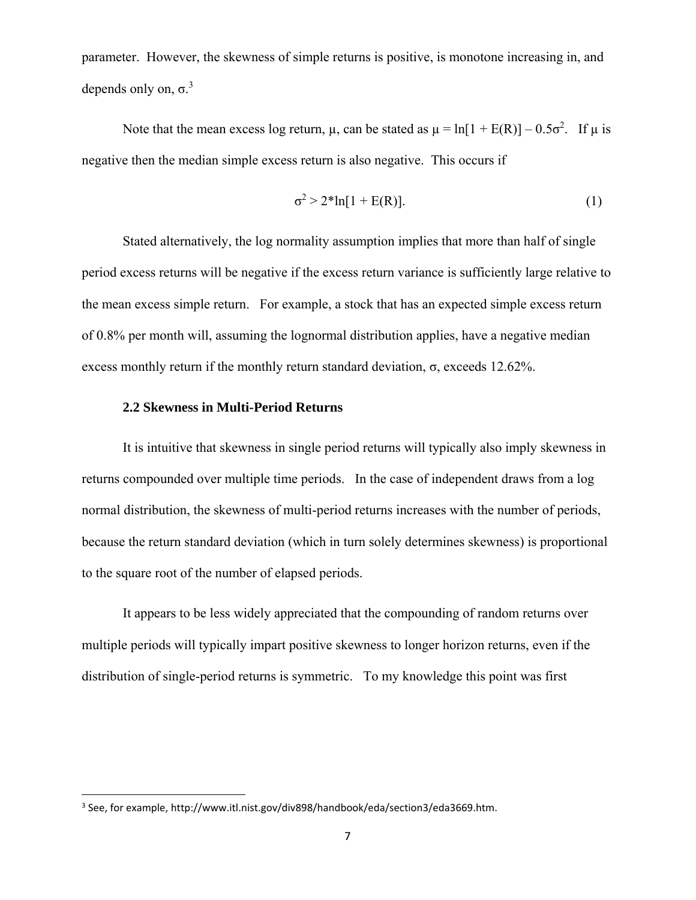parameter. However, the skewness of simple returns is positive, is monotone increasing in, and depends only on, $\sigma$.[3]

Note that the mean excess log return, $\mu$, can be stated as $\mu = \ln[1 + E(R)] - 0.5\sigma^2$. If $\mu$ is negative then the median simple excess return is also negative. This occurs if

$$\sigma^2 > 2*\ln[1 + E(R)]. \tag{1}$$

Stated alternatively, the log normality assumption implies that more than half of single period excess returns will be negative if the excess return variance is sufficiently large relative to the mean excess simple return. For example, a stock that has an expected simple excess return of 0.8% per month will, assuming the lognormal distribution applies, have a negative median excess monthly return if the monthly return standard deviation, $\sigma$, exceeds 12.62%.

### 2.2 Skewness in Multi-Period Returns

It is intuitive that skewness in single period returns will typically also imply skewness in returns compounded over multiple time periods. In the case of independent draws from a log normal distribution, the skewness of multi-period returns increases with the number of periods, because the return standard deviation (which in turn solely determines skewness) is proportional to the square root of the number of elapsed periods.

It appears to be less widely appreciated that the compounding of random returns over multiple periods will typically impart positive skewness to longer horizon returns, even if the distribution of single-period returns is symmetric. To my knowledge this point was first

---

[3] See, for example, http://www.itl.nist.gov/div898/handbook/eda/section3/eda3669.htm.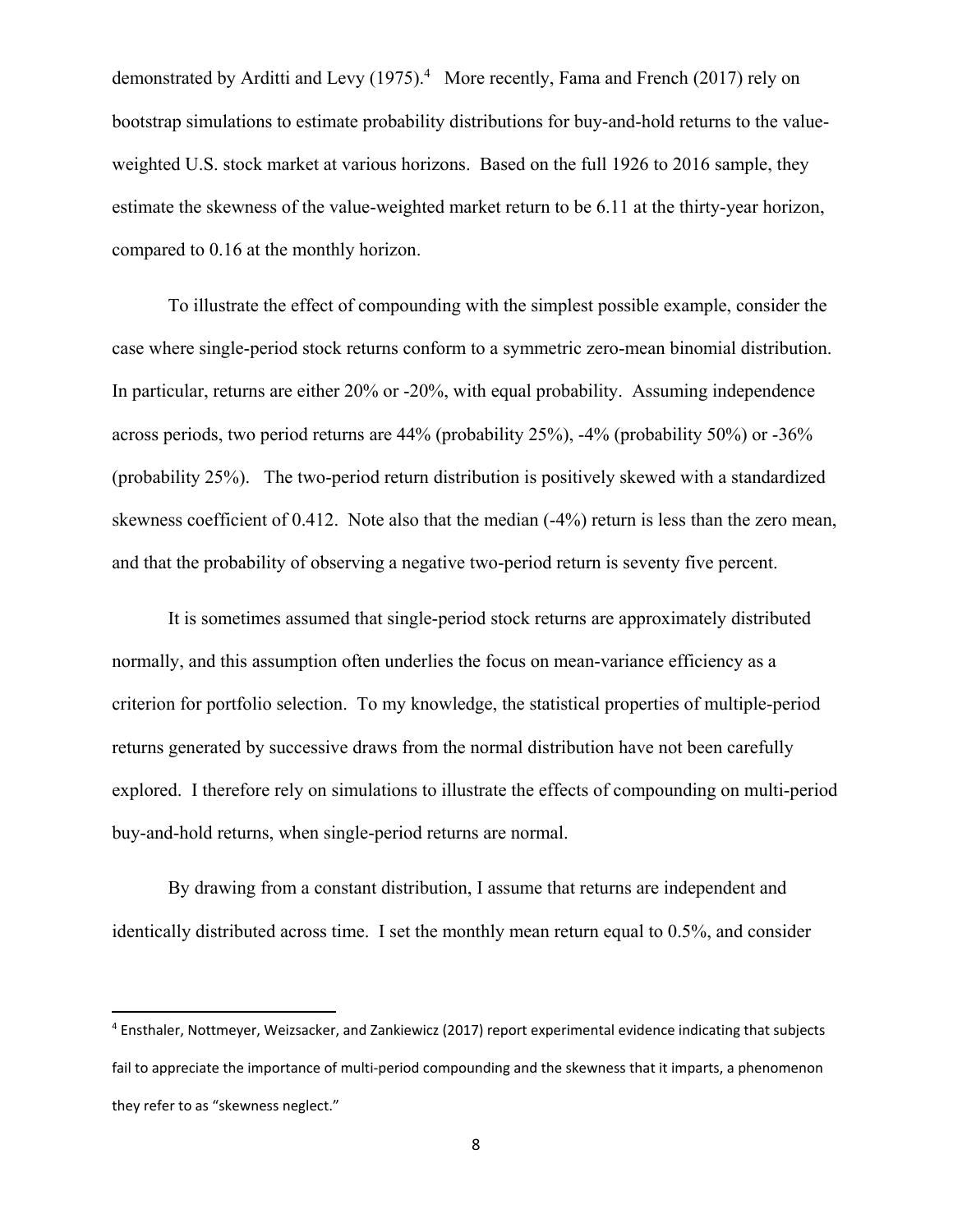demonstrated by Arditti and Levy (1975).[4] More recently, Fama and French (2017) rely on bootstrap simulations to estimate probability distributions for buy-and-hold returns to the value-weighted U.S. stock market at various horizons. Based on the full 1926 to 2016 sample, they estimate the skewness of the value-weighted market return to be 6.11 at the thirty-year horizon, compared to 0.16 at the monthly horizon.

To illustrate the effect of compounding with the simplest possible example, consider the case where single-period stock returns conform to a symmetric zero-mean binomial distribution. In particular, returns are either 20% or -20%, with equal probability. Assuming independence across periods, two period returns are 44% (probability 25%), -4% (probability 50%) or -36% (probability 25%). The two-period return distribution is positively skewed with a standardized skewness coefficient of 0.412. Note also that the median (-4%) return is less than the zero mean, and that the probability of observing a negative two-period return is seventy five percent.

It is sometimes assumed that single-period stock returns are approximately distributed normally, and this assumption often underlies the focus on mean-variance efficiency as a criterion for portfolio selection. To my knowledge, the statistical properties of multiple-period returns generated by successive draws from the normal distribution have not been carefully explored. I therefore rely on simulations to illustrate the effects of compounding on multi-period buy-and-hold returns, when single-period returns are normal.

By drawing from a constant distribution, I assume that returns are independent and identically distributed across time. I set the monthly mean return equal to 0.5%, and consider

[4] Ensthaler, Nottmeyer, Weizsacker, and Zankiewicz (2017) report experimental evidence indicating that subjects fail to appreciate the importance of multi-period compounding and the skewness that it imparts, a phenomenon they refer to as "skewness neglect."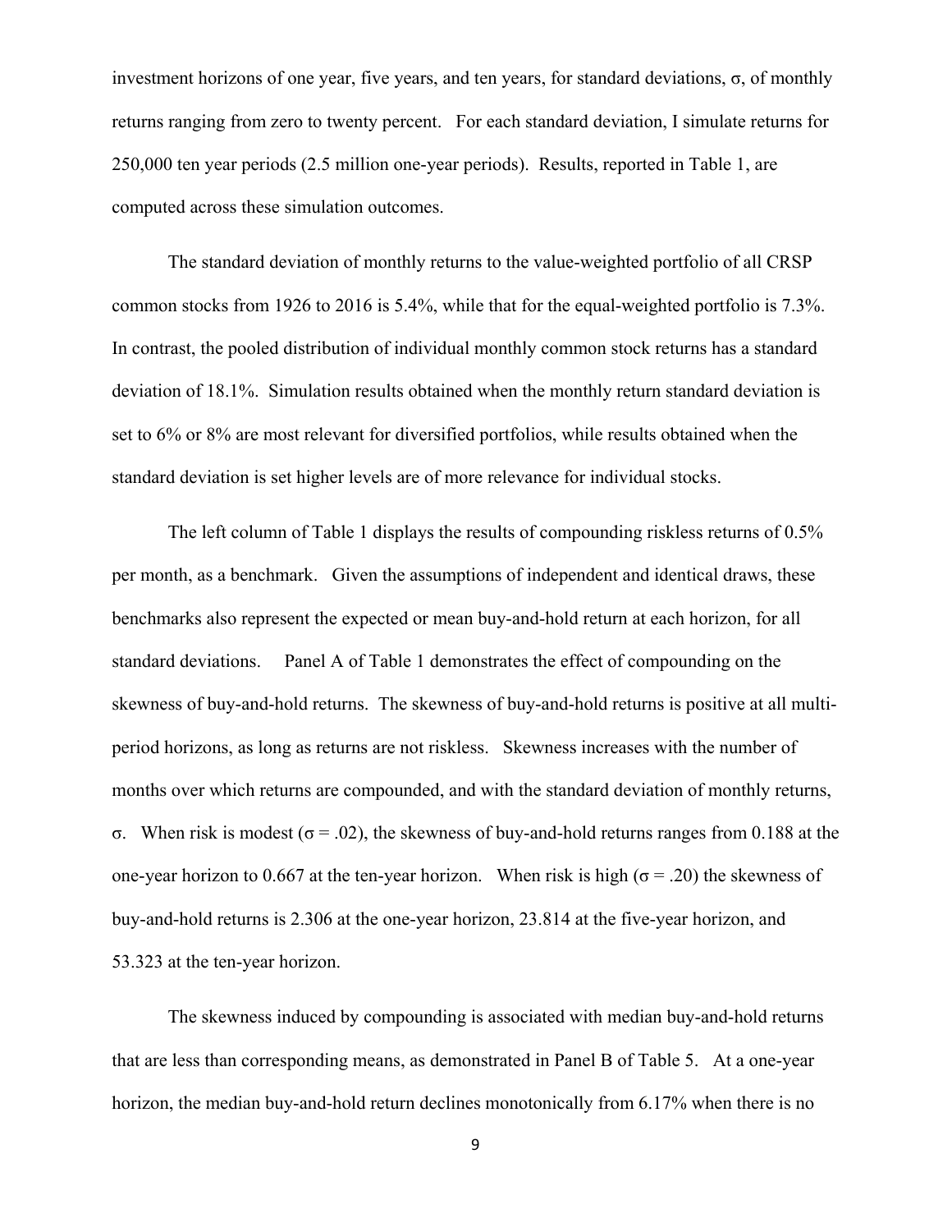investment horizons of one year, five years, and ten years, for standard deviations, $\sigma$, of monthly returns ranging from zero to twenty percent. For each standard deviation, I simulate returns for 250,000 ten year periods (2.5 million one-year periods). Results, reported in Table 1, are computed across these simulation outcomes.

The standard deviation of monthly returns to the value-weighted portfolio of all CRSP common stocks from 1926 to 2016 is 5.4%, while that for the equal-weighted portfolio is 7.3%. In contrast, the pooled distribution of individual monthly common stock returns has a standard deviation of 18.1%. Simulation results obtained when the monthly return standard deviation is set to 6% or 8% are most relevant for diversified portfolios, while results obtained when the standard deviation is set higher levels are of more relevance for individual stocks.

The left column of Table 1 displays the results of compounding riskless returns of 0.5% per month, as a benchmark. Given the assumptions of independent and identical draws, these benchmarks also represent the expected or mean buy-and-hold return at each horizon, for all standard deviations. Panel A of Table 1 demonstrates the effect of compounding on the skewness of buy-and-hold returns. The skewness of buy-and-hold returns is positive at all multi-period horizons, as long as returns are not riskless. Skewness increases with the number of months over which returns are compounded, and with the standard deviation of monthly returns, $\sigma$. When risk is modest ($\sigma = .02$), the skewness of buy-and-hold returns ranges from 0.188 at the one-year horizon to 0.667 at the ten-year horizon. When risk is high ($\sigma = .20$) the skewness of buy-and-hold returns is 2.306 at the one-year horizon, 23.814 at the five-year horizon, and 53.323 at the ten-year horizon.

The skewness induced by compounding is associated with median buy-and-hold returns that are less than corresponding means, as demonstrated in Panel B of Table 5. At a one-year horizon, the median buy-and-hold return declines monotonically from 6.17% when there is no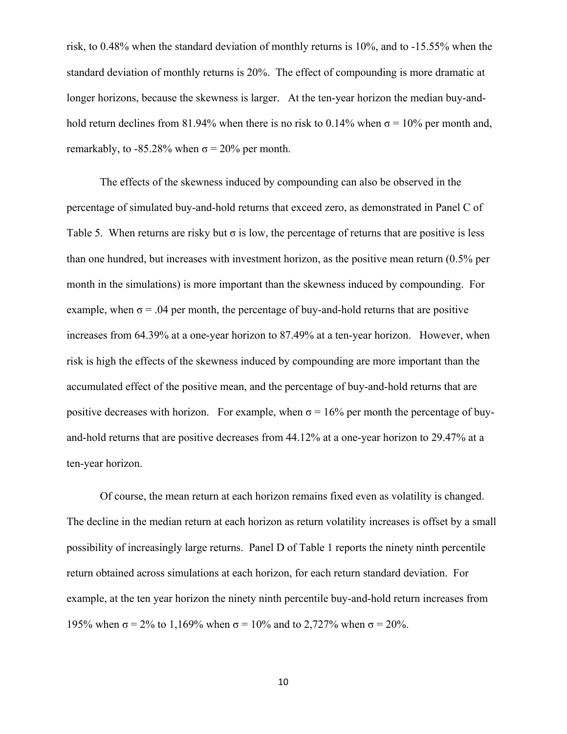risk, to 0.48% when the standard deviation of monthly returns is 10%, and to -15.55% when the standard deviation of monthly returns is 20%. The effect of compounding is more dramatic at longer horizons, because the skewness is larger. At the ten-year horizon the median buy-and-hold return declines from 81.94% when there is no risk to 0.14% when $\sigma = 10\%$ per month and, remarkably, to -85.28% when $\sigma = 20\%$ per month.

The effects of the skewness induced by compounding can also be observed in the percentage of simulated buy-and-hold returns that exceed zero, as demonstrated in Panel C of Table 5. When returns are risky but $\sigma$ is low, the percentage of returns that are positive is less than one hundred, but increases with investment horizon, as the positive mean return (0.5% per month in the simulations) is more important than the skewness induced by compounding. For example, when $\sigma = .04$ per month, the percentage of buy-and-hold returns that are positive increases from 64.39% at a one-year horizon to 87.49% at a ten-year horizon. However, when risk is high the effects of the skewness induced by compounding are more important than the accumulated effect of the positive mean, and the percentage of buy-and-hold returns that are positive decreases with horizon. For example, when $\sigma = 16\%$ per month the percentage of buy-and-hold returns that are positive decreases from 44.12% at a one-year horizon to 29.47% at a ten-year horizon.

Of course, the mean return at each horizon remains fixed even as volatility is changed. The decline in the median return at each horizon as return volatility increases is offset by a small possibility of increasingly large returns. Panel D of Table 1 reports the ninety ninth percentile return obtained across simulations at each horizon, for each return standard deviation. For example, at the ten year horizon the ninety ninth percentile buy-and-hold return increases from 195% when $\sigma = 2\%$ to 1,169% when $\sigma = 10\%$ and to 2,727% when $\sigma = 20\%$.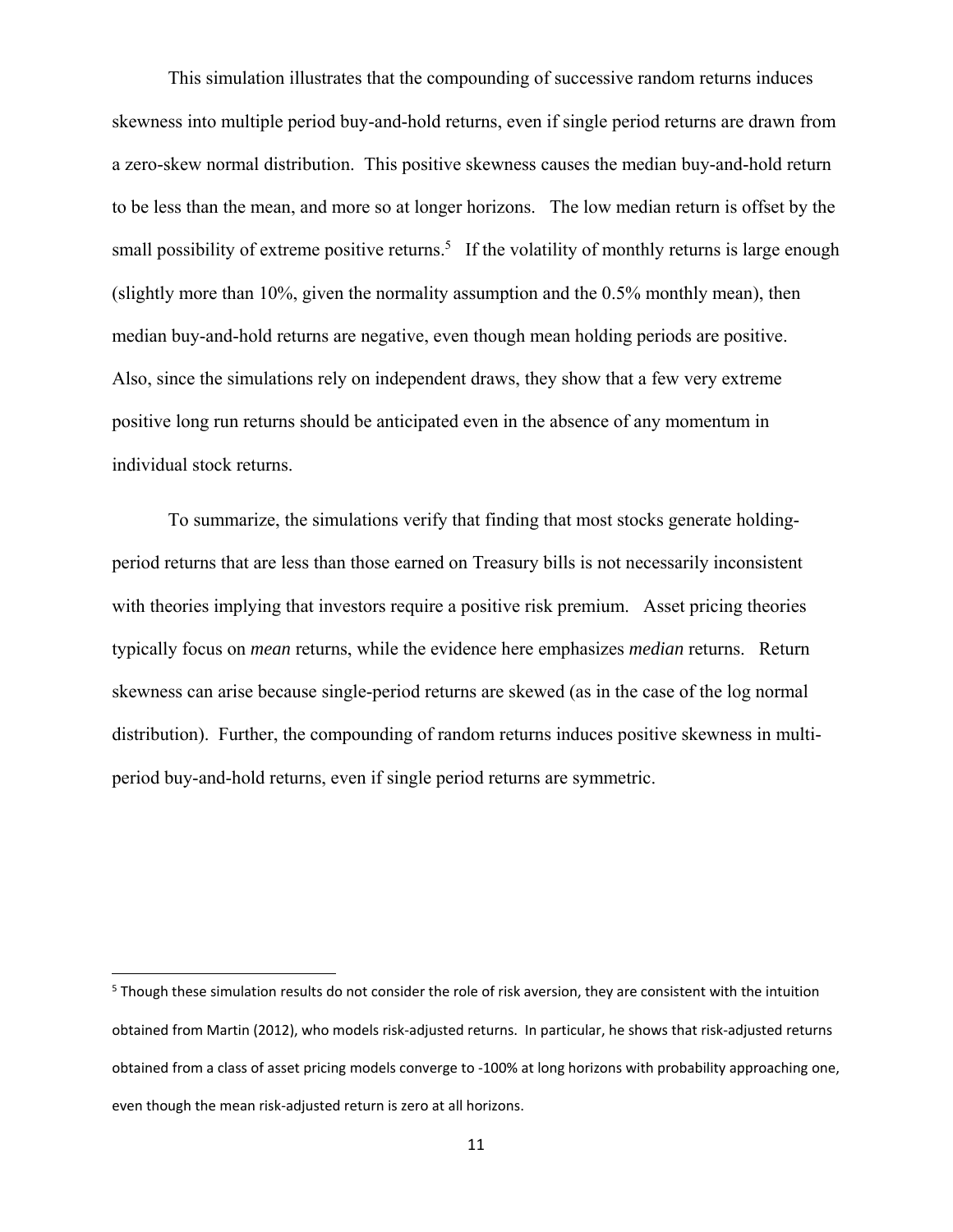This simulation illustrates that the compounding of successive random returns induces skewness into multiple period buy-and-hold returns, even if single period returns are drawn from a zero-skew normal distribution. This positive skewness causes the median buy-and-hold return to be less than the mean, and more so at longer horizons. The low median return is offset by the small possibility of extreme positive returns.[5] If the volatility of monthly returns is large enough (slightly more than 10%, given the normality assumption and the 0.5% monthly mean), then median buy-and-hold returns are negative, even though mean holding periods are positive. Also, since the simulations rely on independent draws, they show that a few very extreme positive long run returns should be anticipated even in the absence of any momentum in individual stock returns.

To summarize, the simulations verify that finding that most stocks generate holding-period returns that are less than those earned on Treasury bills is not necessarily inconsistent with theories implying that investors require a positive risk premium. Asset pricing theories typically focus on *mean* returns, while the evidence here emphasizes *median* returns. Return skewness can arise because single-period returns are skewed (as in the case of the log normal distribution). Further, the compounding of random returns induces positive skewness in multi-period buy-and-hold returns, even if single period returns are symmetric.

---

[5] Though these simulation results do not consider the role of risk aversion, they are consistent with the intuition obtained from Martin (2012), who models risk-adjusted returns. In particular, he shows that risk-adjusted returns obtained from a class of asset pricing models converge to -100% at long horizons with probability approaching one, even though the mean risk-adjusted return is zero at all horizons.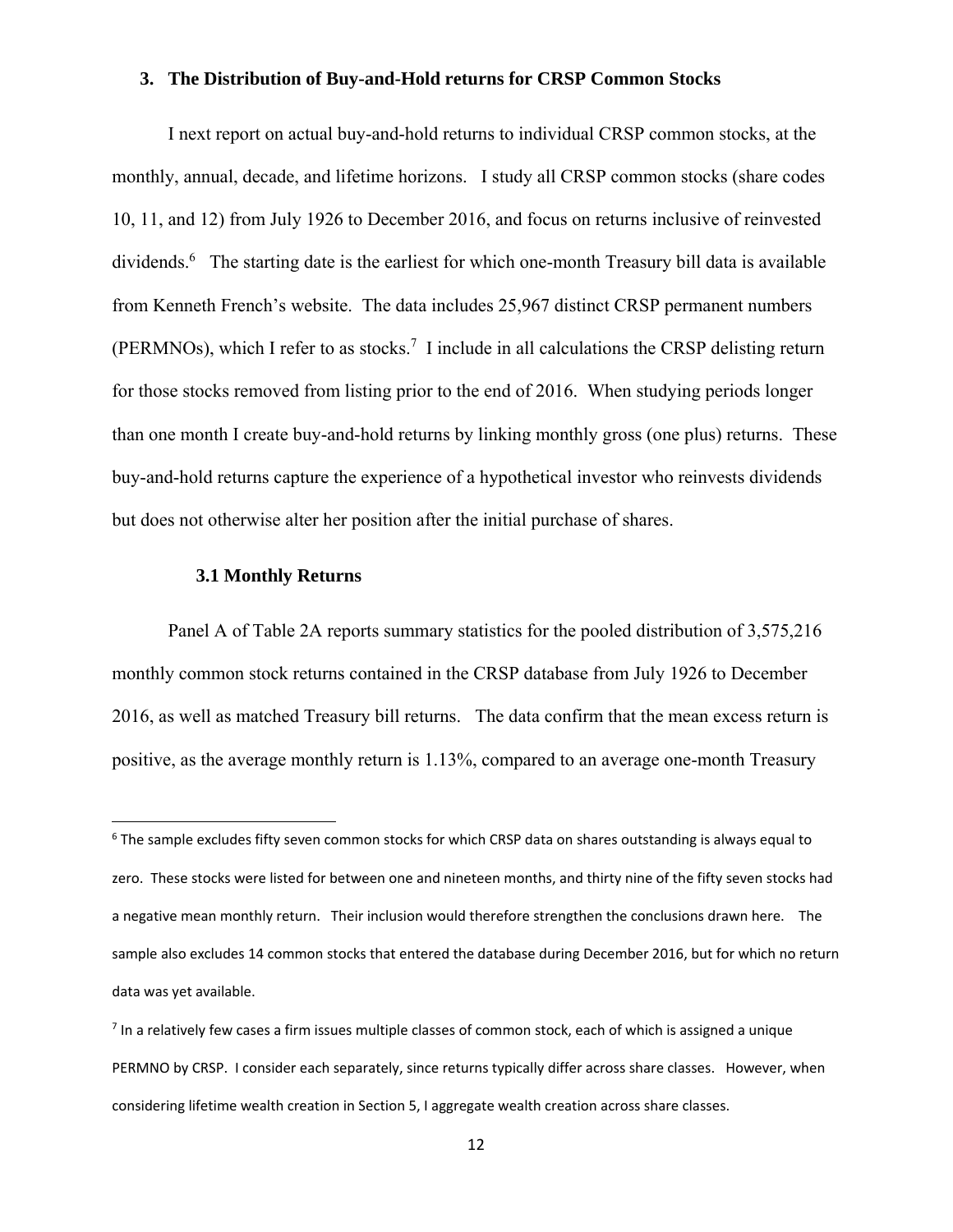## 3. The Distribution of Buy-and-Hold returns for CRSP Common Stocks

I next report on actual buy-and-hold returns to individual CRSP common stocks, at the monthly, annual, decade, and lifetime horizons. I study all CRSP common stocks (share codes 10, 11, and 12) from July 1926 to December 2016, and focus on returns inclusive of reinvested dividends.[6] The starting date is the earliest for which one-month Treasury bill data is available from Kenneth French's website. The data includes 25,967 distinct CRSP permanent numbers (PERMNOs), which I refer to as stocks.[7] I include in all calculations the CRSP delisting return for those stocks removed from listing prior to the end of 2016. When studying periods longer than one month I create buy-and-hold returns by linking monthly gross (one plus) returns. These buy-and-hold returns capture the experience of a hypothetical investor who reinvests dividends but does not otherwise alter her position after the initial purchase of shares.

### 3.1 Monthly Returns

Panel A of Table 2A reports summary statistics for the pooled distribution of 3,575,216 monthly common stock returns contained in the CRSP database from July 1926 to December 2016, as well as matched Treasury bill returns. The data confirm that the mean excess return is positive, as the average monthly return is 1.13%, compared to an average one-month Treasury

---

[6] The sample excludes fifty seven common stocks for which CRSP data on shares outstanding is always equal to zero. These stocks were listed for between one and nineteen months, and thirty nine of the fifty seven stocks had a negative mean monthly return. Their inclusion would therefore strengthen the conclusions drawn here. The sample also excludes 14 common stocks that entered the database during December 2016, but for which no return data was yet available.

[7] In a relatively few cases a firm issues multiple classes of common stock, each of which is assigned a unique PERMNO by CRSP. I consider each separately, since returns typically differ across share classes. However, when considering lifetime wealth creation in Section 5, I aggregate wealth creation across share classes.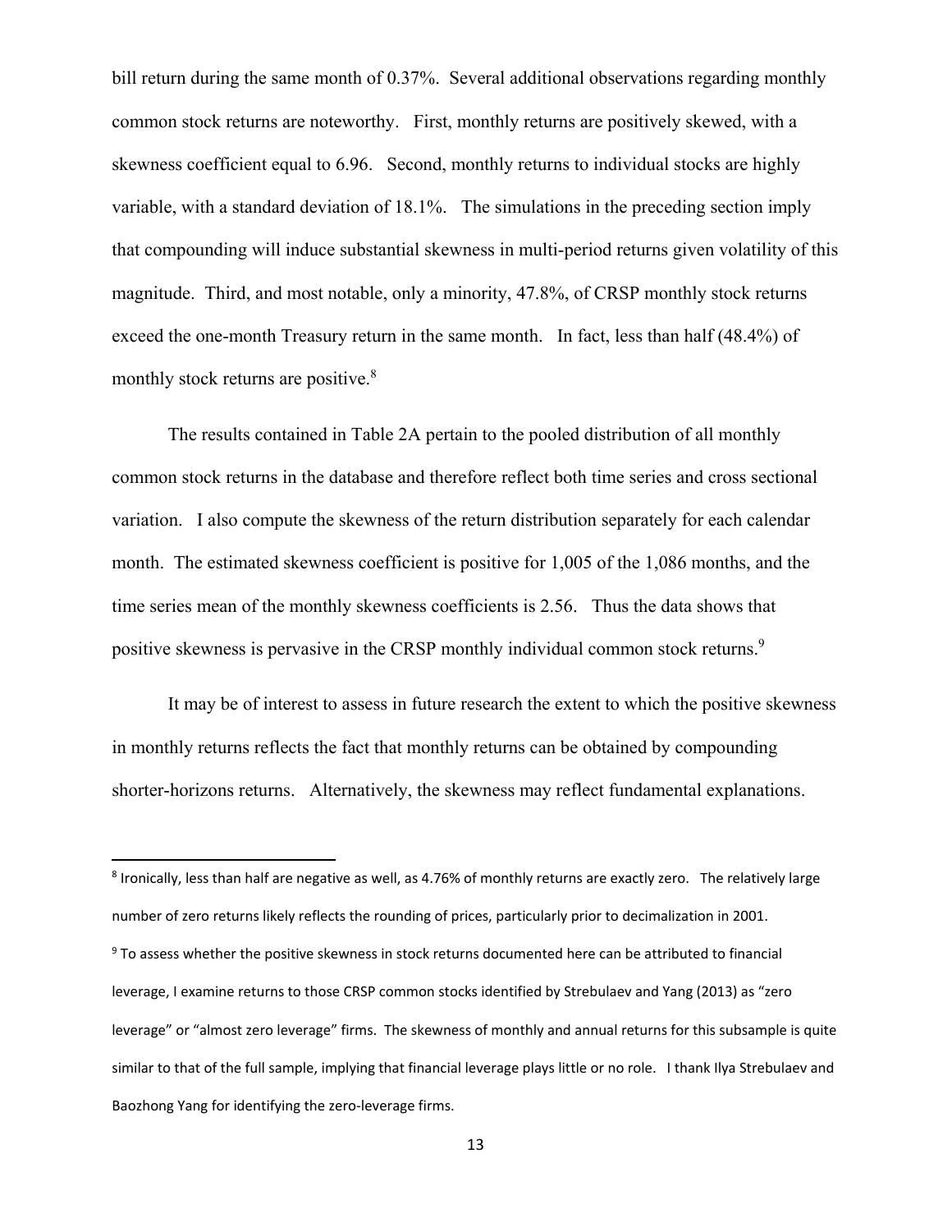bill return during the same month of 0.37%. Several additional observations regarding monthly common stock returns are noteworthy. First, monthly returns are positively skewed, with a skewness coefficient equal to 6.96. Second, monthly returns to individual stocks are highly variable, with a standard deviation of 18.1%. The simulations in the preceding section imply that compounding will induce substantial skewness in multi-period returns given volatility of this magnitude. Third, and most notable, only a minority, 47.8%, of CRSP monthly stock returns exceed the one-month Treasury return in the same month. In fact, less than half (48.4%) of monthly stock returns are positive.[8]

The results contained in Table 2A pertain to the pooled distribution of all monthly common stock returns in the database and therefore reflect both time series and cross sectional variation. I also compute the skewness of the return distribution separately for each calendar month. The estimated skewness coefficient is positive for 1,005 of the 1,086 months, and the time series mean of the monthly skewness coefficients is 2.56. Thus the data shows that positive skewness is pervasive in the CRSP monthly individual common stock returns.[9]

It may be of interest to assess in future research the extent to which the positive skewness in monthly returns reflects the fact that monthly returns can be obtained by compounding shorter-horizons returns. Alternatively, the skewness may reflect fundamental explanations.

---

[8] Ironically, less than half are negative as well, as 4.76% of monthly returns are exactly zero. The relatively large number of zero returns likely reflects the rounding of prices, particularly prior to decimalization in 2001.

[9] To assess whether the positive skewness in stock returns documented here can be attributed to financial leverage, I examine returns to those CRSP common stocks identified by Strebulaev and Yang (2013) as "zero leverage" or "almost zero leverage" firms. The skewness of monthly and annual returns for this subsample is quite similar to that of the full sample, implying that financial leverage plays little or no role. I thank Ilya Strebulaev and Baozhong Yang for identifying the zero-leverage firms.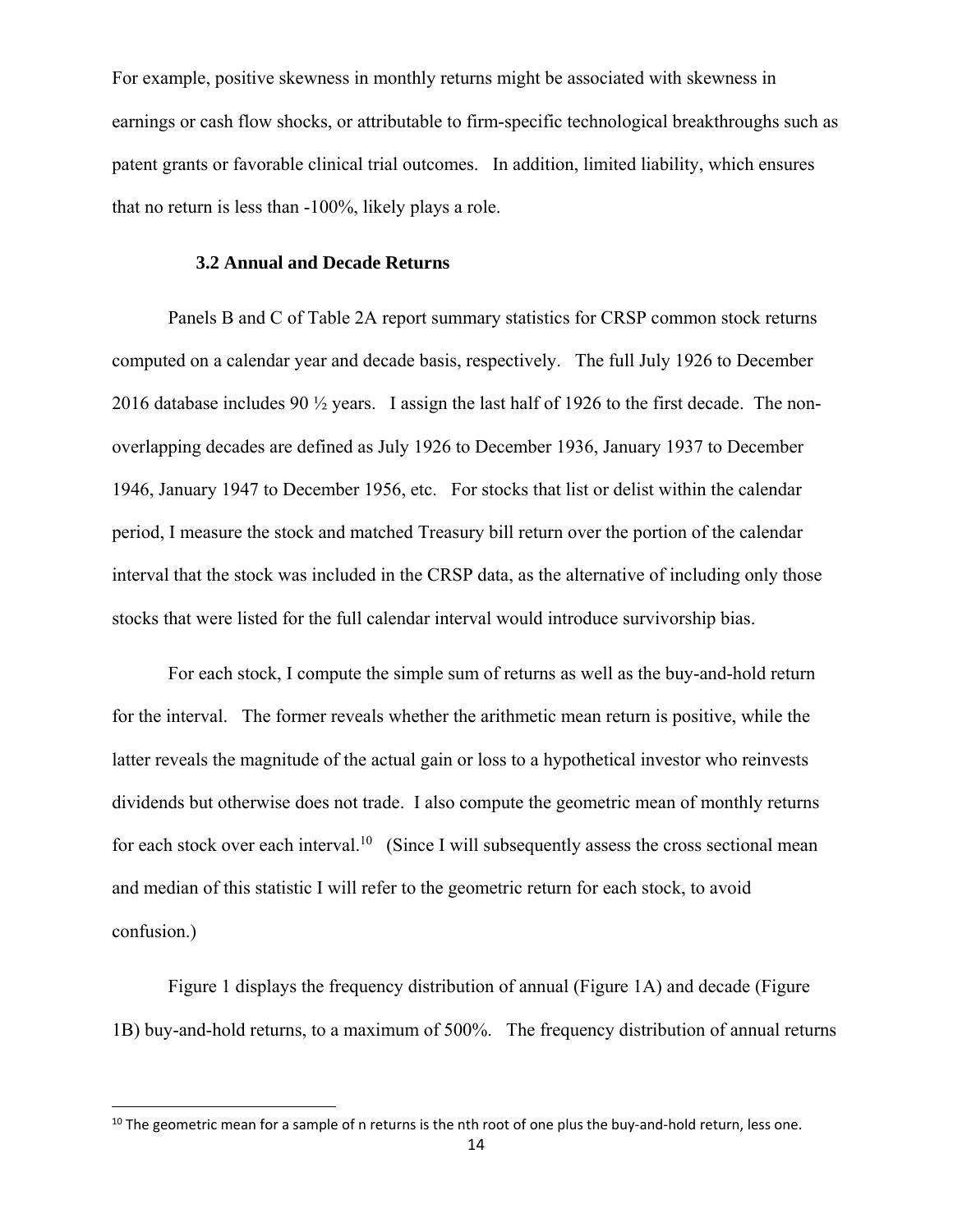For example, positive skewness in monthly returns might be associated with skewness in earnings or cash flow shocks, or attributable to firm-specific technological breakthroughs such as patent grants or favorable clinical trial outcomes. In addition, limited liability, which ensures that no return is less than -100%, likely plays a role.

### 3.2 Annual and Decade Returns

Panels B and C of Table 2A report summary statistics for CRSP common stock returns computed on a calendar year and decade basis, respectively. The full July 1926 to December 2016 database includes 90 ½ years. I assign the last half of 1926 to the first decade. The non-overlapping decades are defined as July 1926 to December 1936, January 1937 to December 1946, January 1947 to December 1956, etc. For stocks that list or delist within the calendar period, I measure the stock and matched Treasury bill return over the portion of the calendar interval that the stock was included in the CRSP data, as the alternative of including only those stocks that were listed for the full calendar interval would introduce survivorship bias.

For each stock, I compute the simple sum of returns as well as the buy-and-hold return for the interval. The former reveals whether the arithmetic mean return is positive, while the latter reveals the magnitude of the actual gain or loss to a hypothetical investor who reinvests dividends but otherwise does not trade. I also compute the geometric mean of monthly returns for each stock over each interval.[10] (Since I will subsequently assess the cross sectional mean and median of this statistic I will refer to the geometric return for each stock, to avoid confusion.)

Figure 1 displays the frequency distribution of annual (Figure 1A) and decade (Figure 1B) buy-and-hold returns, to a maximum of 500%. The frequency distribution of annual returns

[10] The geometric mean for a sample of n returns is the nth root of one plus the buy-and-hold return, less one.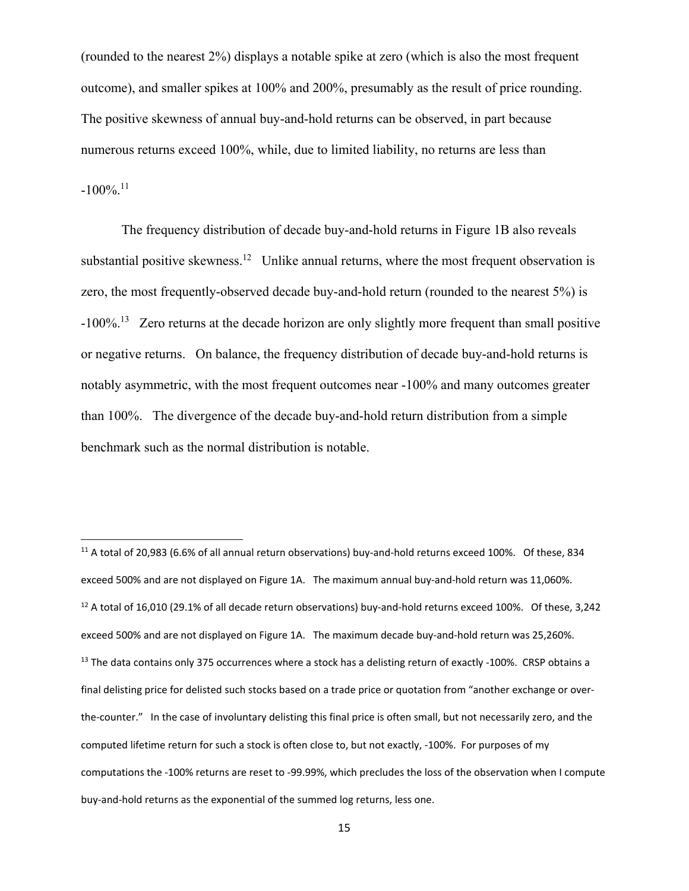(rounded to the nearest 2%) displays a notable spike at zero (which is also the most frequent outcome), and smaller spikes at 100% and 200%, presumably as the result of price rounding. The positive skewness of annual buy-and-hold returns can be observed, in part because numerous returns exceed 100%, while, due to limited liability, no returns are less than -100%.[11]

The frequency distribution of decade buy-and-hold returns in Figure 1B also reveals substantial positive skewness.[12] Unlike annual returns, where the most frequent observation is zero, the most frequently-observed decade buy-and-hold return (rounded to the nearest 5%) is -100%.[13] Zero returns at the decade horizon are only slightly more frequent than small positive or negative returns. On balance, the frequency distribution of decade buy-and-hold returns is notably asymmetric, with the most frequent outcomes near -100% and many outcomes greater than 100%. The divergence of the decade buy-and-hold return distribution from a simple benchmark such as the normal distribution is notable.

---

[11] A total of 20,983 (6.6% of all annual return observations) buy-and-hold returns exceed 100%. Of these, 834 exceed 500% and are not displayed on Figure 1A. The maximum annual buy-and-hold return was 11,060%.

[12] A total of 16,010 (29.1% of all decade return observations) buy-and-hold returns exceed 100%. Of these, 3,242 exceed 500% and are not displayed on Figure 1A. The maximum decade buy-and-hold return was 25,260%.

[13] The data contains only 375 occurrences where a stock has a delisting return of exactly -100%. CRSP obtains a final delisting price for delisted such stocks based on a trade price or quotation from "another exchange or over-the-counter." In the case of involuntary delisting this final price is often small, but not necessarily zero, and the computed lifetime return for such a stock is often close to, but not exactly, -100%. For purposes of my computations the -100% returns are reset to -99.99%, which precludes the loss of the observation when I compute buy-and-hold returns as the exponential of the summed log returns, less one.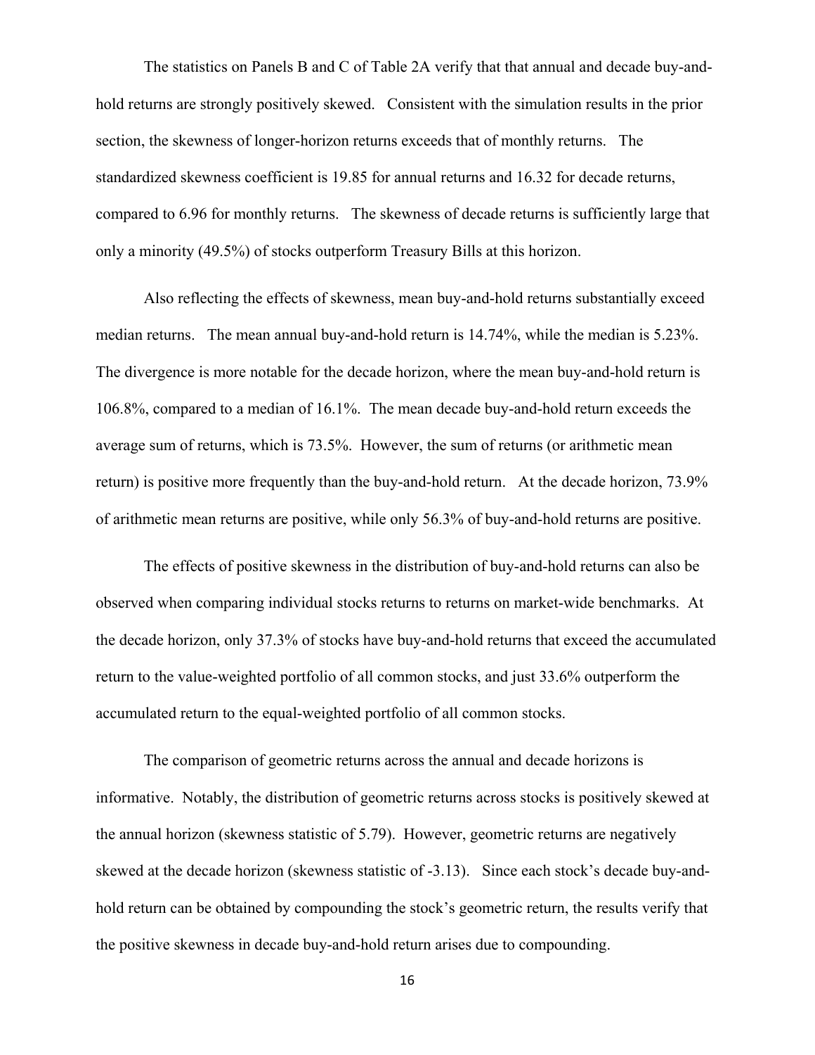The statistics on Panels B and C of Table 2A verify that that annual and decade buy-and-hold returns are strongly positively skewed. Consistent with the simulation results in the prior section, the skewness of longer-horizon returns exceeds that of monthly returns. The standardized skewness coefficient is 19.85 for annual returns and 16.32 for decade returns, compared to 6.96 for monthly returns. The skewness of decade returns is sufficiently large that only a minority (49.5%) of stocks outperform Treasury Bills at this horizon.

Also reflecting the effects of skewness, mean buy-and-hold returns substantially exceed median returns. The mean annual buy-and-hold return is 14.74%, while the median is 5.23%. The divergence is more notable for the decade horizon, where the mean buy-and-hold return is 106.8%, compared to a median of 16.1%. The mean decade buy-and-hold return exceeds the average sum of returns, which is 73.5%. However, the sum of returns (or arithmetic mean return) is positive more frequently than the buy-and-hold return. At the decade horizon, 73.9% of arithmetic mean returns are positive, while only 56.3% of buy-and-hold returns are positive.

The effects of positive skewness in the distribution of buy-and-hold returns can also be observed when comparing individual stocks returns to returns on market-wide benchmarks. At the decade horizon, only 37.3% of stocks have buy-and-hold returns that exceed the accumulated return to the value-weighted portfolio of all common stocks, and just 33.6% outperform the accumulated return to the equal-weighted portfolio of all common stocks.

The comparison of geometric returns across the annual and decade horizons is informative. Notably, the distribution of geometric returns across stocks is positively skewed at the annual horizon (skewness statistic of 5.79). However, geometric returns are negatively skewed at the decade horizon (skewness statistic of -3.13). Since each stock's decade buy-and-hold return can be obtained by compounding the stock's geometric return, the results verify that the positive skewness in decade buy-and-hold return arises due to compounding.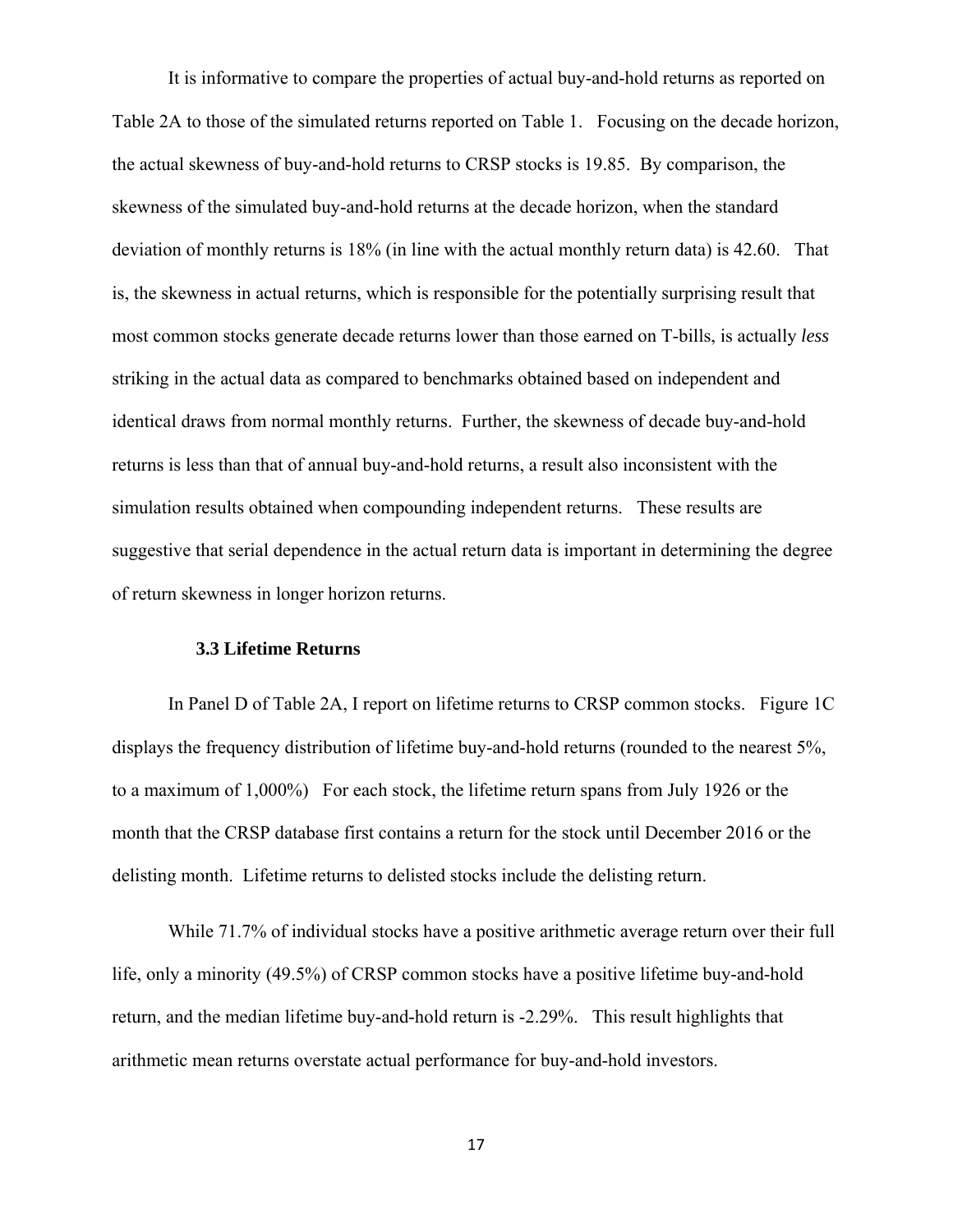It is informative to compare the properties of actual buy-and-hold returns as reported on Table 2A to those of the simulated returns reported on Table 1. Focusing on the decade horizon, the actual skewness of buy-and-hold returns to CRSP stocks is 19.85. By comparison, the skewness of the simulated buy-and-hold returns at the decade horizon, when the standard deviation of monthly returns is 18% (in line with the actual monthly return data) is 42.60. That is, the skewness in actual returns, which is responsible for the potentially surprising result that most common stocks generate decade returns lower than those earned on T-bills, is actually *less* striking in the actual data as compared to benchmarks obtained based on independent and identical draws from normal monthly returns. Further, the skewness of decade buy-and-hold returns is less than that of annual buy-and-hold returns, a result also inconsistent with the simulation results obtained when compounding independent returns. These results are suggestive that serial dependence in the actual return data is important in determining the degree of return skewness in longer horizon returns.

### 3.3 Lifetime Returns

In Panel D of Table 2A, I report on lifetime returns to CRSP common stocks. Figure 1C displays the frequency distribution of lifetime buy-and-hold returns (rounded to the nearest 5%, to a maximum of 1,000%) For each stock, the lifetime return spans from July 1926 or the month that the CRSP database first contains a return for the stock until December 2016 or the delisting month. Lifetime returns to delisted stocks include the delisting return.

While 71.7% of individual stocks have a positive arithmetic average return over their full life, only a minority (49.5%) of CRSP common stocks have a positive lifetime buy-and-hold return, and the median lifetime buy-and-hold return is -2.29%. This result highlights that arithmetic mean returns overstate actual performance for buy-and-hold investors.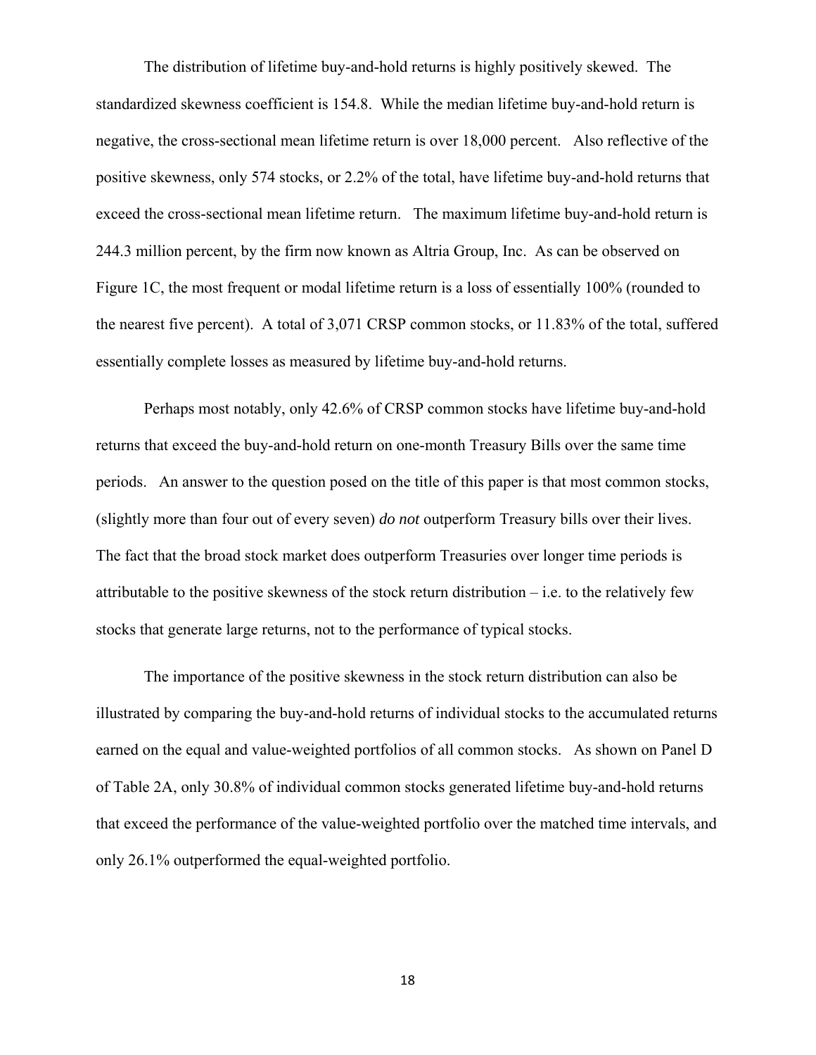The distribution of lifetime buy-and-hold returns is highly positively skewed. The standardized skewness coefficient is 154.8. While the median lifetime buy-and-hold return is negative, the cross-sectional mean lifetime return is over 18,000 percent. Also reflective of the positive skewness, only 574 stocks, or 2.2% of the total, have lifetime buy-and-hold returns that exceed the cross-sectional mean lifetime return. The maximum lifetime buy-and-hold return is 244.3 million percent, by the firm now known as Altria Group, Inc. As can be observed on Figure 1C, the most frequent or modal lifetime return is a loss of essentially 100% (rounded to the nearest five percent). A total of 3,071 CRSP common stocks, or 11.83% of the total, suffered essentially complete losses as measured by lifetime buy-and-hold returns.

Perhaps most notably, only 42.6% of CRSP common stocks have lifetime buy-and-hold returns that exceed the buy-and-hold return on one-month Treasury Bills over the same time periods. An answer to the question posed on the title of this paper is that most common stocks, (slightly more than four out of every seven) *do not* outperform Treasury bills over their lives. The fact that the broad stock market does outperform Treasuries over longer time periods is attributable to the positive skewness of the stock return distribution – i.e. to the relatively few stocks that generate large returns, not to the performance of typical stocks.

The importance of the positive skewness in the stock return distribution can also be illustrated by comparing the buy-and-hold returns of individual stocks to the accumulated returns earned on the equal and value-weighted portfolios of all common stocks. As shown on Panel D of Table 2A, only 30.8% of individual common stocks generated lifetime buy-and-hold returns that exceed the performance of the value-weighted portfolio over the matched time intervals, and only 26.1% outperformed the equal-weighted portfolio.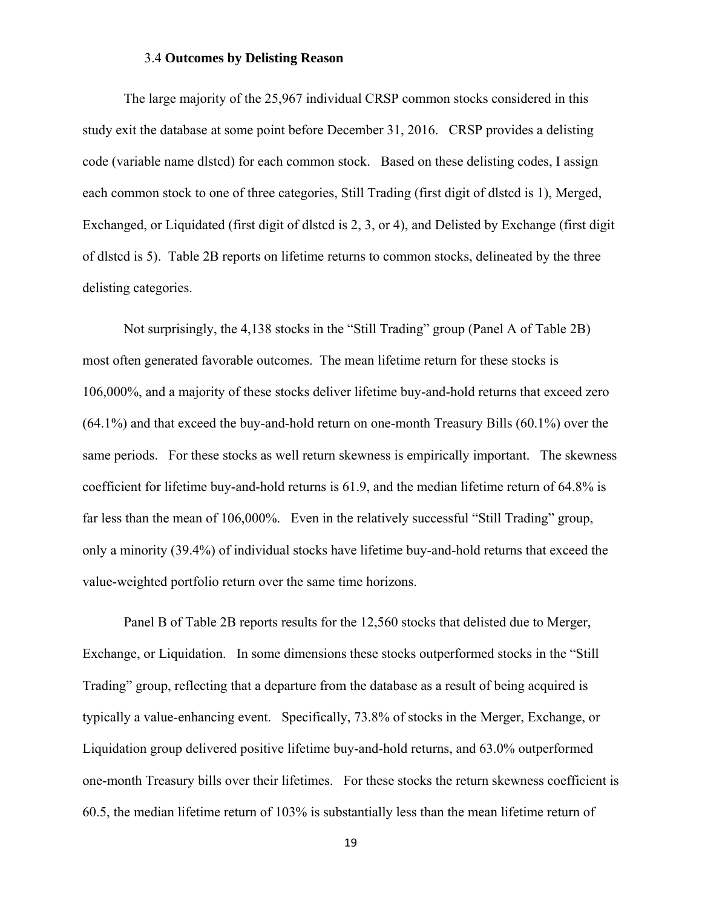### 3.4 **Outcomes by Delisting Reason**

The large majority of the 25,967 individual CRSP common stocks considered in this study exit the database at some point before December 31, 2016. CRSP provides a delisting code (variable name dlstcd) for each common stock. Based on these delisting codes, I assign each common stock to one of three categories, Still Trading (first digit of dlstcd is 1), Merged, Exchanged, or Liquidated (first digit of dlstcd is 2, 3, or 4), and Delisted by Exchange (first digit of dlstcd is 5). Table 2B reports on lifetime returns to common stocks, delineated by the three delisting categories.

Not surprisingly, the 4,138 stocks in the "Still Trading" group (Panel A of Table 2B) most often generated favorable outcomes. The mean lifetime return for these stocks is 106,000%, and a majority of these stocks deliver lifetime buy-and-hold returns that exceed zero (64.1%) and that exceed the buy-and-hold return on one-month Treasury Bills (60.1%) over the same periods. For these stocks as well return skewness is empirically important. The skewness coefficient for lifetime buy-and-hold returns is 61.9, and the median lifetime return of 64.8% is far less than the mean of 106,000%. Even in the relatively successful "Still Trading" group, only a minority (39.4%) of individual stocks have lifetime buy-and-hold returns that exceed the value-weighted portfolio return over the same time horizons.

Panel B of Table 2B reports results for the 12,560 stocks that delisted due to Merger, Exchange, or Liquidation. In some dimensions these stocks outperformed stocks in the "Still Trading" group, reflecting that a departure from the database as a result of being acquired is typically a value-enhancing event. Specifically, 73.8% of stocks in the Merger, Exchange, or Liquidation group delivered positive lifetime buy-and-hold returns, and 63.0% outperformed one-month Treasury bills over their lifetimes. For these stocks the return skewness coefficient is 60.5, the median lifetime return of 103% is substantially less than the mean lifetime return of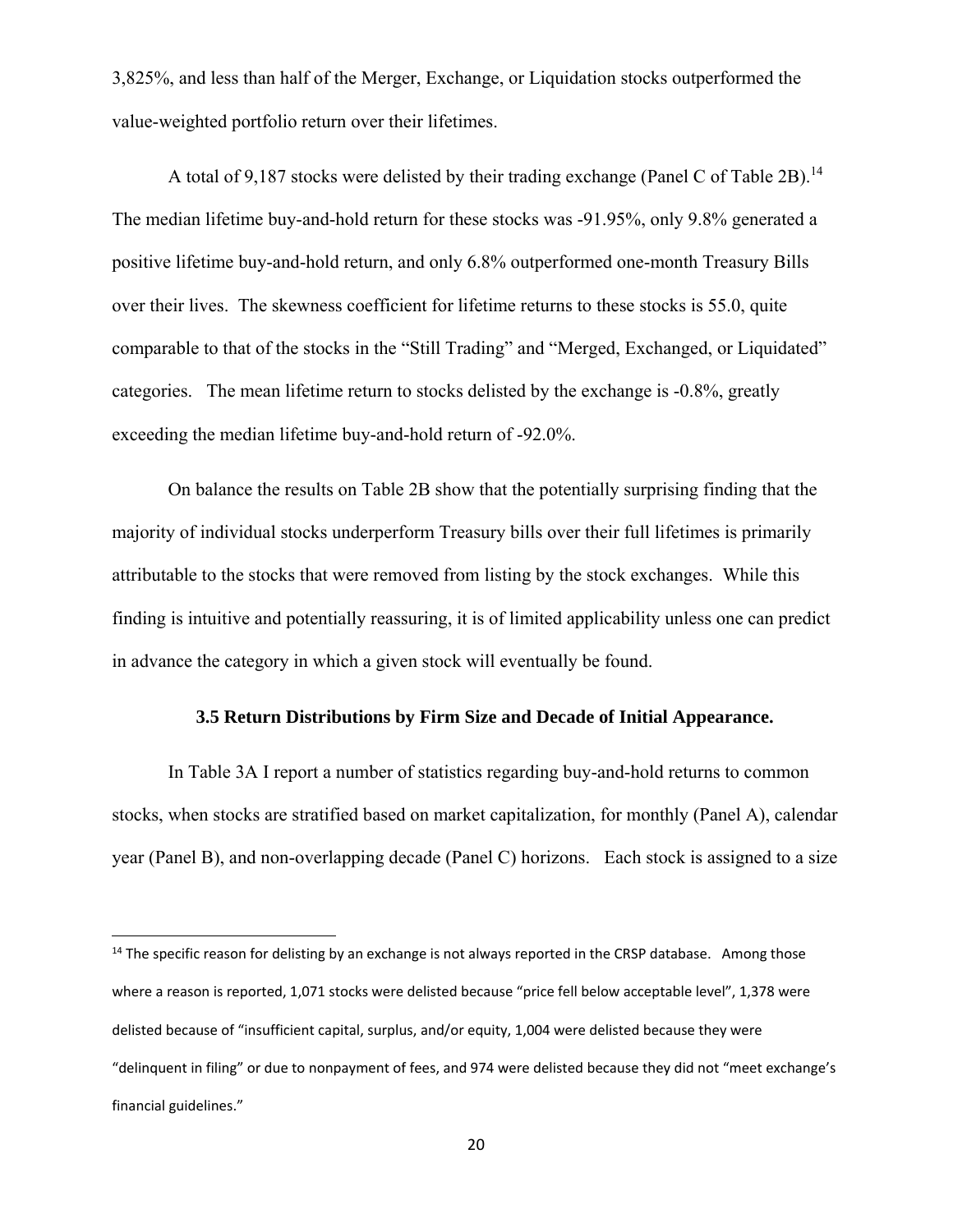3,825%, and less than half of the Merger, Exchange, or Liquidation stocks outperformed the value-weighted portfolio return over their lifetimes.

A total of 9,187 stocks were delisted by their trading exchange (Panel C of Table 2B).[14] The median lifetime buy-and-hold return for these stocks was -91.95%, only 9.8% generated a positive lifetime buy-and-hold return, and only 6.8% outperformed one-month Treasury Bills over their lives. The skewness coefficient for lifetime returns to these stocks is 55.0, quite comparable to that of the stocks in the "Still Trading" and "Merged, Exchanged, or Liquidated" categories. The mean lifetime return to stocks delisted by the exchange is -0.8%, greatly exceeding the median lifetime buy-and-hold return of -92.0%.

On balance the results on Table 2B show that the potentially surprising finding that the majority of individual stocks underperform Treasury bills over their full lifetimes is primarily attributable to the stocks that were removed from listing by the stock exchanges. While this finding is intuitive and potentially reassuring, it is of limited applicability unless one can predict in advance the category in which a given stock will eventually be found.

### 3.5 Return Distributions by Firm Size and Decade of Initial Appearance.

In Table 3A I report a number of statistics regarding buy-and-hold returns to common stocks, when stocks are stratified based on market capitalization, for monthly (Panel A), calendar year (Panel B), and non-overlapping decade (Panel C) horizons. Each stock is assigned to a size

[14] The specific reason for delisting by an exchange is not always reported in the CRSP database. Among those where a reason is reported, 1,071 stocks were delisted because "price fell below acceptable level", 1,378 were delisted because of "insufficient capital, surplus, and/or equity, 1,004 were delisted because they were "delinquent in filing" or due to nonpayment of fees, and 974 were delisted because they did not "meet exchange's financial guidelines."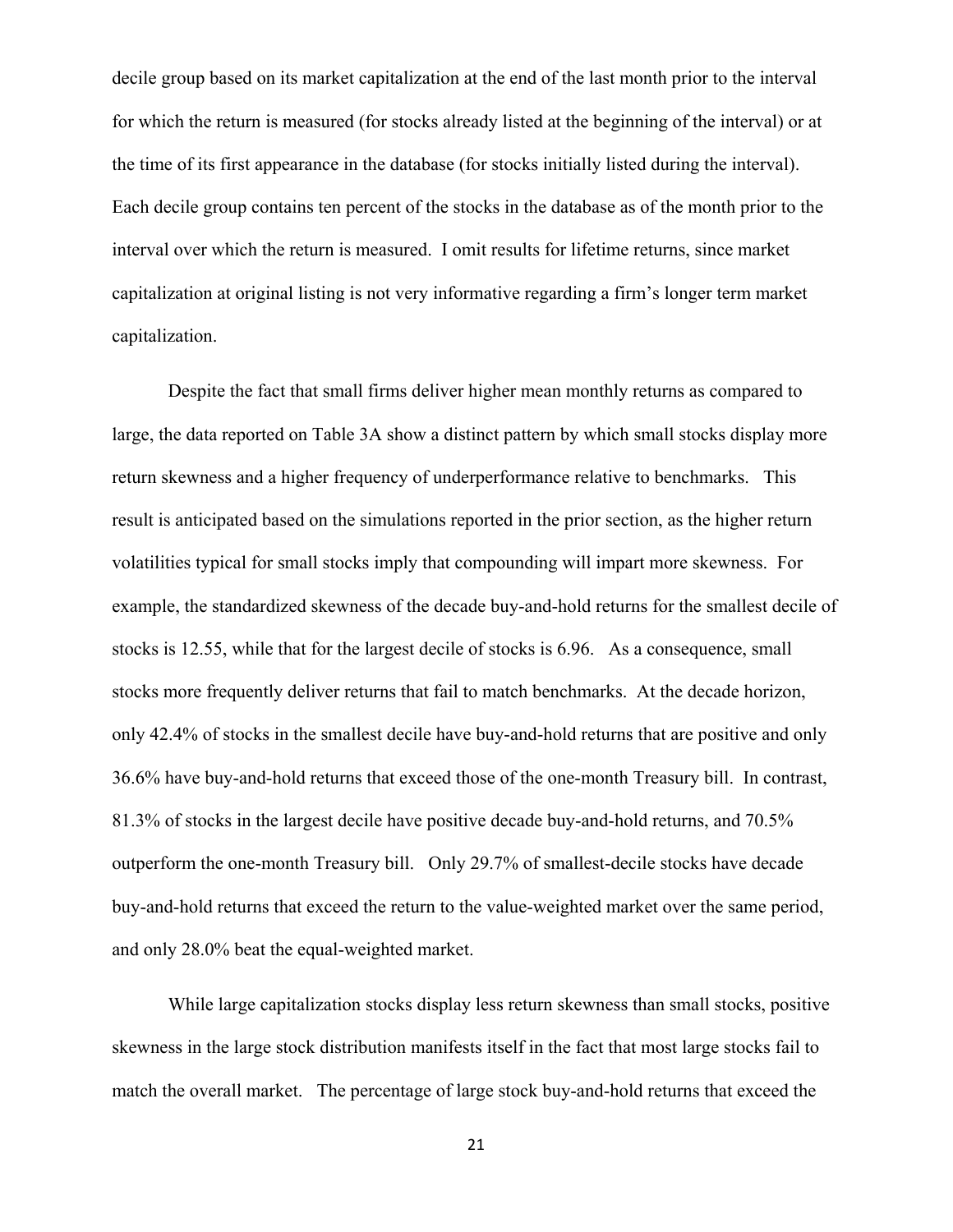decile group based on its market capitalization at the end of the last month prior to the interval for which the return is measured (for stocks already listed at the beginning of the interval) or at the time of its first appearance in the database (for stocks initially listed during the interval). Each decile group contains ten percent of the stocks in the database as of the month prior to the interval over which the return is measured. I omit results for lifetime returns, since market capitalization at original listing is not very informative regarding a firm's longer term market capitalization.

Despite the fact that small firms deliver higher mean monthly returns as compared to large, the data reported on Table 3A show a distinct pattern by which small stocks display more return skewness and a higher frequency of underperformance relative to benchmarks. This result is anticipated based on the simulations reported in the prior section, as the higher return volatilities typical for small stocks imply that compounding will impart more skewness. For example, the standardized skewness of the decade buy-and-hold returns for the smallest decile of stocks is 12.55, while that for the largest decile of stocks is 6.96. As a consequence, small stocks more frequently deliver returns that fail to match benchmarks. At the decade horizon, only 42.4% of stocks in the smallest decile have buy-and-hold returns that are positive and only 36.6% have buy-and-hold returns that exceed those of the one-month Treasury bill. In contrast, 81.3% of stocks in the largest decile have positive decade buy-and-hold returns, and 70.5% outperform the one-month Treasury bill. Only 29.7% of smallest-decile stocks have decade buy-and-hold returns that exceed the return to the value-weighted market over the same period, and only 28.0% beat the equal-weighted market.

While large capitalization stocks display less return skewness than small stocks, positive skewness in the large stock distribution manifests itself in the fact that most large stocks fail to match the overall market. The percentage of large stock buy-and-hold returns that exceed the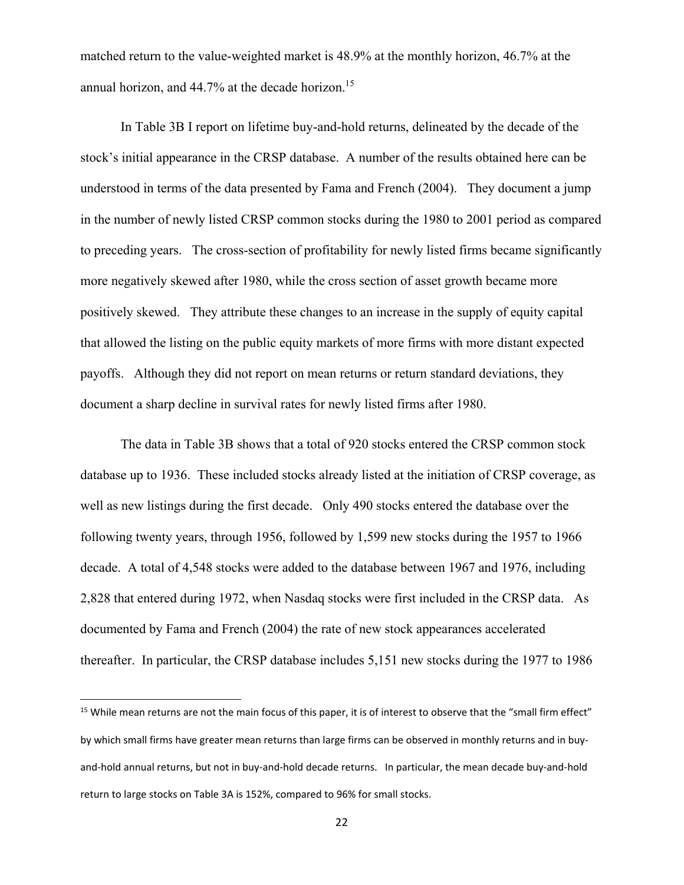matched return to the value-weighted market is 48.9% at the monthly horizon, 46.7% at the annual horizon, and 44.7% at the decade horizon.[15]

In Table 3B I report on lifetime buy-and-hold returns, delineated by the decade of the stock's initial appearance in the CRSP database. A number of the results obtained here can be understood in terms of the data presented by Fama and French (2004). They document a jump in the number of newly listed CRSP common stocks during the 1980 to 2001 period as compared to preceding years. The cross-section of profitability for newly listed firms became significantly more negatively skewed after 1980, while the cross section of asset growth became more positively skewed. They attribute these changes to an increase in the supply of equity capital that allowed the listing on the public equity markets of more firms with more distant expected payoffs. Although they did not report on mean returns or return standard deviations, they document a sharp decline in survival rates for newly listed firms after 1980.

The data in Table 3B shows that a total of 920 stocks entered the CRSP common stock database up to 1936. These included stocks already listed at the initiation of CRSP coverage, as well as new listings during the first decade. Only 490 stocks entered the database over the following twenty years, through 1956, followed by 1,599 new stocks during the 1957 to 1966 decade. A total of 4,548 stocks were added to the database between 1967 and 1976, including 2,828 that entered during 1972, when Nasdaq stocks were first included in the CRSP data. As documented by Fama and French (2004) the rate of new stock appearances accelerated thereafter. In particular, the CRSP database includes 5,151 new stocks during the 1977 to 1986

---

[15] While mean returns are not the main focus of this paper, it is of interest to observe that the "small firm effect" by which small firms have greater mean returns than large firms can be observed in monthly returns and in buy-and-hold annual returns, but not in buy-and-hold decade returns. In particular, the mean decade buy-and-hold return to large stocks on Table 3A is 152%, compared to 96% for small stocks.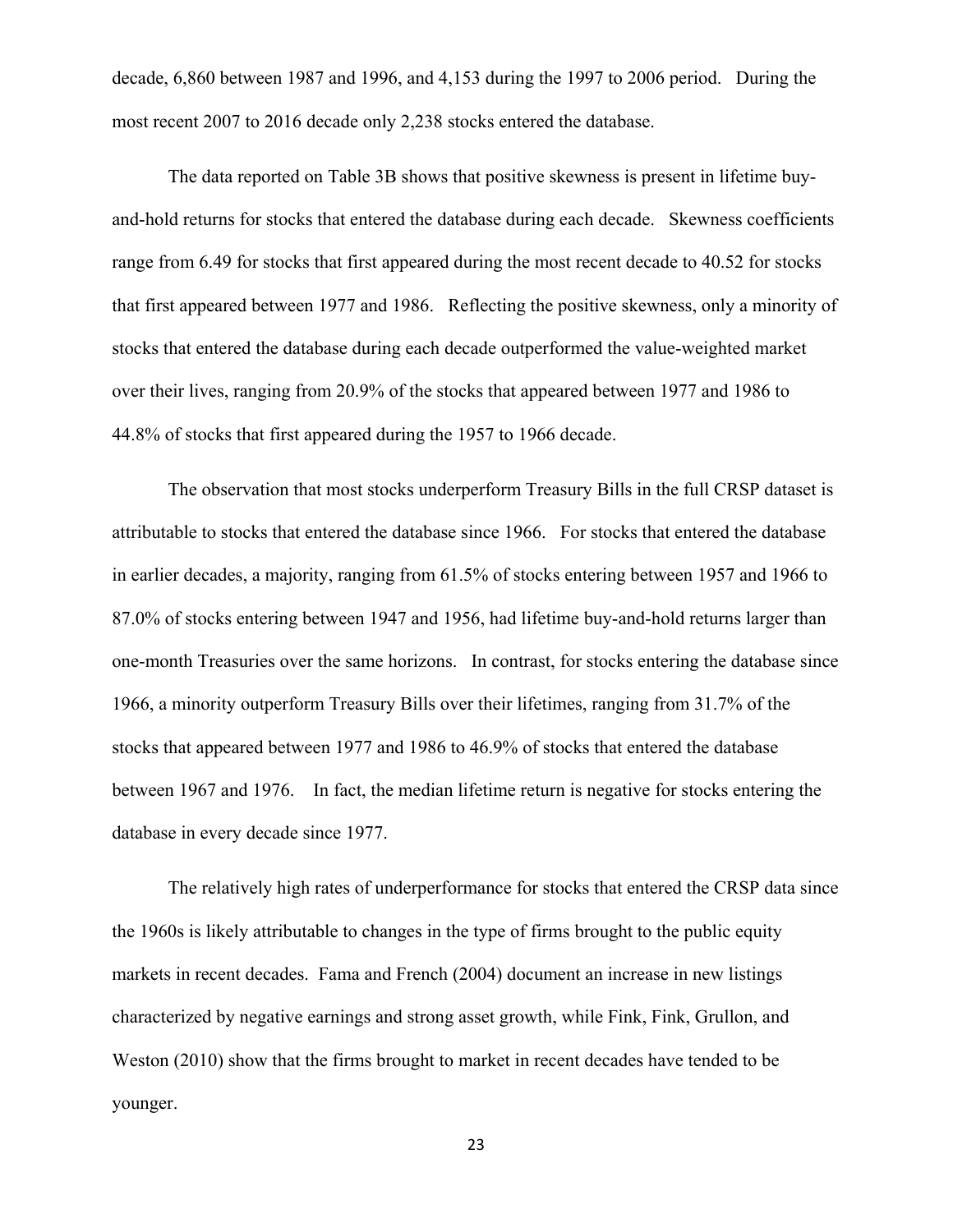decade, 6,860 between 1987 and 1996, and 4,153 during the 1997 to 2006 period. During the most recent 2007 to 2016 decade only 2,238 stocks entered the database.

The data reported on Table 3B shows that positive skewness is present in lifetime buy-and-hold returns for stocks that entered the database during each decade. Skewness coefficients range from 6.49 for stocks that first appeared during the most recent decade to 40.52 for stocks that first appeared between 1977 and 1986. Reflecting the positive skewness, only a minority of stocks that entered the database during each decade outperformed the value-weighted market over their lives, ranging from 20.9% of the stocks that appeared between 1977 and 1986 to 44.8% of stocks that first appeared during the 1957 to 1966 decade.

The observation that most stocks underperform Treasury Bills in the full CRSP dataset is attributable to stocks that entered the database since 1966. For stocks that entered the database in earlier decades, a majority, ranging from 61.5% of stocks entering between 1957 and 1966 to 87.0% of stocks entering between 1947 and 1956, had lifetime buy-and-hold returns larger than one-month Treasuries over the same horizons. In contrast, for stocks entering the database since 1966, a minority outperform Treasury Bills over their lifetimes, ranging from 31.7% of the stocks that appeared between 1977 and 1986 to 46.9% of stocks that entered the database between 1967 and 1976. In fact, the median lifetime return is negative for stocks entering the database in every decade since 1977.

The relatively high rates of underperformance for stocks that entered the CRSP data since the 1960s is likely attributable to changes in the type of firms brought to the public equity markets in recent decades. Fama and French (2004) document an increase in new listings characterized by negative earnings and strong asset growth, while Fink, Fink, Grullon, and Weston (2010) show that the firms brought to market in recent decades have tended to be younger.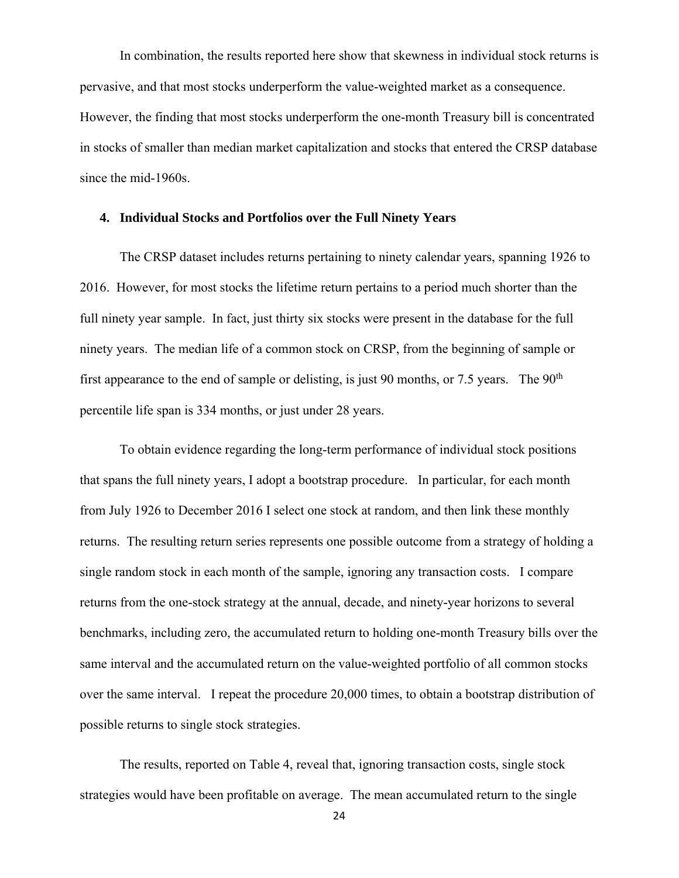In combination, the results reported here show that skewness in individual stock returns is pervasive, and that most stocks underperform the value-weighted market as a consequence. However, the finding that most stocks underperform the one-month Treasury bill is concentrated in stocks of smaller than median market capitalization and stocks that entered the CRSP database since the mid-1960s.

## 4. Individual Stocks and Portfolios over the Full Ninety Years

The CRSP dataset includes returns pertaining to ninety calendar years, spanning 1926 to 2016. However, for most stocks the lifetime return pertains to a period much shorter than the full ninety year sample. In fact, just thirty six stocks were present in the database for the full ninety years. The median life of a common stock on CRSP, from the beginning of sample or first appearance to the end of sample or delisting, is just 90 months, or 7.5 years. The 90th percentile life span is 334 months, or just under 28 years.

To obtain evidence regarding the long-term performance of individual stock positions that spans the full ninety years, I adopt a bootstrap procedure. In particular, for each month from July 1926 to December 2016 I select one stock at random, and then link these monthly returns. The resulting return series represents one possible outcome from a strategy of holding a single random stock in each month of the sample, ignoring any transaction costs. I compare returns from the one-stock strategy at the annual, decade, and ninety-year horizons to several benchmarks, including zero, the accumulated return to holding one-month Treasury bills over the same interval and the accumulated return on the value-weighted portfolio of all common stocks over the same interval. I repeat the procedure 20,000 times, to obtain a bootstrap distribution of possible returns to single stock strategies.

The results, reported on Table 4, reveal that, ignoring transaction costs, single stock strategies would have been profitable on average. The mean accumulated return to the single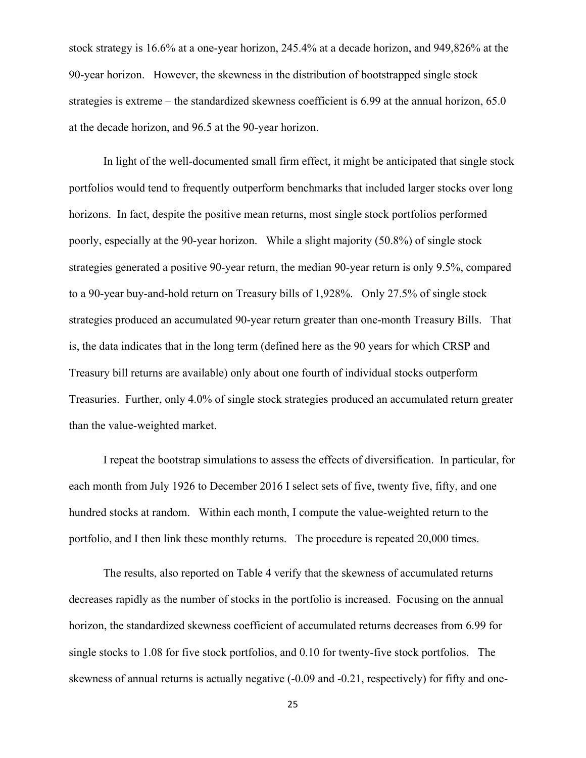stock strategy is 16.6% at a one-year horizon, 245.4% at a decade horizon, and 949,826% at the 90-year horizon. However, the skewness in the distribution of bootstrapped single stock strategies is extreme – the standardized skewness coefficient is 6.99 at the annual horizon, 65.0 at the decade horizon, and 96.5 at the 90-year horizon.

In light of the well-documented small firm effect, it might be anticipated that single stock portfolios would tend to frequently outperform benchmarks that included larger stocks over long horizons. In fact, despite the positive mean returns, most single stock portfolios performed poorly, especially at the 90-year horizon. While a slight majority (50.8%) of single stock strategies generated a positive 90-year return, the median 90-year return is only 9.5%, compared to a 90-year buy-and-hold return on Treasury bills of 1,928%. Only 27.5% of single stock strategies produced an accumulated 90-year return greater than one-month Treasury Bills. That is, the data indicates that in the long term (defined here as the 90 years for which CRSP and Treasury bill returns are available) only about one fourth of individual stocks outperform Treasuries. Further, only 4.0% of single stock strategies produced an accumulated return greater than the value-weighted market.

I repeat the bootstrap simulations to assess the effects of diversification. In particular, for each month from July 1926 to December 2016 I select sets of five, twenty five, fifty, and one hundred stocks at random. Within each month, I compute the value-weighted return to the portfolio, and I then link these monthly returns. The procedure is repeated 20,000 times.

The results, also reported on Table 4 verify that the skewness of accumulated returns decreases rapidly as the number of stocks in the portfolio is increased. Focusing on the annual horizon, the standardized skewness coefficient of accumulated returns decreases from 6.99 for single stocks to 1.08 for five stock portfolios, and 0.10 for twenty-five stock portfolios. The skewness of annual returns is actually negative (-0.09 and -0.21, respectively) for fifty and one-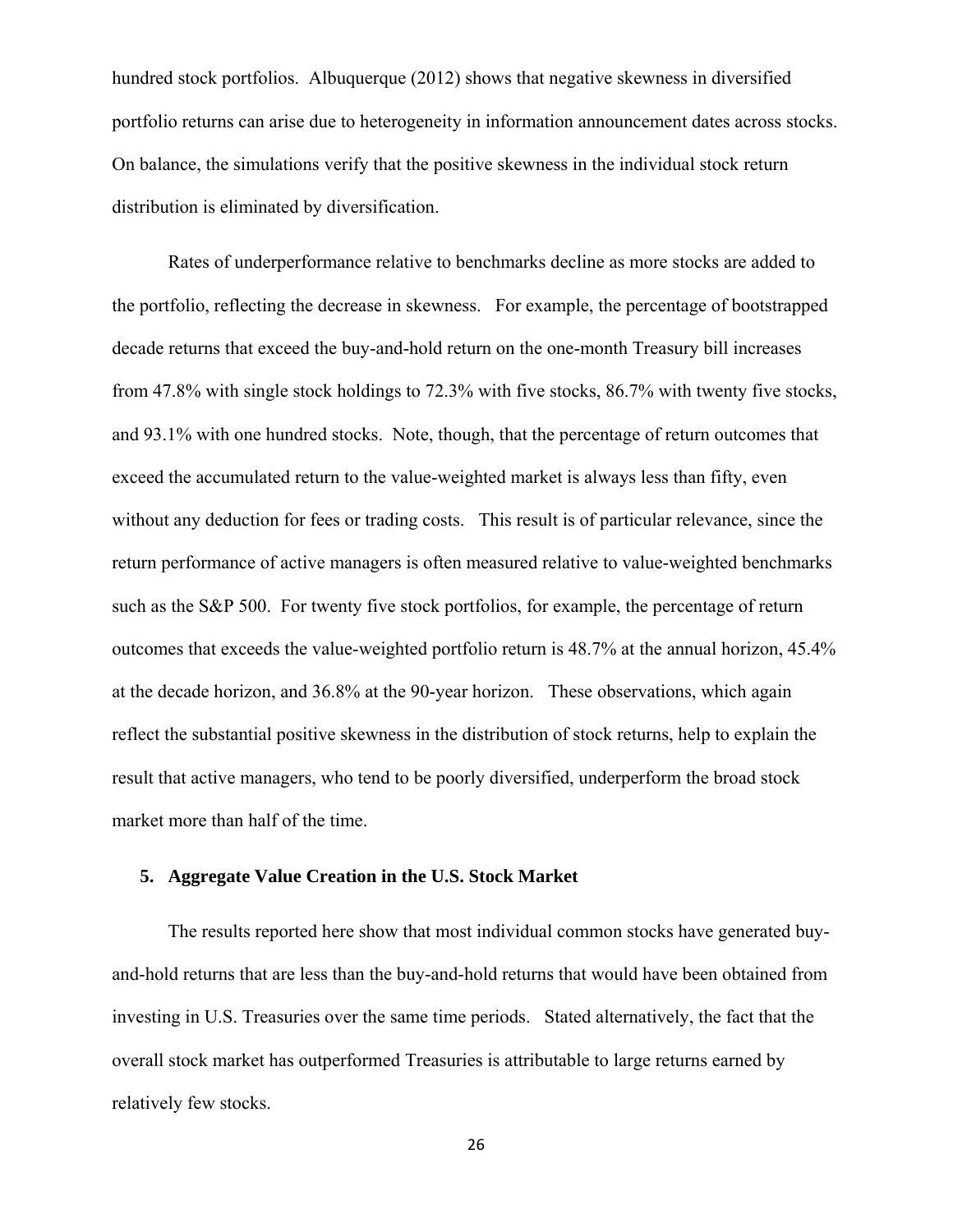hundred stock portfolios. Albuquerque (2012) shows that negative skewness in diversified portfolio returns can arise due to heterogeneity in information announcement dates across stocks. On balance, the simulations verify that the positive skewness in the individual stock return distribution is eliminated by diversification.

Rates of underperformance relative to benchmarks decline as more stocks are added to the portfolio, reflecting the decrease in skewness. For example, the percentage of bootstrapped decade returns that exceed the buy-and-hold return on the one-month Treasury bill increases from 47.8% with single stock holdings to 72.3% with five stocks, 86.7% with twenty five stocks, and 93.1% with one hundred stocks. Note, though, that the percentage of return outcomes that exceed the accumulated return to the value-weighted market is always less than fifty, even without any deduction for fees or trading costs. This result is of particular relevance, since the return performance of active managers is often measured relative to value-weighted benchmarks such as the S&P 500. For twenty five stock portfolios, for example, the percentage of return outcomes that exceeds the value-weighted portfolio return is 48.7% at the annual horizon, 45.4% at the decade horizon, and 36.8% at the 90-year horizon. These observations, which again reflect the substantial positive skewness in the distribution of stock returns, help to explain the result that active managers, who tend to be poorly diversified, underperform the broad stock market more than half of the time.

## 5. Aggregate Value Creation in the U.S. Stock Market

The results reported here show that most individual common stocks have generated buy-and-hold returns that are less than the buy-and-hold returns that would have been obtained from investing in U.S. Treasuries over the same time periods. Stated alternatively, the fact that the overall stock market has outperformed Treasuries is attributable to large returns earned by relatively few stocks.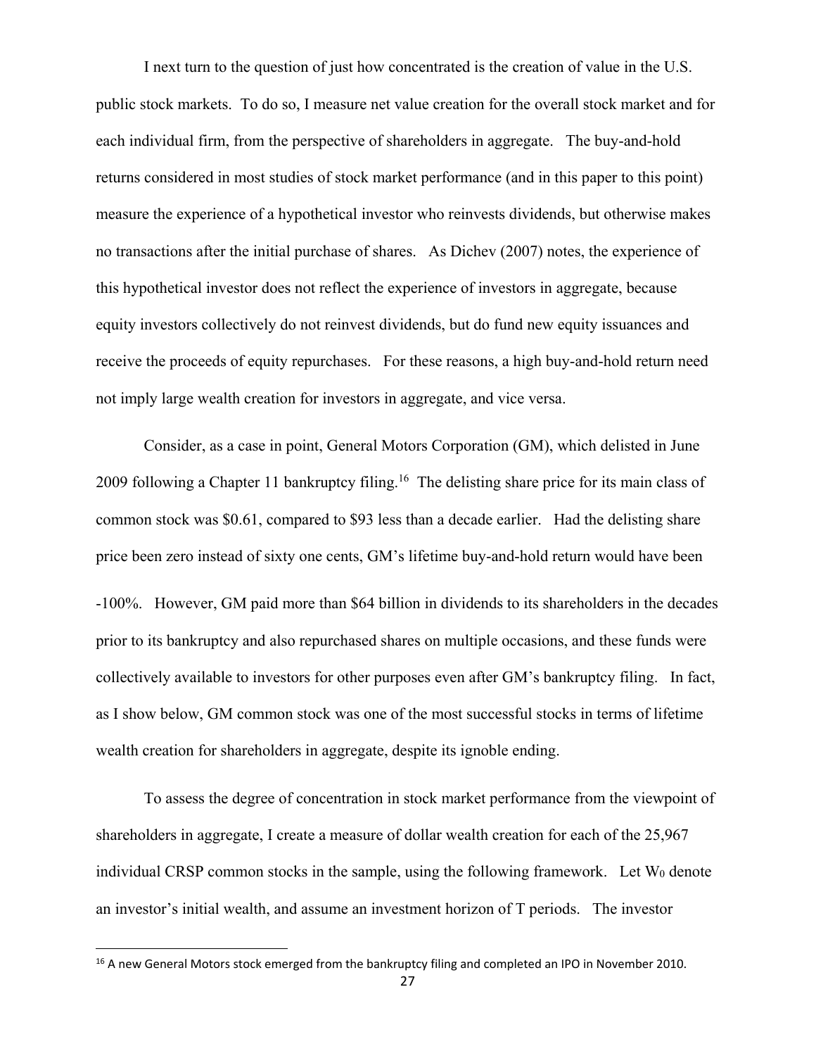I next turn to the question of just how concentrated is the creation of value in the U.S. public stock markets. To do so, I measure net value creation for the overall stock market and for each individual firm, from the perspective of shareholders in aggregate. The buy-and-hold returns considered in most studies of stock market performance (and in this paper to this point) measure the experience of a hypothetical investor who reinvests dividends, but otherwise makes no transactions after the initial purchase of shares. As Dichev (2007) notes, the experience of this hypothetical investor does not reflect the experience of investors in aggregate, because equity investors collectively do not reinvest dividends, but do fund new equity issuances and receive the proceeds of equity repurchases. For these reasons, a high buy-and-hold return need not imply large wealth creation for investors in aggregate, and vice versa.

Consider, as a case in point, General Motors Corporation (GM), which delisted in June 2009 following a Chapter 11 bankruptcy filing.[16] The delisting share price for its main class of common stock was \$0.61, compared to \$93 less than a decade earlier. Had the delisting share price been zero instead of sixty one cents, GM's lifetime buy-and-hold return would have been -100%. However, GM paid more than \$64 billion in dividends to its shareholders in the decades prior to its bankruptcy and also repurchased shares on multiple occasions, and these funds were collectively available to investors for other purposes even after GM's bankruptcy filing. In fact, as I show below, GM common stock was one of the most successful stocks in terms of lifetime wealth creation for shareholders in aggregate, despite its ignoble ending.

To assess the degree of concentration in stock market performance from the viewpoint of shareholders in aggregate, I create a measure of dollar wealth creation for each of the 25,967 individual CRSP common stocks in the sample, using the following framework. Let $W_0$ denote an investor's initial wealth, and assume an investment horizon of T periods. The investor

[16] A new General Motors stock emerged from the bankruptcy filing and completed an IPO in November 2010.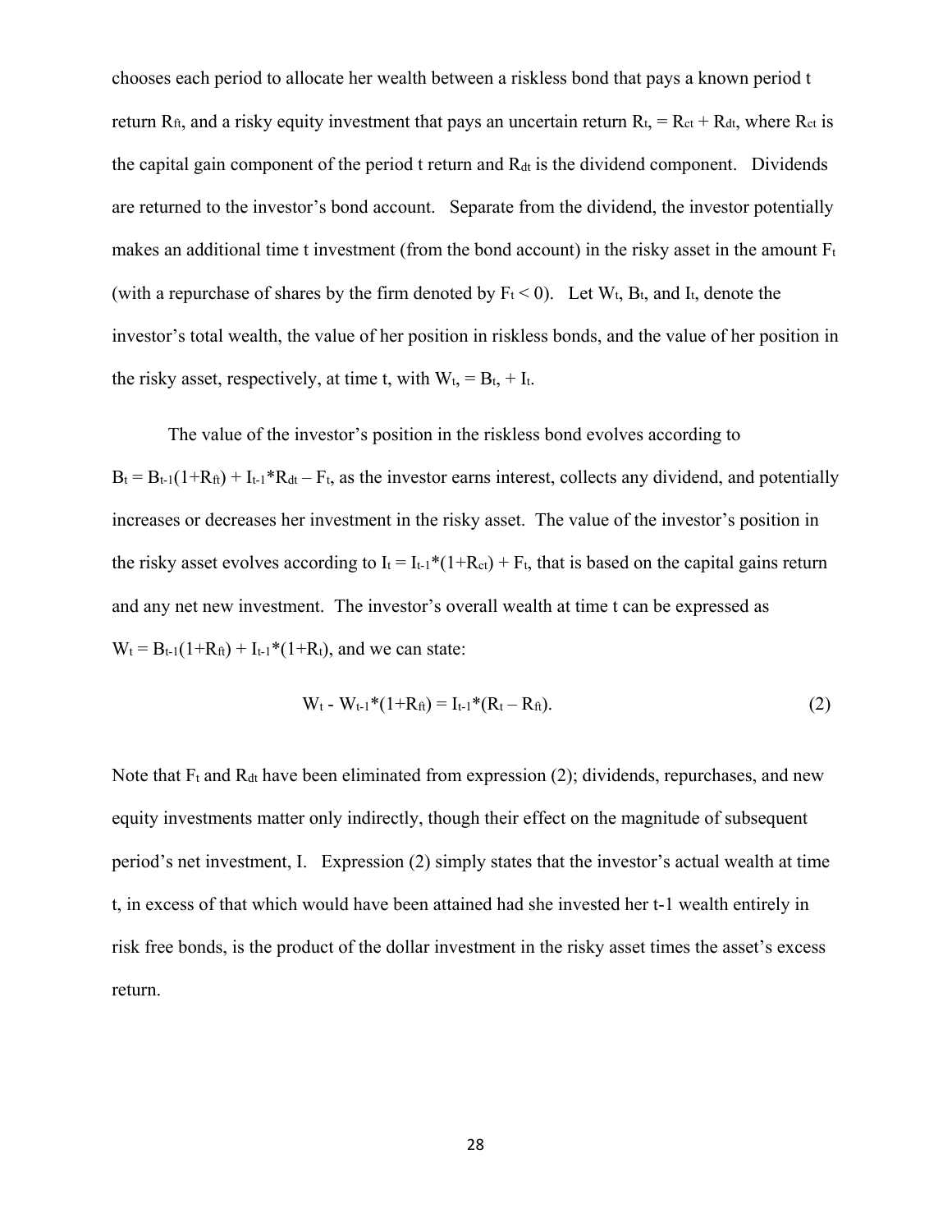chooses each period to allocate her wealth between a riskless bond that pays a known period t return $R_{ft}$, and a risky equity investment that pays an uncertain return $R_t$, $= R_{ct} + R_{dt}$, where $R_{ct}$ is the capital gain component of the period t return and $R_{dt}$ is the dividend component. Dividends are returned to the investor's bond account. Separate from the dividend, the investor potentially makes an additional time t investment (from the bond account) in the risky asset in the amount $F_t$ (with a repurchase of shares by the firm denoted by $F_t < 0$). Let $W_t$, $B_t$, and $I_t$, denote the investor's total wealth, the value of her position in riskless bonds, and the value of her position in the risky asset, respectively, at time t, with $W_t$, $= B_t$, $+ I_t$.

The value of the investor's position in the riskless bond evolves according to $B_t = B_{t-1}(1+R_{ft}) + I_{t-1}*R_{dt} - F_t$, as the investor earns interest, collects any dividend, and potentially increases or decreases her investment in the risky asset. The value of the investor's position in the risky asset evolves according to $I_t = I_{t-1}*(1+R_{ct}) + F_t$, that is based on the capital gains return and any net new investment. The investor's overall wealth at time t can be expressed as $W_t = B_{t-1}(1+R_{ft}) + I_{t-1}*(1+R_t)$, and we can state:

$$W_t - W_{t-1}*(1+R_{ft}) = I_{t-1}*(R_t - R_{ft}). \tag{2}$$

Note that $F_t$ and $R_{dt}$ have been eliminated from expression (2); dividends, repurchases, and new equity investments matter only indirectly, though their effect on the magnitude of subsequent period's net investment, I. Expression (2) simply states that the investor's actual wealth at time t, in excess of that which would have been attained had she invested her t-1 wealth entirely in risk free bonds, is the product of the dollar investment in the risky asset times the asset's excess return.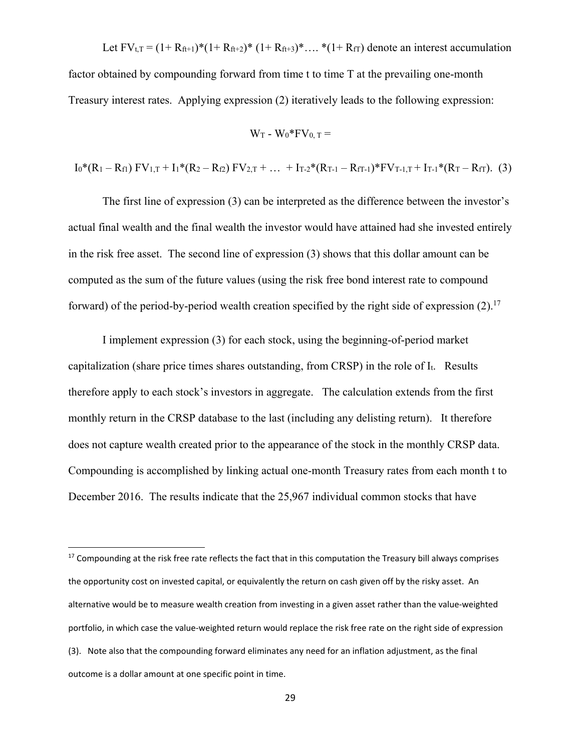Let $FV_{t,T} = (1+ R_{ft+1})*(1+ R_{ft+2})* (1+ R_{ft+3})*…. *(1+ R_{fT})$ denote an interest accumulation factor obtained by compounding forward from time t to time T at the prevailing one-month Treasury interest rates. Applying expression (2) iteratively leads to the following expression:

$$W_T - W_0*FV_{0,T} =$$

$$I_0*(R_1 - R_{f1}) FV_{1,T} + I_1*(R_2 - R_{f2}) FV_{2,T} + \ldots + I_{T-2}*(R_{T-1} - R_{fT-1})*FV_{T-1,T} + I_{T-1}*(R_T - R_{fT}). \quad (3)$$

The first line of expression (3) can be interpreted as the difference between the investor's actual final wealth and the final wealth the investor would have attained had she invested entirely in the risk free asset. The second line of expression (3) shows that this dollar amount can be computed as the sum of the future values (using the risk free bond interest rate to compound forward) of the period-by-period wealth creation specified by the right side of expression (2).[17]

I implement expression (3) for each stock, using the beginning-of-period market capitalization (share price times shares outstanding, from CRSP) in the role of $I_t$. Results therefore apply to each stock's investors in aggregate. The calculation extends from the first monthly return in the CRSP database to the last (including any delisting return). It therefore does not capture wealth created prior to the appearance of the stock in the monthly CRSP data. Compounding is accomplished by linking actual one-month Treasury rates from each month t to December 2016. The results indicate that the 25,967 individual common stocks that have

---

[17] Compounding at the risk free rate reflects the fact that in this computation the Treasury bill always comprises the opportunity cost on invested capital, or equivalently the return on cash given off by the risky asset. An alternative would be to measure wealth creation from investing in a given asset rather than the value-weighted portfolio, in which case the value-weighted return would replace the risk free rate on the right side of expression (3). Note also that the compounding forward eliminates any need for an inflation adjustment, as the final outcome is a dollar amount at one specific point in time.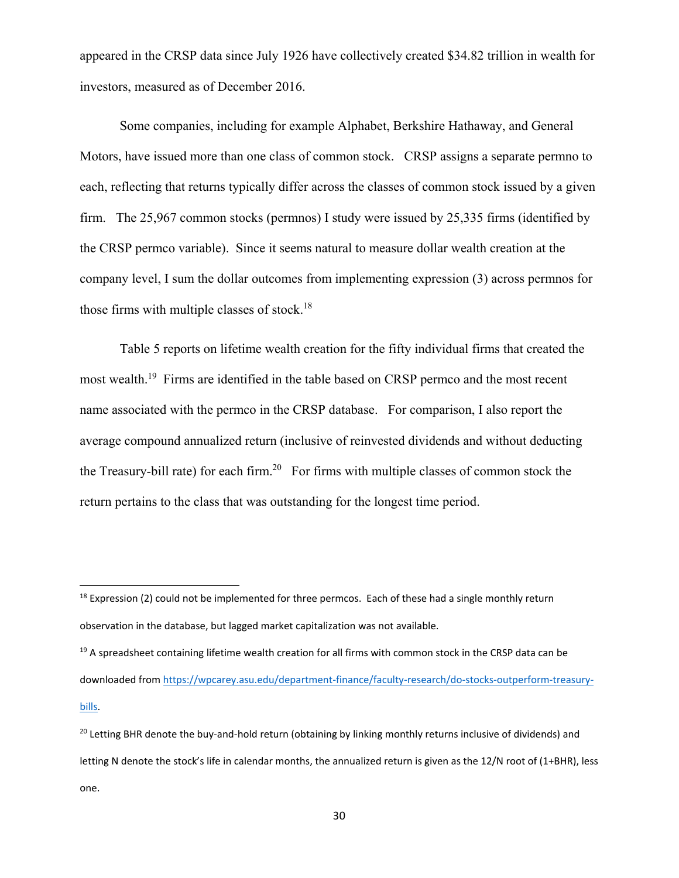appeared in the CRSP data since July 1926 have collectively created $34.82 trillion in wealth for investors, measured as of December 2016.

Some companies, including for example Alphabet, Berkshire Hathaway, and General Motors, have issued more than one class of common stock. CRSP assigns a separate permno to each, reflecting that returns typically differ across the classes of common stock issued by a given firm. The 25,967 common stocks (permnos) I study were issued by 25,335 firms (identified by the CRSP permco variable). Since it seems natural to measure dollar wealth creation at the company level, I sum the dollar outcomes from implementing expression (3) across permnos for those firms with multiple classes of stock.[18]

Table 5 reports on lifetime wealth creation for the fifty individual firms that created the most wealth.[19] Firms are identified in the table based on CRSP permco and the most recent name associated with the permco in the CRSP database. For comparison, I also report the average compound annualized return (inclusive of reinvested dividends and without deducting the Treasury-bill rate) for each firm.[20] For firms with multiple classes of common stock the return pertains to the class that was outstanding for the longest time period.

---

[18] Expression (2) could not be implemented for three permcos. Each of these had a single monthly return observation in the database, but lagged market capitalization was not available.

[19] A spreadsheet containing lifetime wealth creation for all firms with common stock in the CRSP data can be downloaded from https://wpcarey.asu.edu/department-finance/faculty-research/do-stocks-outperform-treasury-bills.

[20] Letting BHR denote the buy-and-hold return (obtaining by linking monthly returns inclusive of dividends) and letting N denote the stock's life in calendar months, the annualized return is given as the 12/N root of (1+BHR), less one.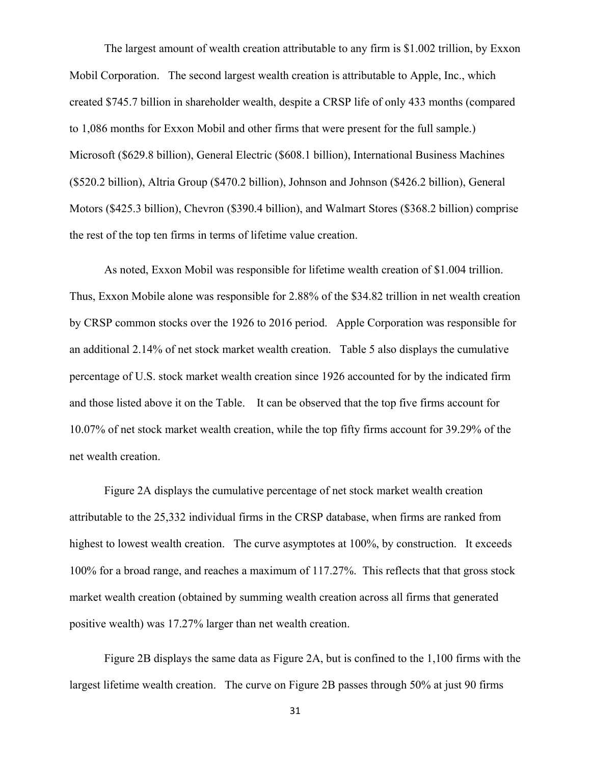The largest amount of wealth creation attributable to any firm is $1.002 trillion, by Exxon Mobil Corporation. The second largest wealth creation is attributable to Apple, Inc., which created $745.7 billion in shareholder wealth, despite a CRSP life of only 433 months (compared to 1,086 months for Exxon Mobil and other firms that were present for the full sample.) Microsoft ($629.8 billion), General Electric ($608.1 billion), International Business Machines ($520.2 billion), Altria Group ($470.2 billion), Johnson and Johnson ($426.2 billion), General Motors ($425.3 billion), Chevron ($390.4 billion), and Walmart Stores ($368.2 billion) comprise the rest of the top ten firms in terms of lifetime value creation.

As noted, Exxon Mobil was responsible for lifetime wealth creation of $1.004 trillion. Thus, Exxon Mobile alone was responsible for 2.88% of the $34.82 trillion in net wealth creation by CRSP common stocks over the 1926 to 2016 period. Apple Corporation was responsible for an additional 2.14% of net stock market wealth creation. Table 5 also displays the cumulative percentage of U.S. stock market wealth creation since 1926 accounted for by the indicated firm and those listed above it on the Table. It can be observed that the top five firms account for 10.07% of net stock market wealth creation, while the top fifty firms account for 39.29% of the net wealth creation.

Figure 2A displays the cumulative percentage of net stock market wealth creation attributable to the 25,332 individual firms in the CRSP database, when firms are ranked from highest to lowest wealth creation. The curve asymptotes at 100%, by construction. It exceeds 100% for a broad range, and reaches a maximum of 117.27%. This reflects that that gross stock market wealth creation (obtained by summing wealth creation across all firms that generated positive wealth) was 17.27% larger than net wealth creation.

Figure 2B displays the same data as Figure 2A, but is confined to the 1,100 firms with the largest lifetime wealth creation. The curve on Figure 2B passes through 50% at just 90 firms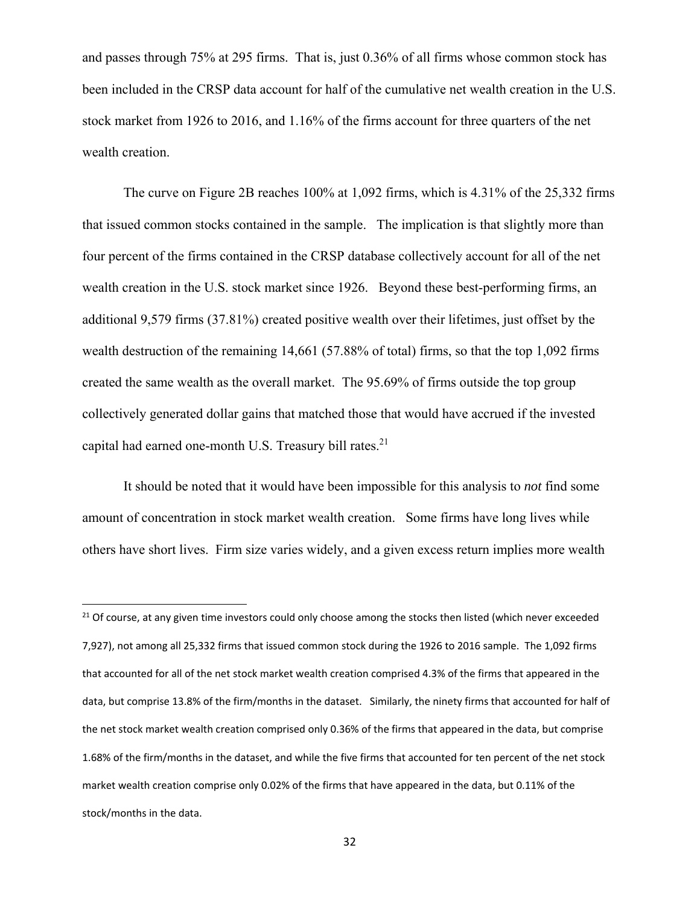and passes through 75% at 295 firms. That is, just 0.36% of all firms whose common stock has been included in the CRSP data account for half of the cumulative net wealth creation in the U.S. stock market from 1926 to 2016, and 1.16% of the firms account for three quarters of the net wealth creation.

The curve on Figure 2B reaches 100% at 1,092 firms, which is 4.31% of the 25,332 firms that issued common stocks contained in the sample. The implication is that slightly more than four percent of the firms contained in the CRSP database collectively account for all of the net wealth creation in the U.S. stock market since 1926. Beyond these best-performing firms, an additional 9,579 firms (37.81%) created positive wealth over their lifetimes, just offset by the wealth destruction of the remaining 14,661 (57.88% of total) firms, so that the top 1,092 firms created the same wealth as the overall market. The 95.69% of firms outside the top group collectively generated dollar gains that matched those that would have accrued if the invested capital had earned one-month U.S. Treasury bill rates.[21]

It should be noted that it would have been impossible for this analysis to *not* find some amount of concentration in stock market wealth creation. Some firms have long lives while others have short lives. Firm size varies widely, and a given excess return implies more wealth

---

[21] Of course, at any given time investors could only choose among the stocks then listed (which never exceeded 7,927), not among all 25,332 firms that issued common stock during the 1926 to 2016 sample. The 1,092 firms that accounted for all of the net stock market wealth creation comprised 4.3% of the firms that appeared in the data, but comprise 13.8% of the firm/months in the dataset. Similarly, the ninety firms that accounted for half of the net stock market wealth creation comprised only 0.36% of the firms that appeared in the data, but comprise 1.68% of the firm/months in the dataset, and while the five firms that accounted for ten percent of the net stock market wealth creation comprise only 0.02% of the firms that have appeared in the data, but 0.11% of the stock/months in the data.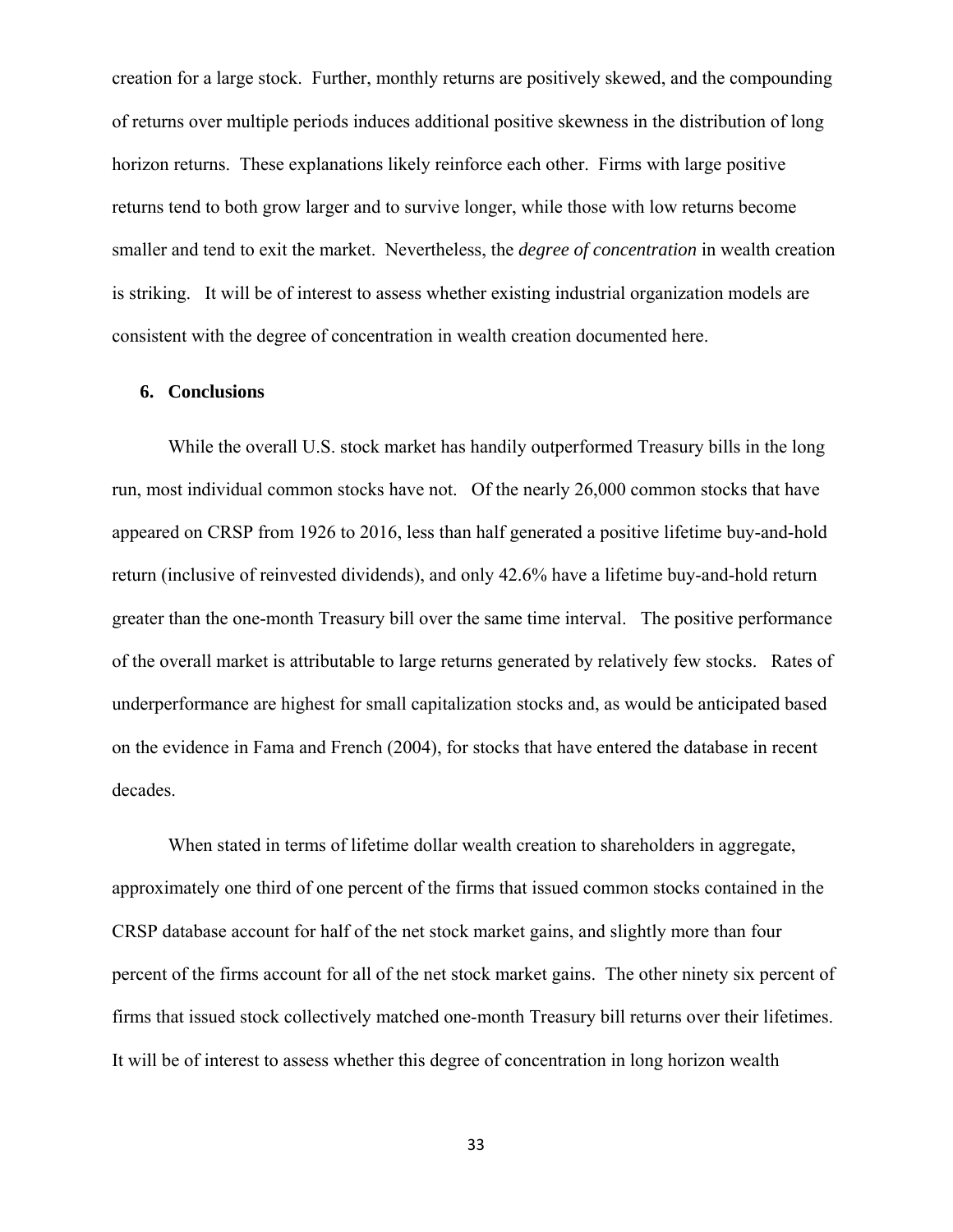creation for a large stock. Further, monthly returns are positively skewed, and the compounding of returns over multiple periods induces additional positive skewness in the distribution of long horizon returns. These explanations likely reinforce each other. Firms with large positive returns tend to both grow larger and to survive longer, while those with low returns become smaller and tend to exit the market. Nevertheless, the *degree of concentration* in wealth creation is striking. It will be of interest to assess whether existing industrial organization models are consistent with the degree of concentration in wealth creation documented here.

## 6. Conclusions

While the overall U.S. stock market has handily outperformed Treasury bills in the long run, most individual common stocks have not. Of the nearly 26,000 common stocks that have appeared on CRSP from 1926 to 2016, less than half generated a positive lifetime buy-and-hold return (inclusive of reinvested dividends), and only 42.6% have a lifetime buy-and-hold return greater than the one-month Treasury bill over the same time interval. The positive performance of the overall market is attributable to large returns generated by relatively few stocks. Rates of underperformance are highest for small capitalization stocks and, as would be anticipated based on the evidence in Fama and French (2004), for stocks that have entered the database in recent decades.

When stated in terms of lifetime dollar wealth creation to shareholders in aggregate, approximately one third of one percent of the firms that issued common stocks contained in the CRSP database account for half of the net stock market gains, and slightly more than four percent of the firms account for all of the net stock market gains. The other ninety six percent of firms that issued stock collectively matched one-month Treasury bill returns over their lifetimes. It will be of interest to assess whether this degree of concentration in long horizon wealth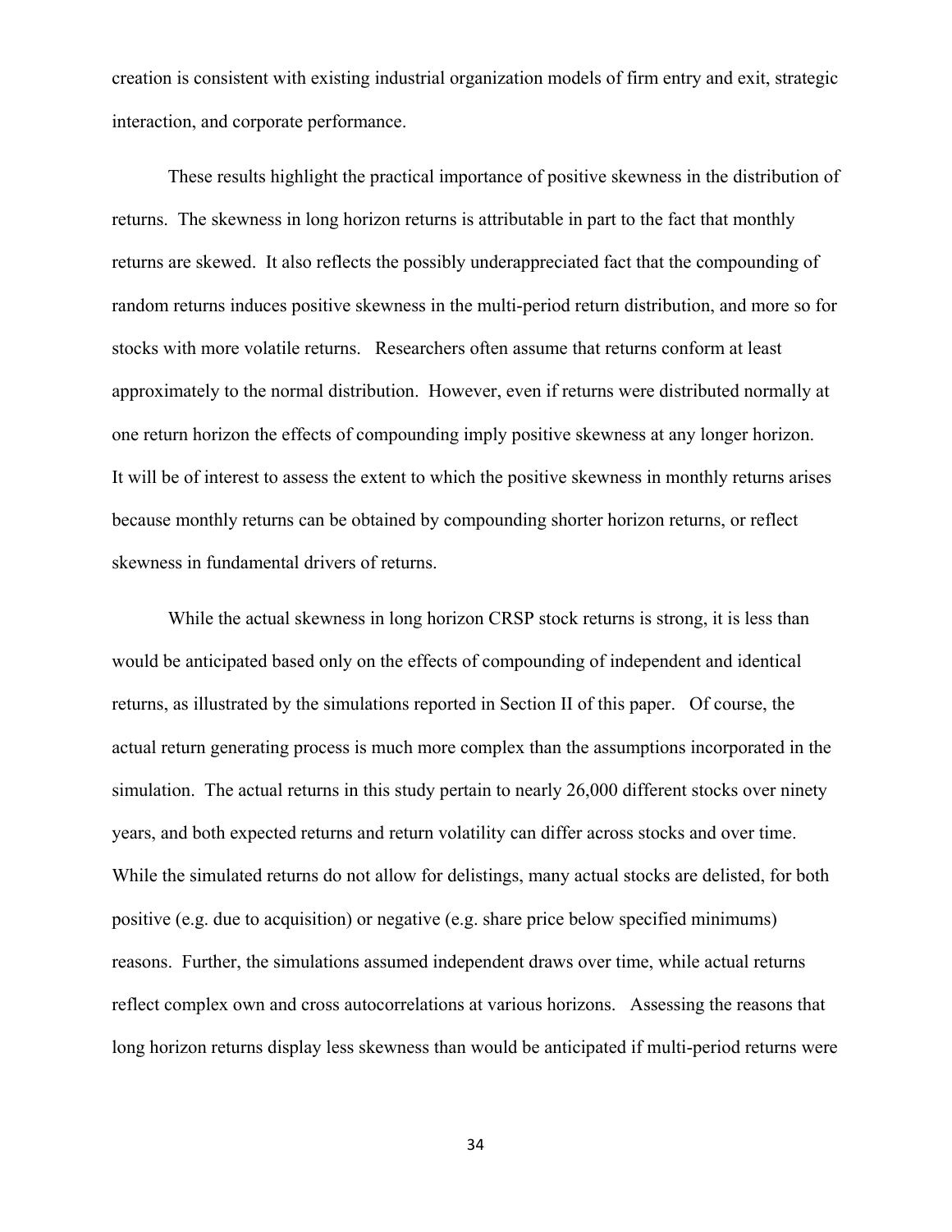creation is consistent with existing industrial organization models of firm entry and exit, strategic interaction, and corporate performance.

These results highlight the practical importance of positive skewness in the distribution of returns. The skewness in long horizon returns is attributable in part to the fact that monthly returns are skewed. It also reflects the possibly underappreciated fact that the compounding of random returns induces positive skewness in the multi-period return distribution, and more so for stocks with more volatile returns. Researchers often assume that returns conform at least approximately to the normal distribution. However, even if returns were distributed normally at one return horizon the effects of compounding imply positive skewness at any longer horizon. It will be of interest to assess the extent to which the positive skewness in monthly returns arises because monthly returns can be obtained by compounding shorter horizon returns, or reflect skewness in fundamental drivers of returns.

While the actual skewness in long horizon CRSP stock returns is strong, it is less than would be anticipated based only on the effects of compounding of independent and identical returns, as illustrated by the simulations reported in Section II of this paper. Of course, the actual return generating process is much more complex than the assumptions incorporated in the simulation. The actual returns in this study pertain to nearly 26,000 different stocks over ninety years, and both expected returns and return volatility can differ across stocks and over time. While the simulated returns do not allow for delistings, many actual stocks are delisted, for both positive (e.g. due to acquisition) or negative (e.g. share price below specified minimums) reasons. Further, the simulations assumed independent draws over time, while actual returns reflect complex own and cross autocorrelations at various horizons. Assessing the reasons that long horizon returns display less skewness than would be anticipated if multi-period returns were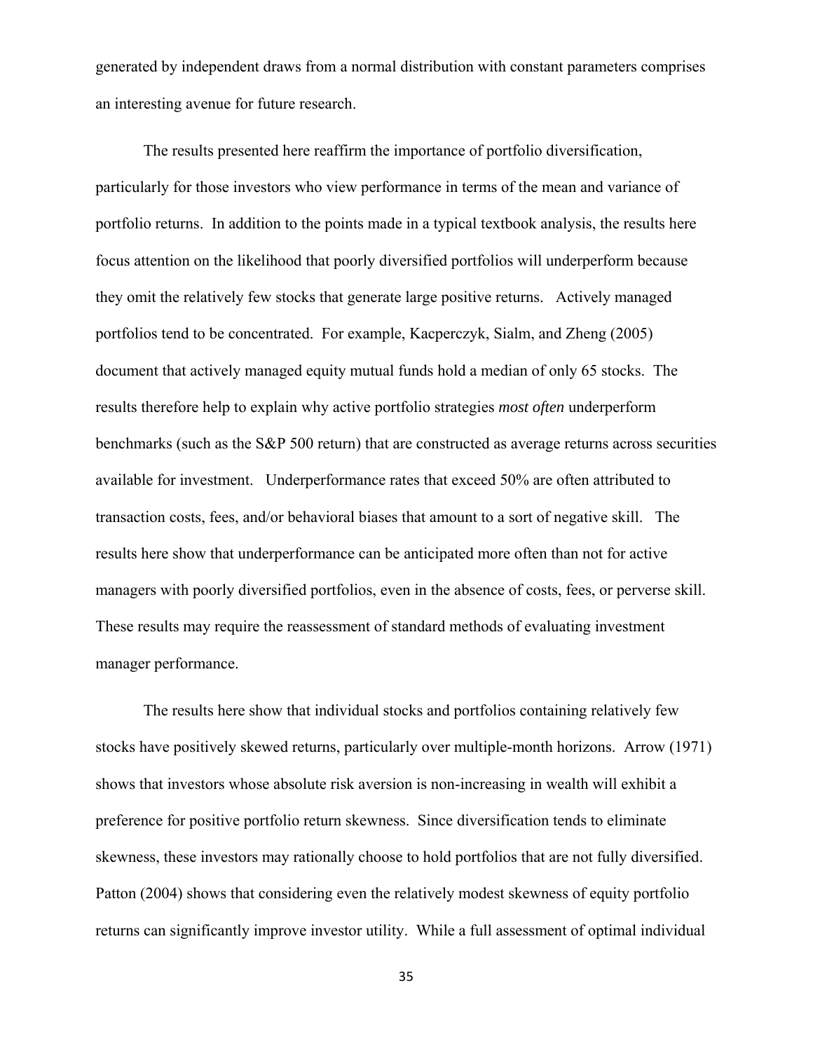generated by independent draws from a normal distribution with constant parameters comprises an interesting avenue for future research.

The results presented here reaffirm the importance of portfolio diversification, particularly for those investors who view performance in terms of the mean and variance of portfolio returns. In addition to the points made in a typical textbook analysis, the results here focus attention on the likelihood that poorly diversified portfolios will underperform because they omit the relatively few stocks that generate large positive returns. Actively managed portfolios tend to be concentrated. For example, Kacperczyk, Sialm, and Zheng (2005) document that actively managed equity mutual funds hold a median of only 65 stocks. The results therefore help to explain why active portfolio strategies *most often* underperform benchmarks (such as the S&P 500 return) that are constructed as average returns across securities available for investment. Underperformance rates that exceed 50% are often attributed to transaction costs, fees, and/or behavioral biases that amount to a sort of negative skill. The results here show that underperformance can be anticipated more often than not for active managers with poorly diversified portfolios, even in the absence of costs, fees, or perverse skill. These results may require the reassessment of standard methods of evaluating investment manager performance.

The results here show that individual stocks and portfolios containing relatively few stocks have positively skewed returns, particularly over multiple-month horizons. Arrow (1971) shows that investors whose absolute risk aversion is non-increasing in wealth will exhibit a preference for positive portfolio return skewness. Since diversification tends to eliminate skewness, these investors may rationally choose to hold portfolios that are not fully diversified. Patton (2004) shows that considering even the relatively modest skewness of equity portfolio returns can significantly improve investor utility. While a full assessment of optimal individual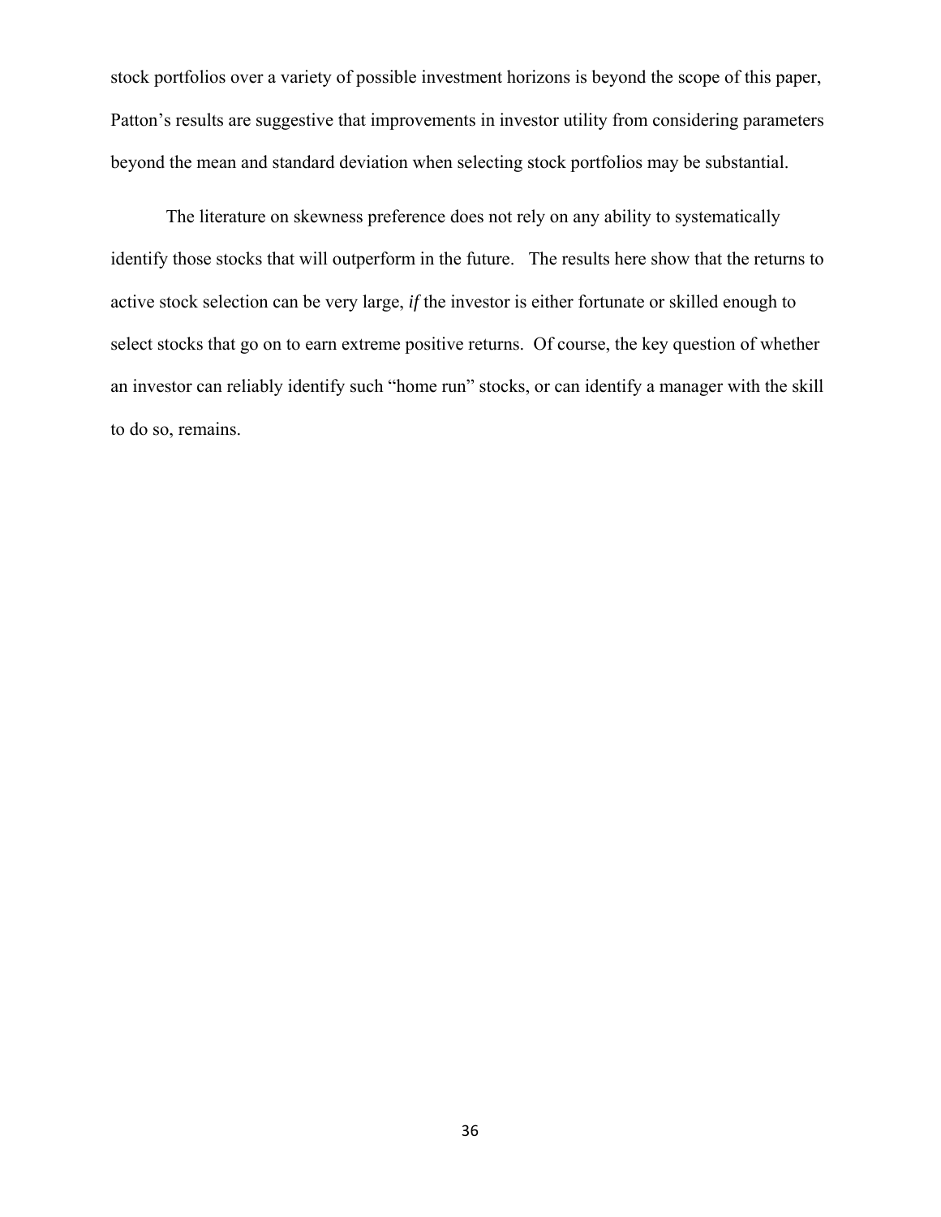stock portfolios over a variety of possible investment horizons is beyond the scope of this paper, Patton's results are suggestive that improvements in investor utility from considering parameters beyond the mean and standard deviation when selecting stock portfolios may be substantial.

The literature on skewness preference does not rely on any ability to systematically identify those stocks that will outperform in the future. The results here show that the returns to active stock selection can be very large, *if* the investor is either fortunate or skilled enough to select stocks that go on to earn extreme positive returns. Of course, the key question of whether an investor can reliably identify such "home run" stocks, or can identify a manager with the skill to do so, remains.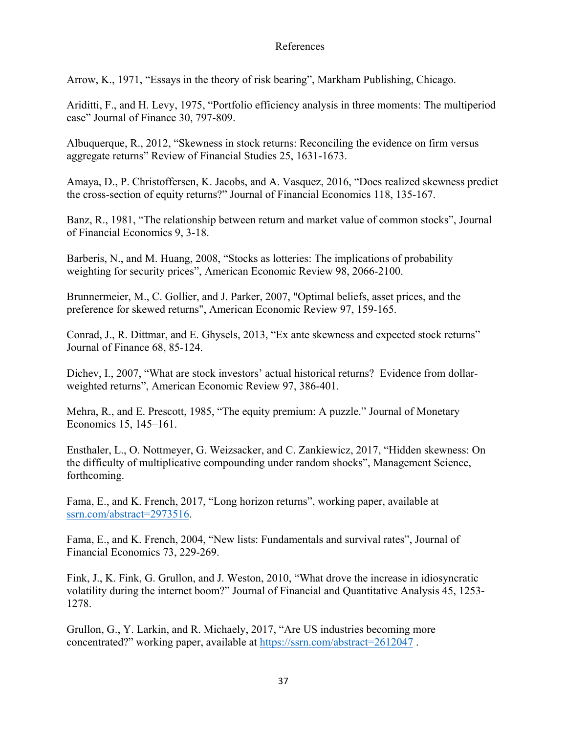# References

Arrow, K., 1971, "Essays in the theory of risk bearing", Markham Publishing, Chicago.

Ariditti, F., and H. Levy, 1975, "Portfolio efficiency analysis in three moments: The multiperiod case" Journal of Finance 30, 797-809.

Albuquerque, R., 2012, "Skewness in stock returns: Reconciling the evidence on firm versus aggregate returns" Review of Financial Studies 25, 1631-1673.

Amaya, D., P. Christoffersen, K. Jacobs, and A. Vasquez, 2016, "Does realized skewness predict the cross-section of equity returns?" Journal of Financial Economics 118, 135-167.

Banz, R., 1981, "The relationship between return and market value of common stocks", Journal of Financial Economics 9, 3-18.

Barberis, N., and M. Huang, 2008, "Stocks as lotteries: The implications of probability weighting for security prices", American Economic Review 98, 2066-2100.

Brunnermeier, M., C. Gollier, and J. Parker, 2007, "Optimal beliefs, asset prices, and the preference for skewed returns", American Economic Review 97, 159-165.

Conrad, J., R. Dittmar, and E. Ghysels, 2013, "Ex ante skewness and expected stock returns" Journal of Finance 68, 85-124.

Dichev, I., 2007, "What are stock investors' actual historical returns? Evidence from dollar-weighted returns", American Economic Review 97, 386-401.

Mehra, R., and E. Prescott, 1985, "The equity premium: A puzzle." Journal of Monetary Economics 15, 145–161.

Ensthaler, L., O. Nottmeyer, G. Weizsacker, and C. Zankiewicz, 2017, "Hidden skewness: On the difficulty of multiplicative compounding under random shocks", Management Science, forthcoming.

Fama, E., and K. French, 2017, "Long horizon returns", working paper, available at ssrn.com/abstract=2973516.

Fama, E., and K. French, 2004, "New lists: Fundamentals and survival rates", Journal of Financial Economics 73, 229-269.

Fink, J., K. Fink, G. Grullon, and J. Weston, 2010, "What drove the increase in idiosyncratic volatility during the internet boom?" Journal of Financial and Quantitative Analysis 45, 1253-1278.

Grullon, G., Y. Larkin, and R. Michaely, 2017, "Are US industries becoming more concentrated?" working paper, available at https://ssrn.com/abstract=2612047 .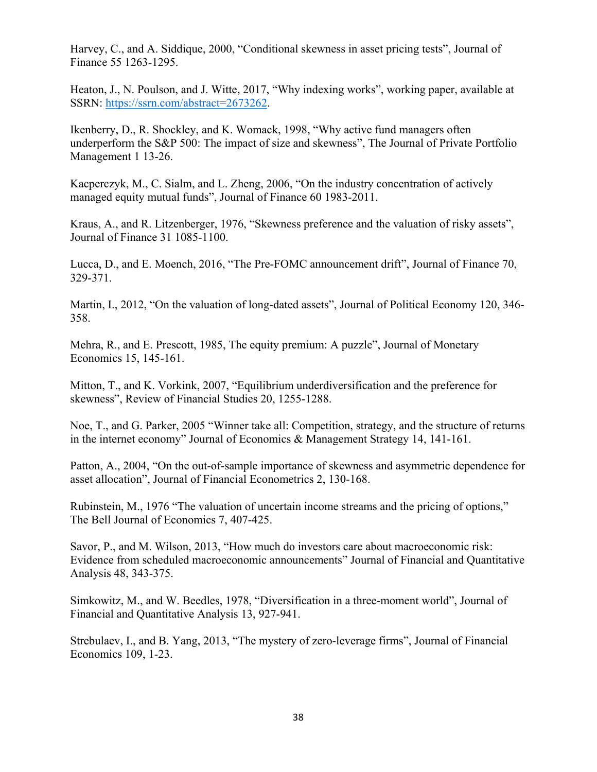Harvey, C., and A. Siddique, 2000, “Conditional skewness in asset pricing tests”, Journal of Finance 55 1263-1295.

Heaton, J., N. Poulson, and J. Witte, 2017, “Why indexing works”, working paper, available at SSRN: https://ssrn.com/abstract=2673262.

Ikenberry, D., R. Shockley, and K. Womack, 1998, “Why active fund managers often underperform the S&P 500: The impact of size and skewness”, The Journal of Private Portfolio Management 1 13-26.

Kacperczyk, M., C. Sialm, and L. Zheng, 2006, “On the industry concentration of actively managed equity mutual funds”, Journal of Finance 60 1983-2011.

Kraus, A., and R. Litzenberger, 1976, “Skewness preference and the valuation of risky assets”, Journal of Finance 31 1085-1100.

Lucca, D., and E. Moench, 2016, “The Pre-FOMC announcement drift”, Journal of Finance 70, 329-371.

Martin, I., 2012, “On the valuation of long-dated assets”, Journal of Political Economy 120, 346-358.

Mehra, R., and E. Prescott, 1985, The equity premium: A puzzle”, Journal of Monetary Economics 15, 145-161.

Mitton, T., and K. Vorkink, 2007, “Equilibrium underdiversification and the preference for skewness”, Review of Financial Studies 20, 1255-1288.

Noe, T., and G. Parker, 2005 “Winner take all: Competition, strategy, and the structure of returns in the internet economy” Journal of Economics & Management Strategy 14, 141-161.

Patton, A., 2004, “On the out-of-sample importance of skewness and asymmetric dependence for asset allocation”, Journal of Financial Econometrics 2, 130-168.

Rubinstein, M., 1976 “The valuation of uncertain income streams and the pricing of options,” The Bell Journal of Economics 7, 407-425.

Savor, P., and M. Wilson, 2013, “How much do investors care about macroeconomic risk: Evidence from scheduled macroeconomic announcements” Journal of Financial and Quantitative Analysis 48, 343-375.

Simkowitz, M., and W. Beedles, 1978, “Diversification in a three-moment world”, Journal of Financial and Quantitative Analysis 13, 927-941.

Strebulaev, I., and B. Yang, 2013, “The mystery of zero-leverage firms”, Journal of Financial Economics 109, 1-23.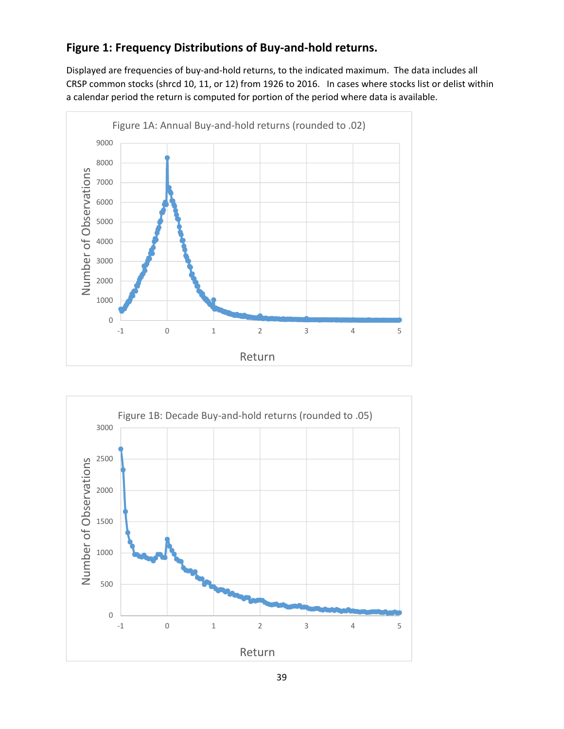## Figure 1: Frequency Distributions of Buy-and-hold returns.

Displayed are frequencies of buy-and-hold returns, to the indicated maximum. The data includes all CRSP common stocks (shrcd 10, 11, or 12) from 1926 to 2016. In cases where stocks list or delist within a calendar period the return is computed for portion of the period where data is available.

Figure 1A: Annual Buy-and-hold returns (rounded to .02)

Figure 1B: Decade Buy-and-hold returns (rounded to .05)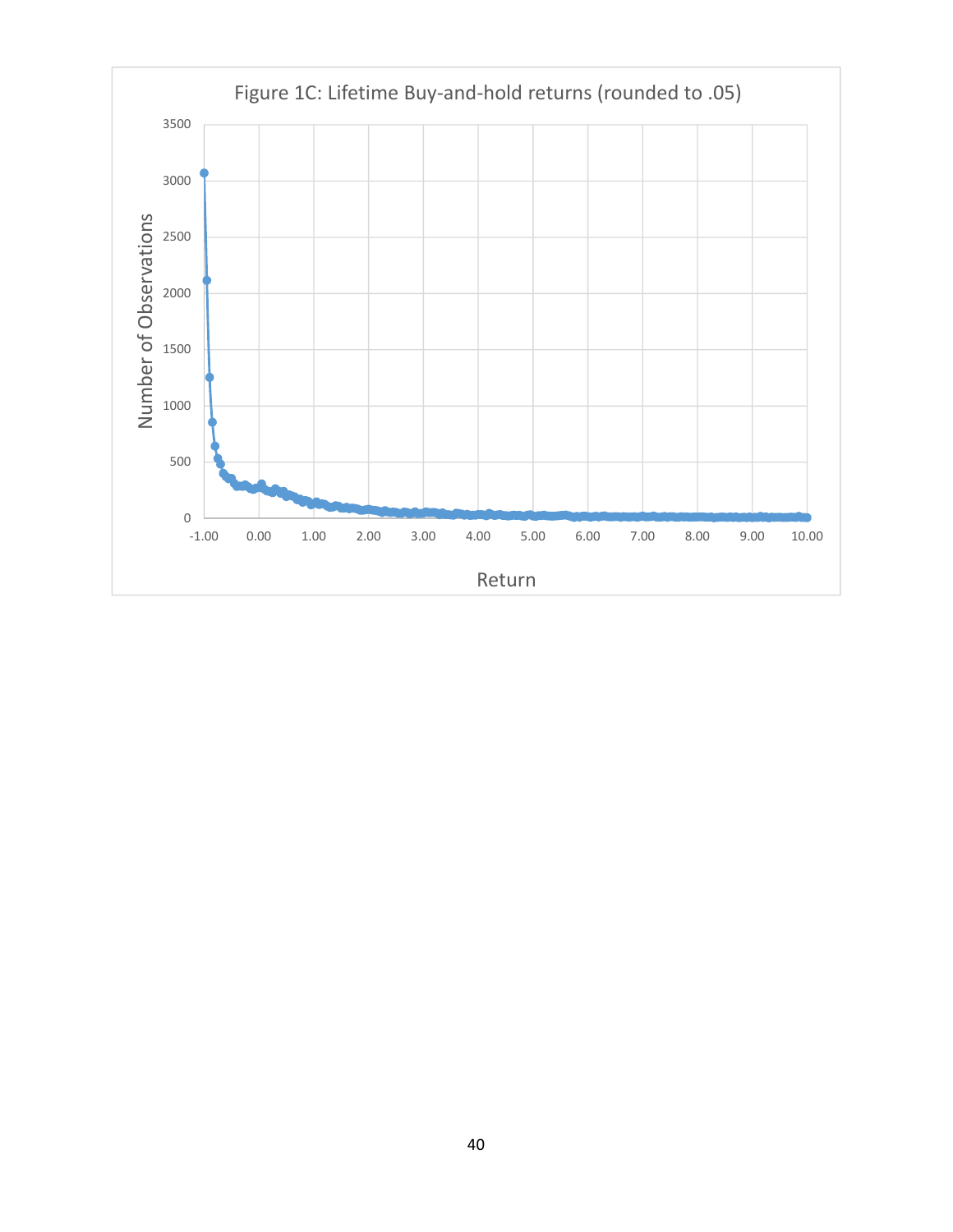Figure 1C: Lifetime Buy-and-hold returns (rounded to .05)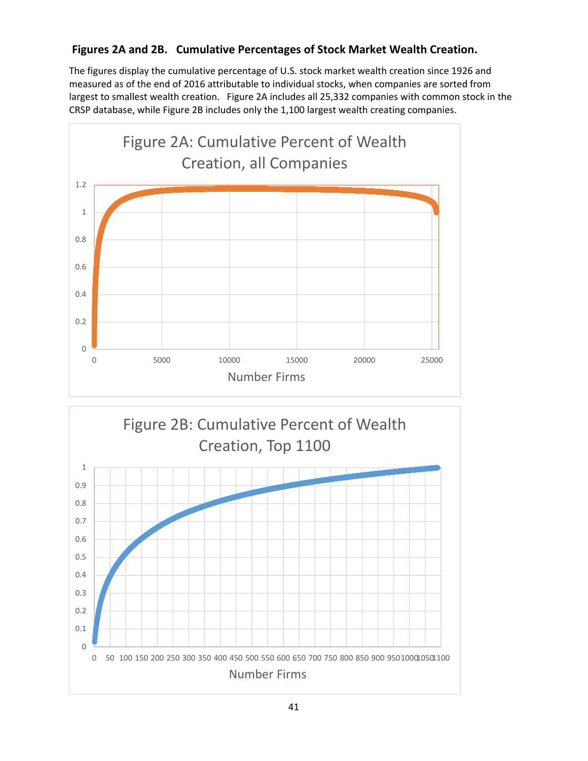**Figures 2A and 2B. Cumulative Percentages of Stock Market Wealth Creation.**

The figures display the cumulative percentage of U.S. stock market wealth creation since 1926 and measured as of the end of 2016 attributable to individual stocks, when companies are sorted from largest to smallest wealth creation. Figure 2A includes all 25,332 companies with common stock in the CRSP database, while Figure 2B includes only the 1,100 largest wealth creating companies.

Figure 2A: Cumulative Percent of Wealth Creation, all Companies

Figure 2B: Cumulative Percent of Wealth Creation, Top 1100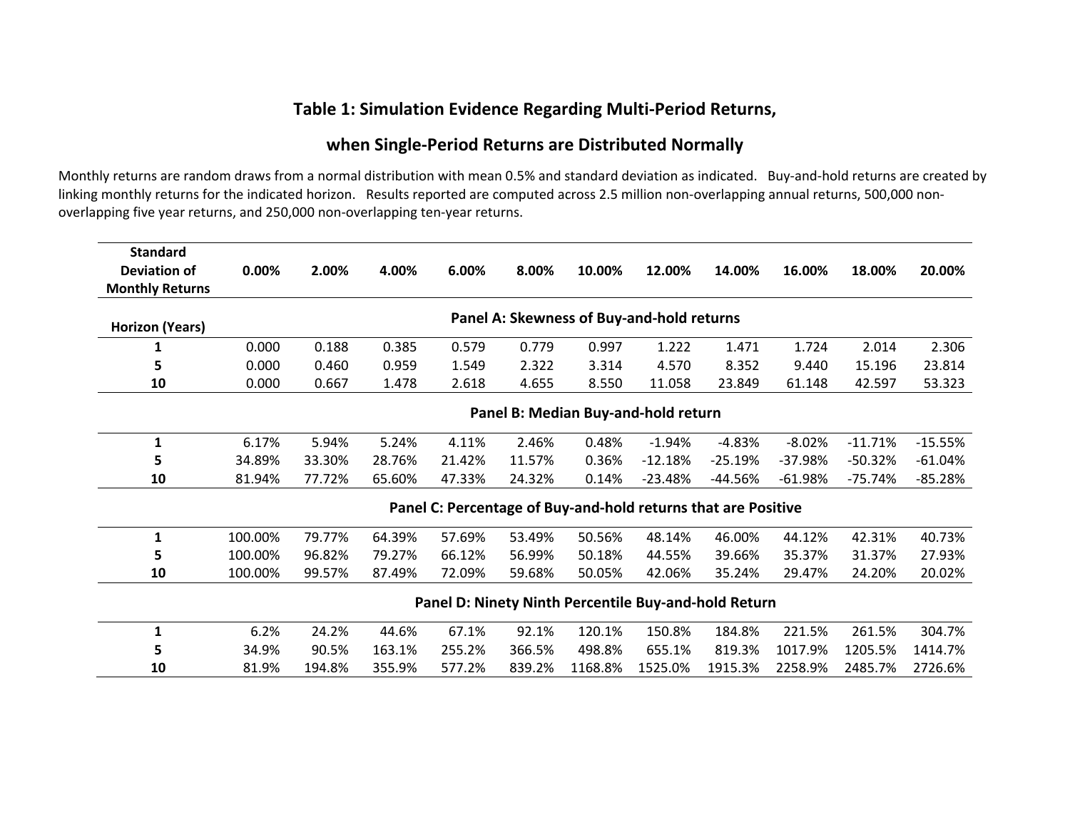## Table 1: Simulation Evidence Regarding Multi-Period Returns, when Single-Period Returns are Distributed Normally

Monthly returns are random draws from a normal distribution with mean 0.5% and standard deviation as indicated. Buy-and-hold returns are created by linking monthly returns for the indicated horizon. Results reported are computed across 2.5 million non-overlapping annual returns, 500,000 non-overlapping five year returns, and 250,000 non-overlapping ten-year returns.

| Standard Deviation of Monthly Returns | 0.00% | 2.00% | 4.00% | 6.00% | 8.00% | 10.00% | 12.00% | 14.00% | 16.00% | 18.00% | 20.00% |
|---|---|---|---|---|---|---|---|---|---|---|---|
| | **Panel A: Skewness of Buy-and-hold returns** | | | | | | | | | | |
| **Horizon (Years)** | | | | | | | | | | | |
| **1** | 0.000 | 0.188 | 0.385 | 0.579 | 0.779 | 0.997 | 1.222 | 1.471 | 1.724 | 2.014 | 2.306 |
| **5** | 0.000 | 0.460 | 0.959 | 1.549 | 2.322 | 3.314 | 4.570 | 8.352 | 9.440 | 15.196 | 23.814 |
| **10** | 0.000 | 0.667 | 1.478 | 2.618 | 4.655 | 8.550 | 11.058 | 23.849 | 61.148 | 42.597 | 53.323 |
| | **Panel B: Median Buy-and-hold return** | | | | | | | | | | |
| **1** | 6.17% | 5.94% | 5.24% | 4.11% | 2.46% | 0.48% | -1.94% | -4.83% | -8.02% | -11.71% | -15.55% |
| **5** | 34.89% | 33.30% | 28.76% | 21.42% | 11.57% | 0.36% | -12.18% | -25.19% | -37.98% | -50.32% | -61.04% |
| **10** | 81.94% | 77.72% | 65.60% | 47.33% | 24.32% | 0.14% | -23.48% | -44.56% | -61.98% | -75.74% | -85.28% |
| | **Panel C: Percentage of Buy-and-hold returns that are Positive** | | | | | | | | | | |
| **1** | 100.00% | 79.77% | 64.39% | 57.69% | 53.49% | 50.56% | 48.14% | 46.00% | 44.12% | 42.31% | 40.73% |
| **5** | 100.00% | 96.82% | 79.27% | 66.12% | 56.99% | 50.18% | 44.55% | 39.66% | 35.37% | 31.37% | 27.93% |
| **10** | 100.00% | 99.57% | 87.49% | 72.09% | 59.68% | 50.05% | 42.06% | 35.24% | 29.47% | 24.20% | 20.02% |
| | **Panel D: Ninety Ninth Percentile Buy-and-hold Return** | | | | | | | | | | |
| **1** | 6.2% | 24.2% | 44.6% | 67.1% | 92.1% | 120.1% | 150.8% | 184.8% | 221.5% | 261.5% | 304.7% |
| **5** | 34.9% | 90.5% | 163.1% | 255.2% | 366.5% | 498.8% | 655.1% | 819.3% | 1017.9% | 1205.5% | 1414.7% |
| **10** | 81.9% | 194.8% | 355.9% | 577.2% | 839.2% | 1168.8% | 1525.0% | 1915.3% | 2258.9% | 2485.7% | 2726.6% |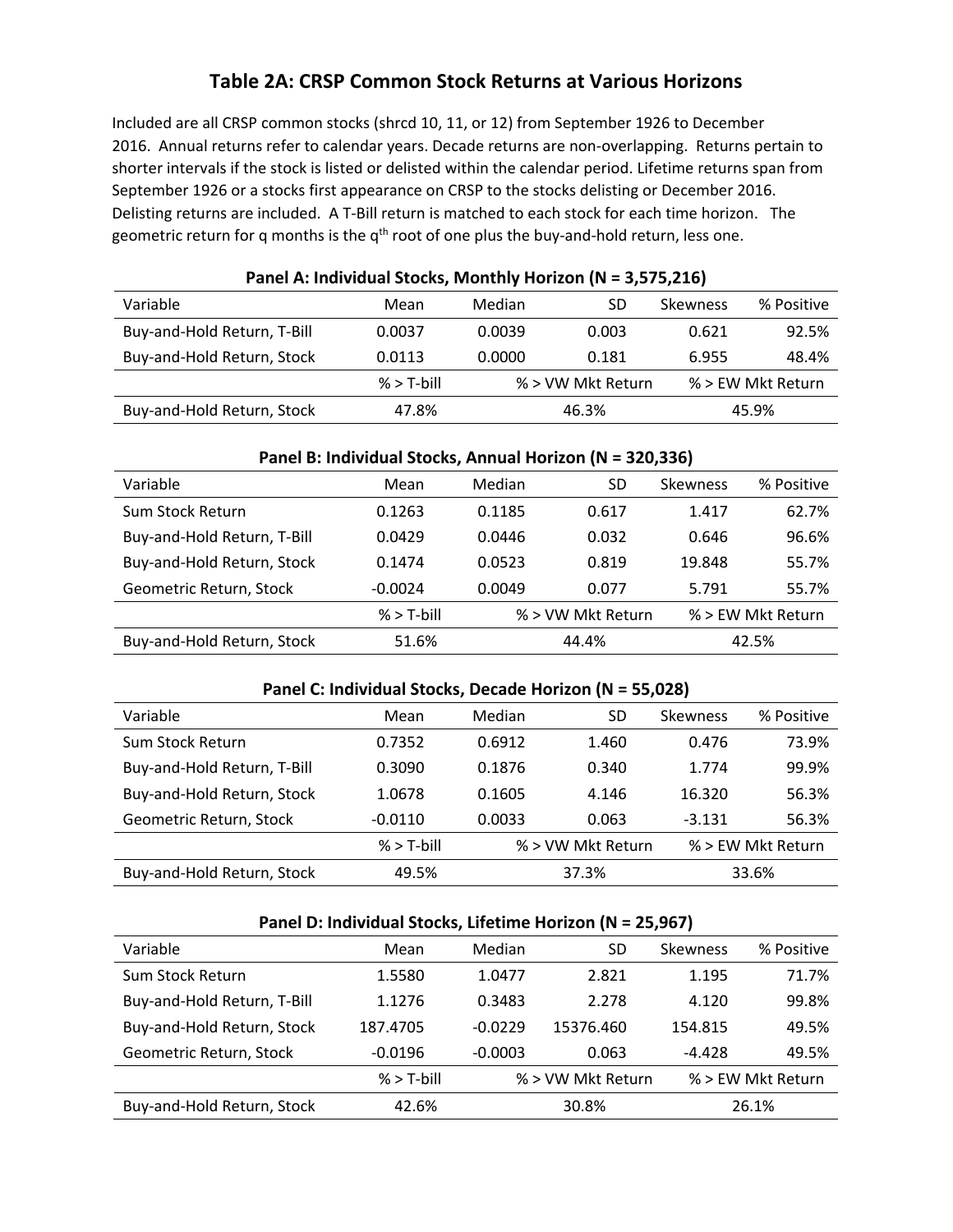# Table 2A: CRSP Common Stock Returns at Various Horizons

Included are all CRSP common stocks (shrcd 10, 11, or 12) from September 1926 to December 2016. Annual returns refer to calendar years. Decade returns are non-overlapping. Returns pertain to shorter intervals if the stock is listed or delisted within the calendar period. Lifetime returns span from September 1926 or a stocks first appearance on CRSP to the stocks delisting or December 2016. Delisting returns are included. A T-Bill return is matched to each stock for each time horizon. The geometric return for q months is the $q^{th}$ root of one plus the buy-and-hold return, less one.

**Panel A: Individual Stocks, Monthly Horizon (N = 3,575,216)**

| Variable | Mean | Median | SD | Skewness | % Positive |
|---|---|---|---|---|---|
| Buy-and-Hold Return, T-Bill | 0.0037 | 0.0039 | 0.003 | 0.621 | 92.5% |
| Buy-and-Hold Return, Stock | 0.0113 | 0.0000 | 0.181 | 6.955 | 48.4% |
| | % > T-bill | % > VW Mkt Return | | % > EW Mkt Return | |
| Buy-and-Hold Return, Stock | 47.8% | 46.3% | | 45.9% | |

**Panel B: Individual Stocks, Annual Horizon (N = 320,336)**

| Variable | Mean | Median | SD | Skewness | % Positive |
|---|---|---|---|---|---|
| Sum Stock Return | 0.1263 | 0.1185 | 0.617 | 1.417 | 62.7% |
| Buy-and-Hold Return, T-Bill | 0.0429 | 0.0446 | 0.032 | 0.646 | 96.6% |
| Buy-and-Hold Return, Stock | 0.1474 | 0.0523 | 0.819 | 19.848 | 55.7% |
| Geometric Return, Stock | -0.0024 | 0.0049 | 0.077 | 5.791 | 55.7% |
| | % > T-bill | % > VW Mkt Return | | % > EW Mkt Return | |
| Buy-and-Hold Return, Stock | 51.6% | 44.4% | | 42.5% | |

**Panel C: Individual Stocks, Decade Horizon (N = 55,028)**

| Variable | Mean | Median | SD | Skewness | % Positive |
|---|---|---|---|---|---|
| Sum Stock Return | 0.7352 | 0.6912 | 1.460 | 0.476 | 73.9% |
| Buy-and-Hold Return, T-Bill | 0.3090 | 0.1876 | 0.340 | 1.774 | 99.9% |
| Buy-and-Hold Return, Stock | 1.0678 | 0.1605 | 4.146 | 16.320 | 56.3% |
| Geometric Return, Stock | -0.0110 | 0.0033 | 0.063 | -3.131 | 56.3% |
| | % > T-bill | % > VW Mkt Return | | % > EW Mkt Return | |
| Buy-and-Hold Return, Stock | 49.5% | 37.3% | | 33.6% | |

**Panel D: Individual Stocks, Lifetime Horizon (N = 25,967)**

| Variable | Mean | Median | SD | Skewness | % Positive |
|---|---|---|---|---|---|
| Sum Stock Return | 1.5580 | 1.0477 | 2.821 | 1.195 | 71.7% |
| Buy-and-Hold Return, T-Bill | 1.1276 | 0.3483 | 2.278 | 4.120 | 99.8% |
| Buy-and-Hold Return, Stock | 187.4705 | -0.0229 | 15376.460 | 154.815 | 49.5% |
| Geometric Return, Stock | -0.0196 | -0.0003 | 0.063 | -4.428 | 49.5% |
| | % > T-bill | % > VW Mkt Return | | % > EW Mkt Return | |
| Buy-and-Hold Return, Stock | 42.6% | 30.8% | | 26.1% | |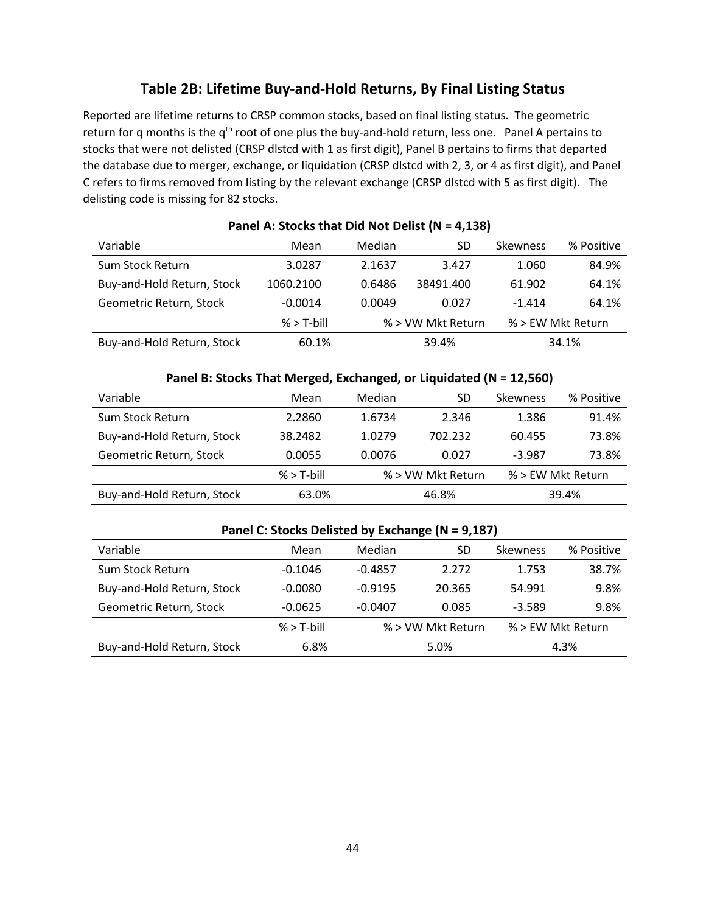## Table 2B: Lifetime Buy-and-Hold Returns, By Final Listing Status

Reported are lifetime returns to CRSP common stocks, based on final listing status. The geometric return for q months is the $q^{th}$ root of one plus the buy-and-hold return, less one. Panel A pertains to stocks that were not delisted (CRSP dlstcd with 1 as first digit), Panel B pertains to firms that departed the database due to merger, exchange, or liquidation (CRSP dlstcd with 2, 3, or 4 as first digit), and Panel C refers to firms removed from listing by the relevant exchange (CRSP dlstcd with 5 as first digit). The delisting code is missing for 82 stocks.

**Panel A: Stocks that Did Not Delist (N = 4,138)**

| Variable | Mean | Median | SD | Skewness | % Positive |
|---|---|---|---|---|---|
| Sum Stock Return | 3.0287 | 2.1637 | 3.427 | 1.060 | 84.9% |
| Buy-and-Hold Return, Stock | 1060.2100 | 0.6486 | 38491.400 | 61.902 | 64.1% |
| Geometric Return, Stock | -0.0014 | 0.0049 | 0.027 | -1.414 | 64.1% |

| | % > T-bill | % > VW Mkt Return | % > EW Mkt Return |
|---|---|---|---|
| Buy-and-Hold Return, Stock | 60.1% | 39.4% | 34.1% |

**Panel B: Stocks That Merged, Exchanged, or Liquidated (N = 12,560)**

| Variable | Mean | Median | SD | Skewness | % Positive |
|---|---|---|---|---|---|
| Sum Stock Return | 2.2860 | 1.6734 | 2.346 | 1.386 | 91.4% |
| Buy-and-Hold Return, Stock | 38.2482 | 1.0279 | 702.232 | 60.455 | 73.8% |
| Geometric Return, Stock | 0.0055 | 0.0076 | 0.027 | -3.987 | 73.8% |

| | % > T-bill | % > VW Mkt Return | % > EW Mkt Return |
|---|---|---|---|
| Buy-and-Hold Return, Stock | 63.0% | 46.8% | 39.4% |

**Panel C: Stocks Delisted by Exchange (N = 9,187)**

| Variable | Mean | Median | SD | Skewness | % Positive |
|---|---|---|---|---|---|
| Sum Stock Return | -0.1046 | -0.4857 | 2.272 | 1.753 | 38.7% |
| Buy-and-Hold Return, Stock | -0.0080 | -0.9195 | 20.365 | 54.991 | 9.8% |
| Geometric Return, Stock | -0.0625 | -0.0407 | 0.085 | -3.589 | 9.8% |

| | % > T-bill | % > VW Mkt Return | % > EW Mkt Return |
|---|---|---|---|
| Buy-and-Hold Return, Stock | 6.8% | 5.0% | 4.3% |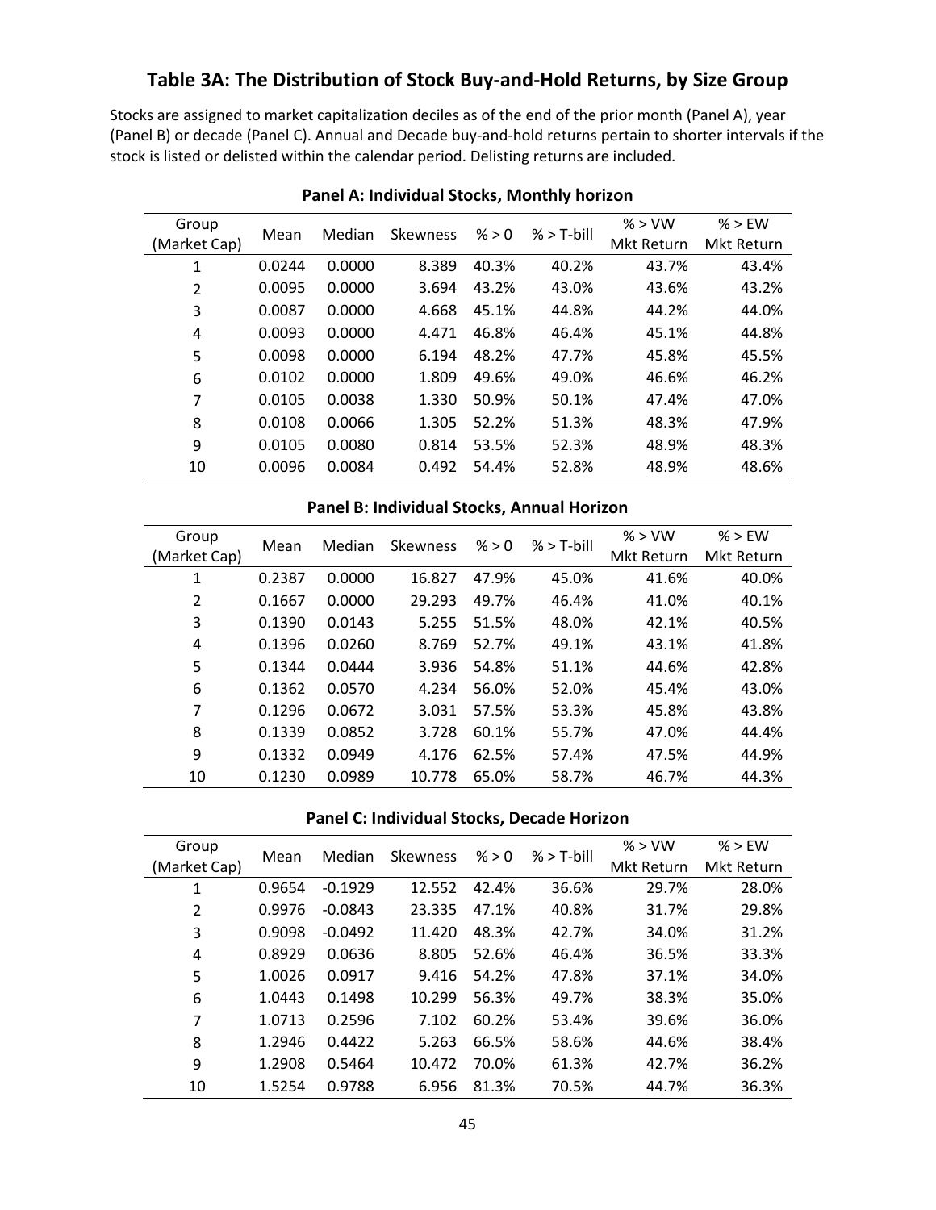## Table 3A: The Distribution of Stock Buy-and-Hold Returns, by Size Group

Stocks are assigned to market capitalization deciles as of the end of the prior month (Panel A), year (Panel B) or decade (Panel C). Annual and Decade buy-and-hold returns pertain to shorter intervals if the stock is listed or delisted within the calendar period. Delisting returns are included.

### Panel A: Individual Stocks, Monthly horizon

| Group (Market Cap) | Mean | Median | Skewness | % > 0 | % > T-bill | % > VW Mkt Return | % > EW Mkt Return |
|---|---|---|---|---|---|---|---|
| 1 | 0.0244 | 0.0000 | 8.389 | 40.3% | 40.2% | 43.7% | 43.4% |
| 2 | 0.0095 | 0.0000 | 3.694 | 43.2% | 43.0% | 43.6% | 43.2% |
| 3 | 0.0087 | 0.0000 | 4.668 | 45.1% | 44.8% | 44.2% | 44.0% |
| 4 | 0.0093 | 0.0000 | 4.471 | 46.8% | 46.4% | 45.1% | 44.8% |
| 5 | 0.0098 | 0.0000 | 6.194 | 48.2% | 47.7% | 45.8% | 45.5% |
| 6 | 0.0102 | 0.0000 | 1.809 | 49.6% | 49.0% | 46.6% | 46.2% |
| 7 | 0.0105 | 0.0038 | 1.330 | 50.9% | 50.1% | 47.4% | 47.0% |
| 8 | 0.0108 | 0.0066 | 1.305 | 52.2% | 51.3% | 48.3% | 47.9% |
| 9 | 0.0105 | 0.0080 | 0.814 | 53.5% | 52.3% | 48.9% | 48.3% |
| 10 | 0.0096 | 0.0084 | 0.492 | 54.4% | 52.8% | 48.9% | 48.6% |

### Panel B: Individual Stocks, Annual Horizon

| Group (Market Cap) | Mean | Median | Skewness | % > 0 | % > T-bill | % > VW Mkt Return | % > EW Mkt Return |
|---|---|---|---|---|---|---|---|
| 1 | 0.2387 | 0.0000 | 16.827 | 47.9% | 45.0% | 41.6% | 40.0% |
| 2 | 0.1667 | 0.0000 | 29.293 | 49.7% | 46.4% | 41.0% | 40.1% |
| 3 | 0.1390 | 0.0143 | 5.255 | 51.5% | 48.0% | 42.1% | 40.5% |
| 4 | 0.1396 | 0.0260 | 8.769 | 52.7% | 49.1% | 43.1% | 41.8% |
| 5 | 0.1344 | 0.0444 | 3.936 | 54.8% | 51.1% | 44.6% | 42.8% |
| 6 | 0.1362 | 0.0570 | 4.234 | 56.0% | 52.0% | 45.4% | 43.0% |
| 7 | 0.1296 | 0.0672 | 3.031 | 57.5% | 53.3% | 45.8% | 43.8% |
| 8 | 0.1339 | 0.0852 | 3.728 | 60.1% | 55.7% | 47.0% | 44.4% |
| 9 | 0.1332 | 0.0949 | 4.176 | 62.5% | 57.4% | 47.5% | 44.9% |
| 10 | 0.1230 | 0.0989 | 10.778 | 65.0% | 58.7% | 46.7% | 44.3% |

### Panel C: Individual Stocks, Decade Horizon

| Group (Market Cap) | Mean | Median | Skewness | % > 0 | % > T-bill | % > VW Mkt Return | % > EW Mkt Return |
|---|---|---|---|---|---|---|---|
| 1 | 0.9654 | -0.1929 | 12.552 | 42.4% | 36.6% | 29.7% | 28.0% |
| 2 | 0.9976 | -0.0843 | 23.335 | 47.1% | 40.8% | 31.7% | 29.8% |
| 3 | 0.9098 | -0.0492 | 11.420 | 48.3% | 42.7% | 34.0% | 31.2% |
| 4 | 0.8929 | 0.0636 | 8.805 | 52.6% | 46.4% | 36.5% | 33.3% |
| 5 | 1.0026 | 0.0917 | 9.416 | 54.2% | 47.8% | 37.1% | 34.0% |
| 6 | 1.0443 | 0.1498 | 10.299 | 56.3% | 49.7% | 38.3% | 35.0% |
| 7 | 1.0713 | 0.2596 | 7.102 | 60.2% | 53.4% | 39.6% | 36.0% |
| 8 | 1.2946 | 0.4422 | 5.263 | 66.5% | 58.6% | 44.6% | 38.4% |
| 9 | 1.2908 | 0.5464 | 10.472 | 70.0% | 61.3% | 42.7% | 36.2% |
| 10 | 1.5254 | 0.9788 | 6.956 | 81.3% | 70.5% | 44.7% | 36.3% |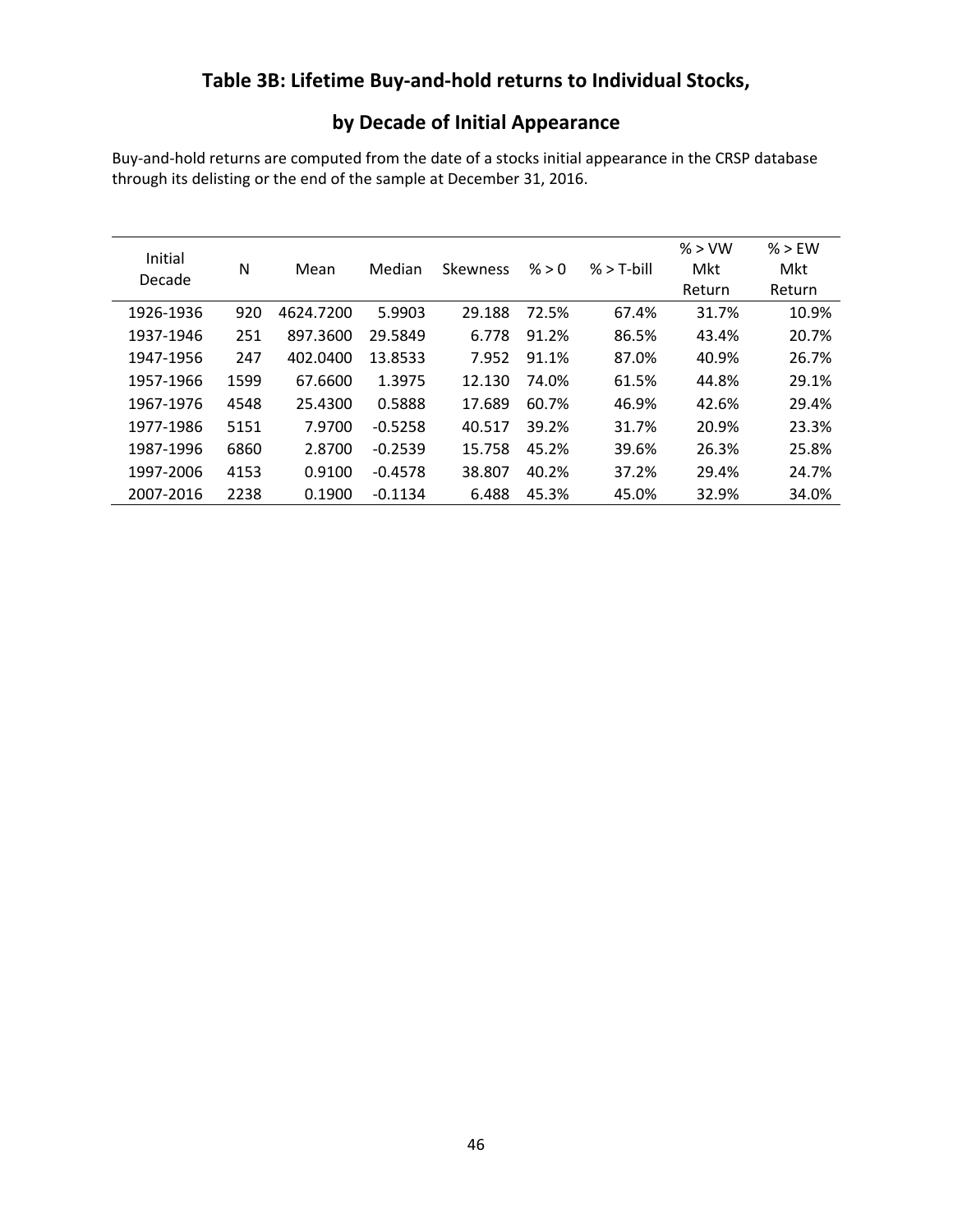## Table 3B: Lifetime Buy-and-hold returns to Individual Stocks, by Decade of Initial Appearance

Buy-and-hold returns are computed from the date of a stocks initial appearance in the CRSP database through its delisting or the end of the sample at December 31, 2016.

| Initial Decade | N | Mean | Median | Skewness | % > 0 | % > T-bill | % > VW Mkt Return | % > EW Mkt Return |
|---|---|---|---|---|---|---|---|---|
| 1926-1936 | 920 | 4624.7200 | 5.9903 | 29.188 | 72.5% | 67.4% | 31.7% | 10.9% |
| 1937-1946 | 251 | 897.3600 | 29.5849 | 6.778 | 91.2% | 86.5% | 43.4% | 20.7% |
| 1947-1956 | 247 | 402.0400 | 13.8533 | 7.952 | 91.1% | 87.0% | 40.9% | 26.7% |
| 1957-1966 | 1599 | 67.6600 | 1.3975 | 12.130 | 74.0% | 61.5% | 44.8% | 29.1% |
| 1967-1976 | 4548 | 25.4300 | 0.5888 | 17.689 | 60.7% | 46.9% | 42.6% | 29.4% |
| 1977-1986 | 5151 | 7.9700 | -0.5258 | 40.517 | 39.2% | 31.7% | 20.9% | 23.3% |
| 1987-1996 | 6860 | 2.8700 | -0.2539 | 15.758 | 45.2% | 39.6% | 26.3% | 25.8% |
| 1997-2006 | 4153 | 0.9100 | -0.4578 | 38.807 | 40.2% | 37.2% | 29.4% | 24.7% |
| 2007-2016 | 2238 | 0.1900 | -0.1134 | 6.488 | 45.3% | 45.0% | 32.9% | 34.0% |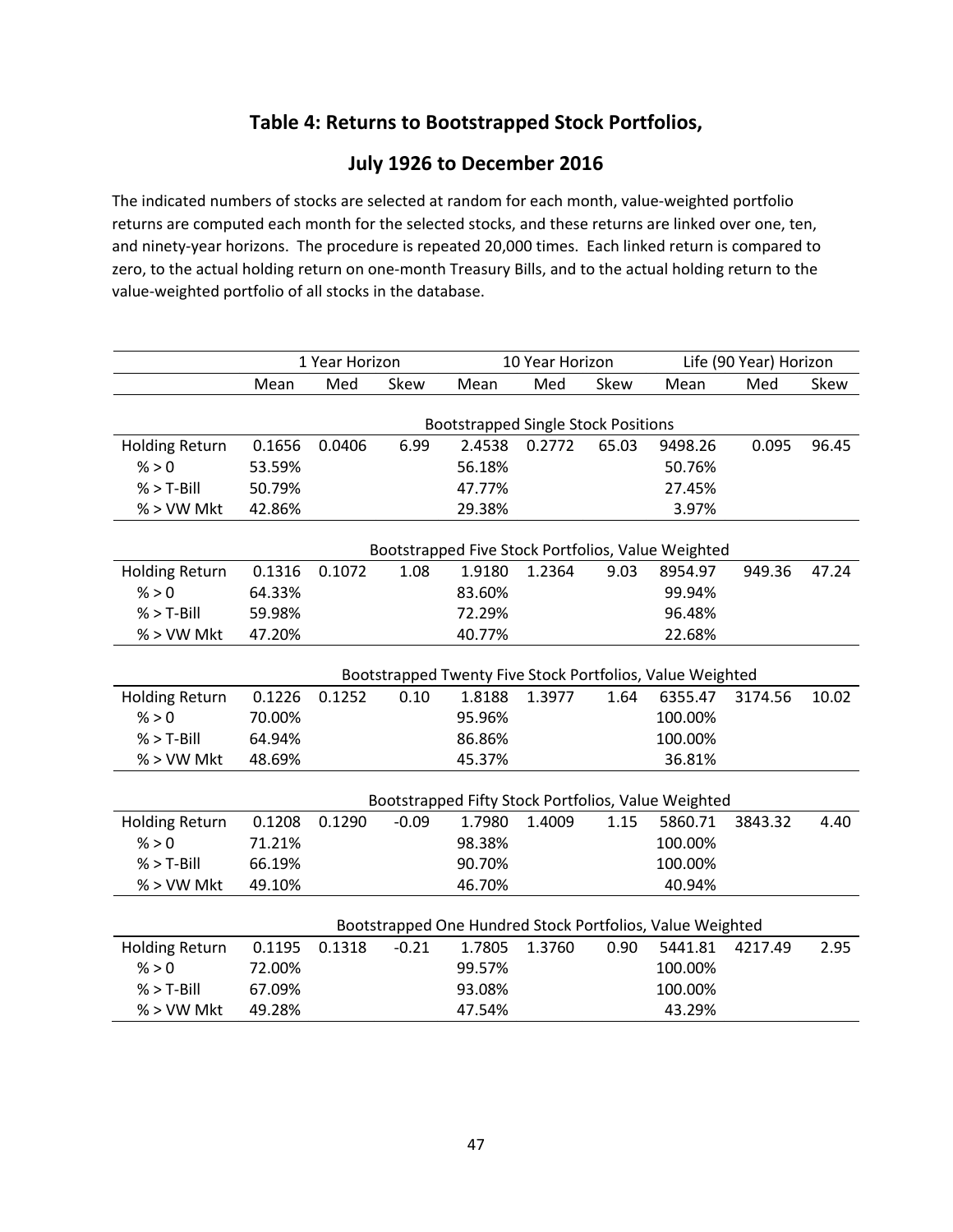## Table 4: Returns to Bootstrapped Stock Portfolios,

## July 1926 to December 2016

The indicated numbers of stocks are selected at random for each month, value-weighted portfolio returns are computed each month for the selected stocks, and these returns are linked over one, ten, and ninety-year horizons. The procedure is repeated 20,000 times. Each linked return is compared to zero, to the actual holding return on one-month Treasury Bills, and to the actual holding return to the value-weighted portfolio of all stocks in the database.

| | 1 Year Horizon | | | 10 Year Horizon | | | Life (90 Year) Horizon | | |
|---|---|---|---|---|---|---|---|---|---|
| | Mean | Med | Skew | Mean | Med | Skew | Mean | Med | Skew |
| | | | | Bootstrapped Single Stock Positions | | | | | |
| Holding Return | 0.1656 | 0.0406 | 6.99 | 2.4538 | 0.2772 | 65.03 | 9498.26 | 0.095 | 96.45 |
| % > 0 | 53.59% | | | 56.18% | | | 50.76% | | |
| % > T-Bill | 50.79% | | | 47.77% | | | 27.45% | | |
| % > VW Mkt | 42.86% | | | 29.38% | | | 3.97% | | |
| | | | | Bootstrapped Five Stock Portfolios, Value Weighted | | | | | |
| Holding Return | 0.1316 | 0.1072 | 1.08 | 1.9180 | 1.2364 | 9.03 | 8954.97 | 949.36 | 47.24 |
| % > 0 | 64.33% | | | 83.60% | | | 99.94% | | |
| % > T-Bill | 59.98% | | | 72.29% | | | 96.48% | | |
| % > VW Mkt | 47.20% | | | 40.77% | | | 22.68% | | |
| | | | | Bootstrapped Twenty Five Stock Portfolios, Value Weighted | | | | | |
| Holding Return | 0.1226 | 0.1252 | 0.10 | 1.8188 | 1.3977 | 1.64 | 6355.47 | 3174.56 | 10.02 |
| % > 0 | 70.00% | | | 95.96% | | | 100.00% | | |
| % > T-Bill | 64.94% | | | 86.86% | | | 100.00% | | |
| % > VW Mkt | 48.69% | | | 45.37% | | | 36.81% | | |
| | | | | Bootstrapped Fifty Stock Portfolios, Value Weighted | | | | | |
| Holding Return | 0.1208 | 0.1290 | -0.09 | 1.7980 | 1.4009 | 1.15 | 5860.71 | 3843.32 | 4.40 |
| % > 0 | 71.21% | | | 98.38% | | | 100.00% | | |
| % > T-Bill | 66.19% | | | 90.70% | | | 100.00% | | |
| % > VW Mkt | 49.10% | | | 46.70% | | | 40.94% | | |
| | | | | Bootstrapped One Hundred Stock Portfolios, Value Weighted | | | | | |
| Holding Return | 0.1195 | 0.1318 | -0.21 | 1.7805 | 1.3760 | 0.90 | 5441.81 | 4217.49 | 2.95 |
| % > 0 | 72.00% | | | 99.57% | | | 100.00% | | |
| % > T-Bill | 67.09% | | | 93.08% | | | 100.00% | | |
| % > VW Mkt | 49.28% | | | 47.54% | | | 43.29% | | |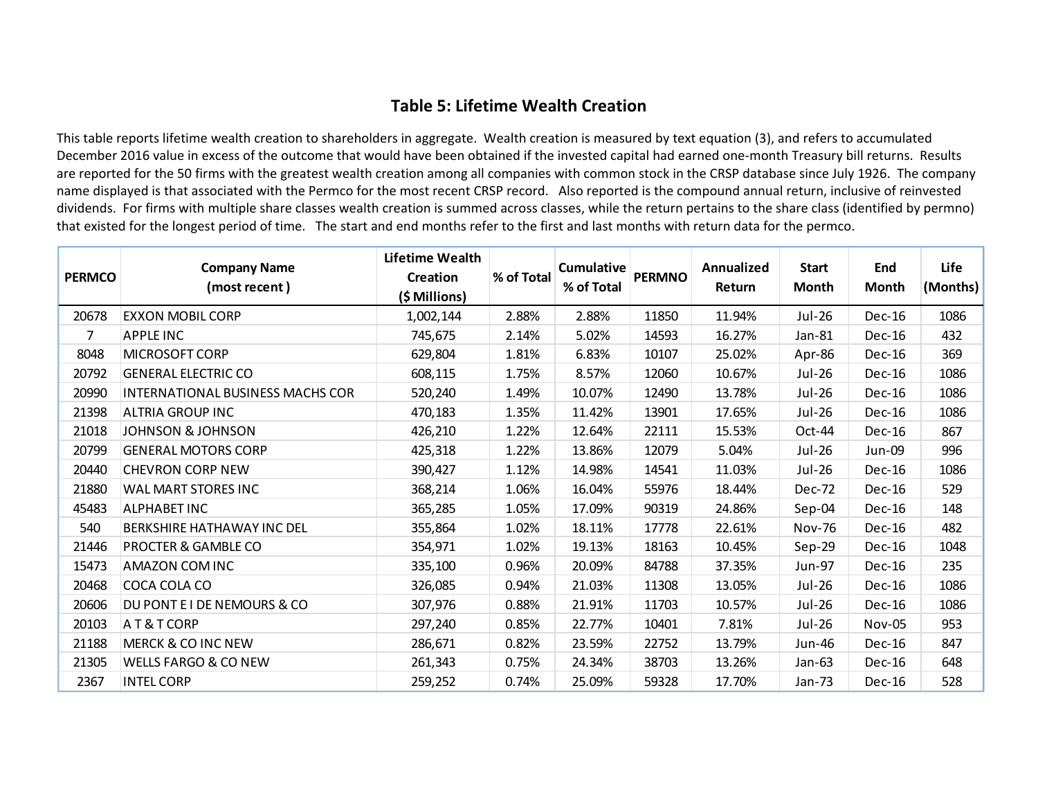## Table 5: Lifetime Wealth Creation

This table reports lifetime wealth creation to shareholders in aggregate. Wealth creation is measured by text equation (3), and refers to accumulated December 2016 value in excess of the outcome that would have been obtained if the invested capital had earned one-month Treasury bill returns. Results are reported for the 50 firms with the greatest wealth creation among all companies with common stock in the CRSP database since July 1926. The company name displayed is that associated with the Permco for the most recent CRSP record. Also reported is the compound annual return, inclusive of reinvested dividends. For firms with multiple share classes wealth creation is summed across classes, while the return pertains to the share class (identified by permno) that existed for the longest period of time. The start and end months refer to the first and last months with return data for the permco.

| PERMCO | Company Name (most recent ) | Lifetime Wealth Creation ($ Millions) | % of Total | Cumulative % of Total | PERMNO | Annualized Return | Start Month | End Month | Life (Months) |
|---|---|---|---|---|---|---|---|---|---|
| 20678 | EXXON MOBIL CORP | 1,002,144 | 2.88% | 2.88% | 11850 | 11.94% | Jul-26 | Dec-16 | 1086 |
| 7 | APPLE INC | 745,675 | 2.14% | 5.02% | 14593 | 16.27% | Jan-81 | Dec-16 | 432 |
| 8048 | MICROSOFT CORP | 629,804 | 1.81% | 6.83% | 10107 | 25.02% | Apr-86 | Dec-16 | 369 |
| 20792 | GENERAL ELECTRIC CO | 608,115 | 1.75% | 8.57% | 12060 | 10.67% | Jul-26 | Dec-16 | 1086 |
| 20990 | INTERNATIONAL BUSINESS MACHS COR | 520,240 | 1.49% | 10.07% | 12490 | 13.78% | Jul-26 | Dec-16 | 1086 |
| 21398 | ALTRIA GROUP INC | 470,183 | 1.35% | 11.42% | 13901 | 17.65% | Jul-26 | Dec-16 | 1086 |
| 21018 | JOHNSON & JOHNSON | 426,210 | 1.22% | 12.64% | 22111 | 15.53% | Oct-44 | Dec-16 | 867 |
| 20799 | GENERAL MOTORS CORP | 425,318 | 1.22% | 13.86% | 12079 | 5.04% | Jul-26 | Jun-09 | 996 |
| 20440 | CHEVRON CORP NEW | 390,427 | 1.12% | 14.98% | 14541 | 11.03% | Jul-26 | Dec-16 | 1086 |
| 21880 | WAL MART STORES INC | 368,214 | 1.06% | 16.04% | 55976 | 18.44% | Dec-72 | Dec-16 | 529 |
| 45483 | ALPHABET INC | 365,285 | 1.05% | 17.09% | 90319 | 24.86% | Sep-04 | Dec-16 | 148 |
| 540 | BERKSHIRE HATHAWAY INC DEL | 355,864 | 1.02% | 18.11% | 17778 | 22.61% | Nov-76 | Dec-16 | 482 |
| 21446 | PROCTER & GAMBLE CO | 354,971 | 1.02% | 19.13% | 18163 | 10.45% | Sep-29 | Dec-16 | 1048 |
| 15473 | AMAZON COM INC | 335,100 | 0.96% | 20.09% | 84788 | 37.35% | Jun-97 | Dec-16 | 235 |
| 20468 | COCA COLA CO | 326,085 | 0.94% | 21.03% | 11308 | 13.05% | Jul-26 | Dec-16 | 1086 |
| 20606 | DU PONT E I DE NEMOURS & CO | 307,976 | 0.88% | 21.91% | 11703 | 10.57% | Jul-26 | Dec-16 | 1086 |
| 20103 | A T & T CORP | 297,240 | 0.85% | 22.77% | 10401 | 7.81% | Jul-26 | Nov-05 | 953 |
| 21188 | MERCK & CO INC NEW | 286,671 | 0.82% | 23.59% | 22752 | 13.79% | Jun-46 | Dec-16 | 847 |
| 21305 | WELLS FARGO & CO NEW | 261,343 | 0.75% | 24.34% | 38703 | 13.26% | Jan-63 | Dec-16 | 648 |
| 2367 | INTEL CORP | 259,252 | 0.74% | 25.09% | 59328 | 17.70% | Jan-73 | Dec-16 | 528 |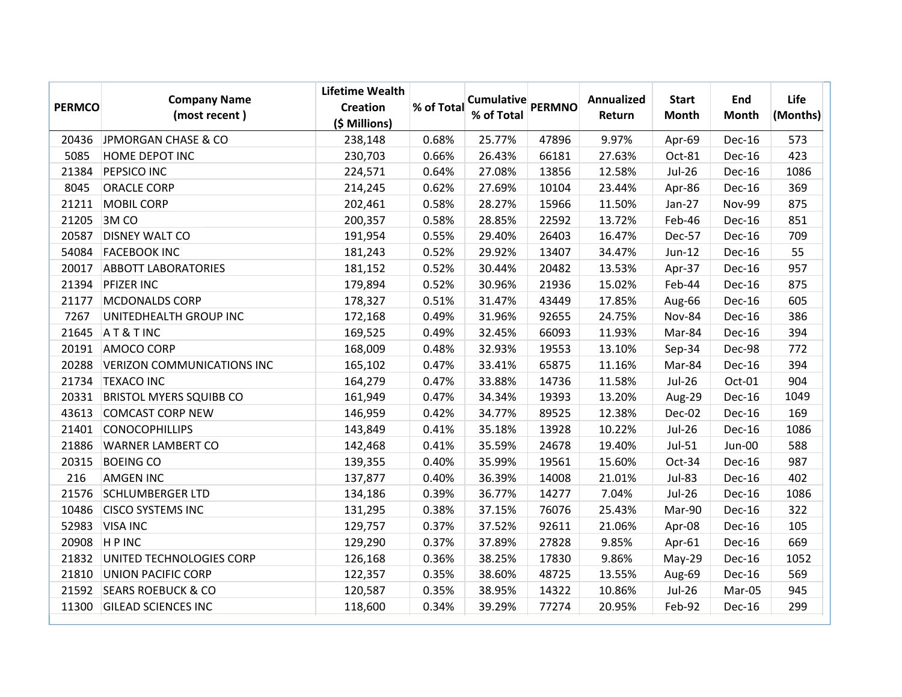| PERMCO | Company Name (most recent ) | Lifetime Wealth Creation ($ Millions) | % of Total | Cumulative % of Total | PERMNO | Annualized Return | Start Month | End Month | Life (Months) |
|---|---|---|---|---|---|---|---|---|---|
| 20436 | JPMORGAN CHASE & CO | 238,148 | 0.68% | 25.77% | 47896 | 9.97% | Apr-69 | Dec-16 | 573 |
| 5085 | HOME DEPOT INC | 230,703 | 0.66% | 26.43% | 66181 | 27.63% | Oct-81 | Dec-16 | 423 |
| 21384 | PEPSICO INC | 224,571 | 0.64% | 27.08% | 13856 | 12.58% | Jul-26 | Dec-16 | 1086 |
| 8045 | ORACLE CORP | 214,245 | 0.62% | 27.69% | 10104 | 23.44% | Apr-86 | Dec-16 | 369 |
| 21211 | MOBIL CORP | 202,461 | 0.58% | 28.27% | 15966 | 11.50% | Jan-27 | Nov-99 | 875 |
| 21205 | 3M CO | 200,357 | 0.58% | 28.85% | 22592 | 13.72% | Feb-46 | Dec-16 | 851 |
| 20587 | DISNEY WALT CO | 191,954 | 0.55% | 29.40% | 26403 | 16.47% | Dec-57 | Dec-16 | 709 |
| 54084 | FACEBOOK INC | 181,243 | 0.52% | 29.92% | 13407 | 34.47% | Jun-12 | Dec-16 | 55 |
| 20017 | ABBOTT LABORATORIES | 181,152 | 0.52% | 30.44% | 20482 | 13.53% | Apr-37 | Dec-16 | 957 |
| 21394 | PFIZER INC | 179,894 | 0.52% | 30.96% | 21936 | 15.02% | Feb-44 | Dec-16 | 875 |
| 21177 | MCDONALDS CORP | 178,327 | 0.51% | 31.47% | 43449 | 17.85% | Aug-66 | Dec-16 | 605 |
| 7267 | UNITEDHEALTH GROUP INC | 172,168 | 0.49% | 31.96% | 92655 | 24.75% | Nov-84 | Dec-16 | 386 |
| 21645 | A T & T INC | 169,525 | 0.49% | 32.45% | 66093 | 11.93% | Mar-84 | Dec-16 | 394 |
| 20191 | AMOCO CORP | 168,009 | 0.48% | 32.93% | 19553 | 13.10% | Sep-34 | Dec-98 | 772 |
| 20288 | VERIZON COMMUNICATIONS INC | 165,102 | 0.47% | 33.41% | 65875 | 11.16% | Mar-84 | Dec-16 | 394 |
| 21734 | TEXACO INC | 164,279 | 0.47% | 33.88% | 14736 | 11.58% | Jul-26 | Oct-01 | 904 |
| 20331 | BRISTOL MYERS SQUIBB CO | 161,949 | 0.47% | 34.34% | 19393 | 13.20% | Aug-29 | Dec-16 | 1049 |
| 43613 | COMCAST CORP NEW | 146,959 | 0.42% | 34.77% | 89525 | 12.38% | Dec-02 | Dec-16 | 169 |
| 21401 | CONOCOPHILLIPS | 143,849 | 0.41% | 35.18% | 13928 | 10.22% | Jul-26 | Dec-16 | 1086 |
| 21886 | WARNER LAMBERT CO | 142,468 | 0.41% | 35.59% | 24678 | 19.40% | Jul-51 | Jun-00 | 588 |
| 20315 | BOEING CO | 139,355 | 0.40% | 35.99% | 19561 | 15.60% | Oct-34 | Dec-16 | 987 |
| 216 | AMGEN INC | 137,877 | 0.40% | 36.39% | 14008 | 21.01% | Jul-83 | Dec-16 | 402 |
| 21576 | SCHLUMBERGER LTD | 134,186 | 0.39% | 36.77% | 14277 | 7.04% | Jul-26 | Dec-16 | 1086 |
| 10486 | CISCO SYSTEMS INC | 131,295 | 0.38% | 37.15% | 76076 | 25.43% | Mar-90 | Dec-16 | 322 |
| 52983 | VISA INC | 129,757 | 0.37% | 37.52% | 92611 | 21.06% | Apr-08 | Dec-16 | 105 |
| 20908 | H P INC | 129,290 | 0.37% | 37.89% | 27828 | 9.85% | Apr-61 | Dec-16 | 669 |
| 21832 | UNITED TECHNOLOGIES CORP | 126,168 | 0.36% | 38.25% | 17830 | 9.86% | May-29 | Dec-16 | 1052 |
| 21810 | UNION PACIFIC CORP | 122,357 | 0.35% | 38.60% | 48725 | 13.55% | Aug-69 | Dec-16 | 569 |
| 21592 | SEARS ROEBUCK & CO | 120,587 | 0.35% | 38.95% | 14322 | 10.86% | Jul-26 | Mar-05 | 945 |
| 11300 | GILEAD SCIENCES INC | 118,600 | 0.34% | 39.29% | 77274 | 20.95% | Feb-92 | Dec-16 | 299 |